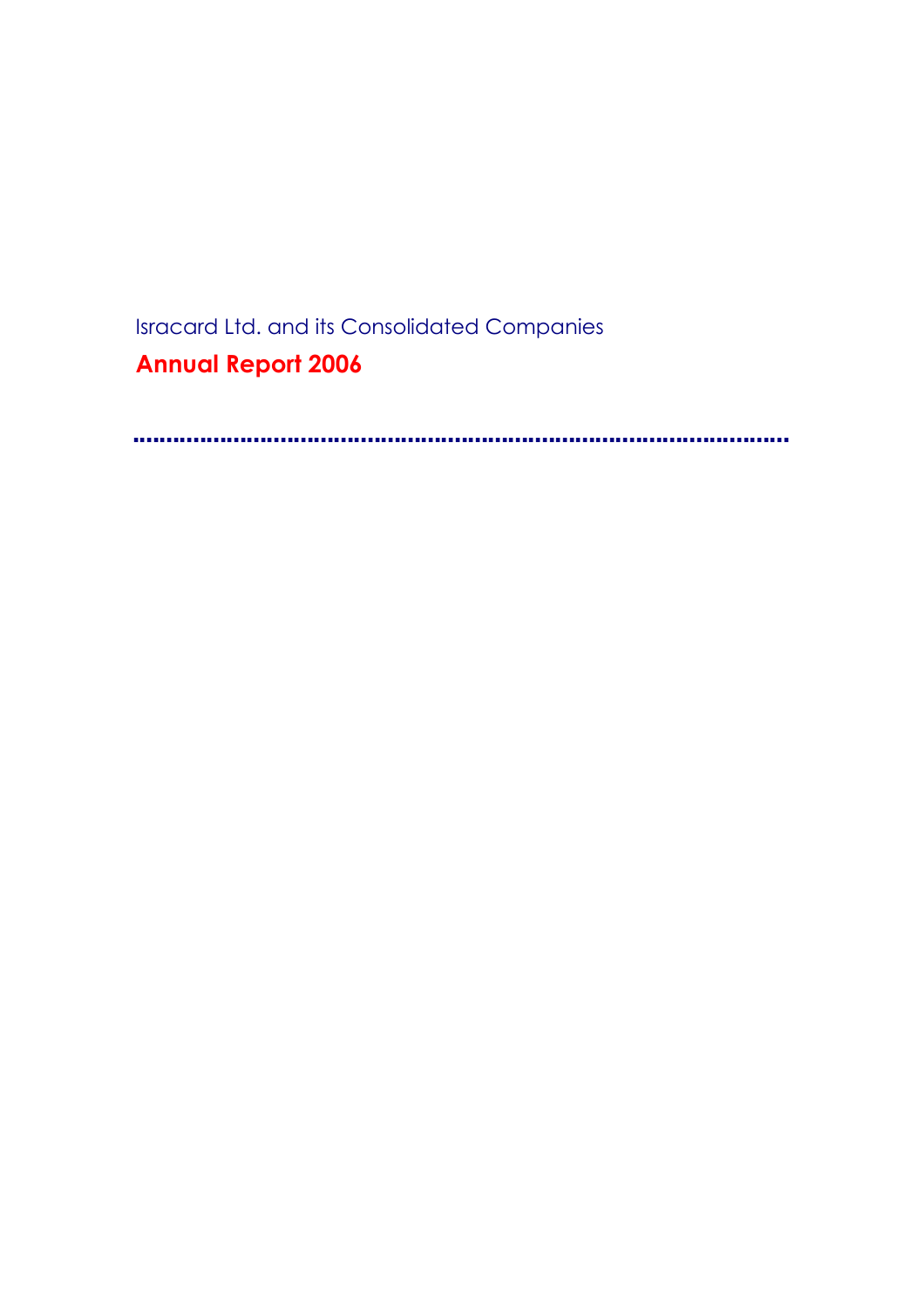Isracard Ltd. and its Consolidated Companies

# Annual Report 2006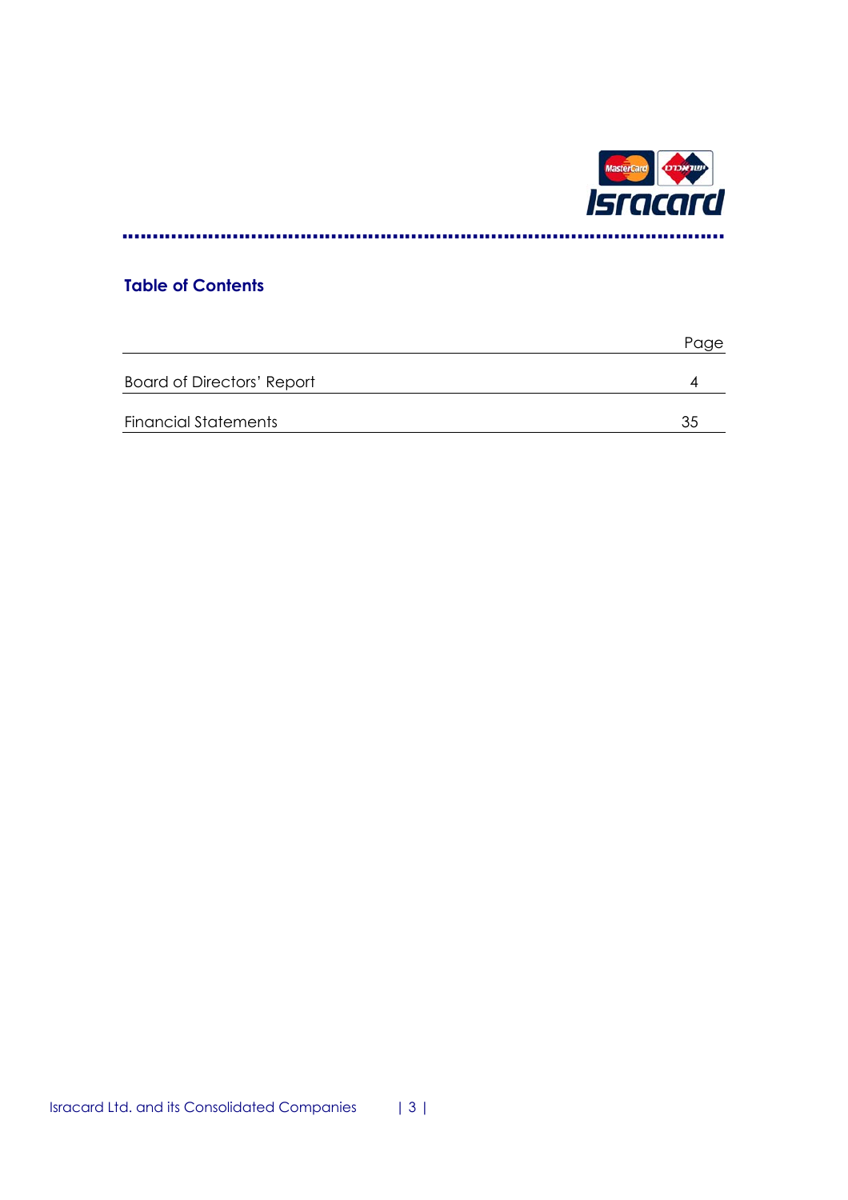## Table of Contents

| | Page |
|---|---|
| Board of Directors' Report | 4 |
| Financial Statements | 35 |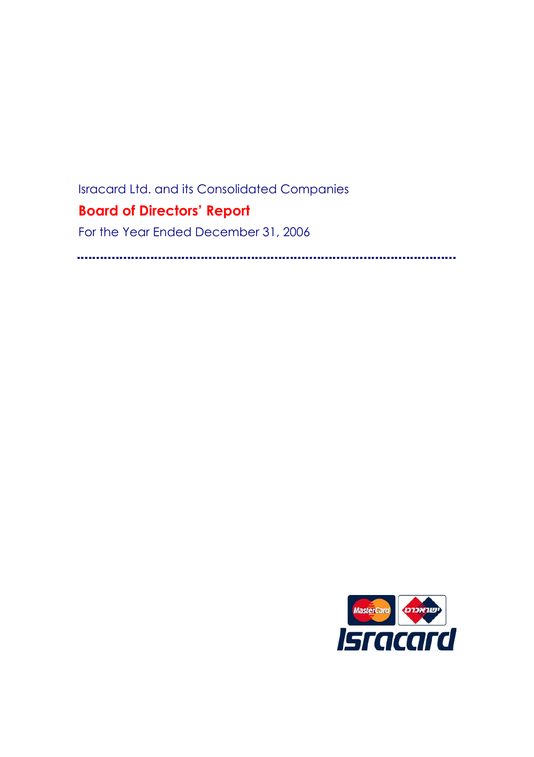Isracard Ltd. and its Consolidated Companies

# Board of Directors' Report

For the Year Ended December 31, 2006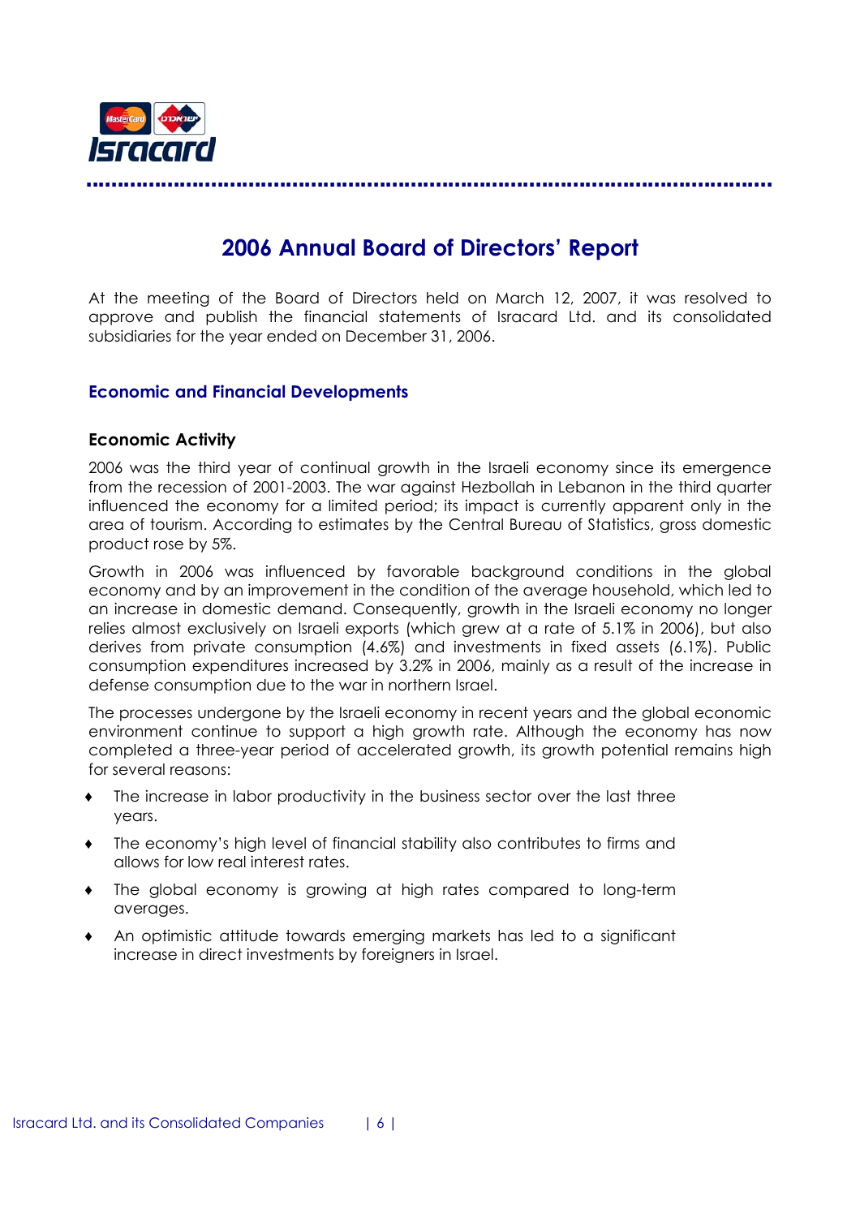# 2006 Annual Board of Directors' Report

At the meeting of the Board of Directors held on March 12, 2007, it was resolved to approve and publish the financial statements of Isracard Ltd. and its consolidated subsidiaries for the year ended on December 31, 2006.

## Economic and Financial Developments

### Economic Activity

2006 was the third year of continual growth in the Israeli economy since its emergence from the recession of 2001-2003. The war against Hezbollah in Lebanon in the third quarter influenced the economy for a limited period; its impact is currently apparent only in the area of tourism. According to estimates by the Central Bureau of Statistics, gross domestic product rose by 5%.

Growth in 2006 was influenced by favorable background conditions in the global economy and by an improvement in the condition of the average household, which led to an increase in domestic demand. Consequently, growth in the Israeli economy no longer relies almost exclusively on Israeli exports (which grew at a rate of 5.1% in 2006), but also derives from private consumption (4.6%) and investments in fixed assets (6.1%). Public consumption expenditures increased by 3.2% in 2006, mainly as a result of the increase in defense consumption due to the war in northern Israel.

The processes undergone by the Israeli economy in recent years and the global economic environment continue to support a high growth rate. Although the economy has now completed a three-year period of accelerated growth, its growth potential remains high for several reasons:

- The increase in labor productivity in the business sector over the last three years.
- The economy's high level of financial stability also contributes to firms and allows for low real interest rates.
- The global economy is growing at high rates compared to long-term averages.
- An optimistic attitude towards emerging markets has led to a significant increase in direct investments by foreigners in Israel.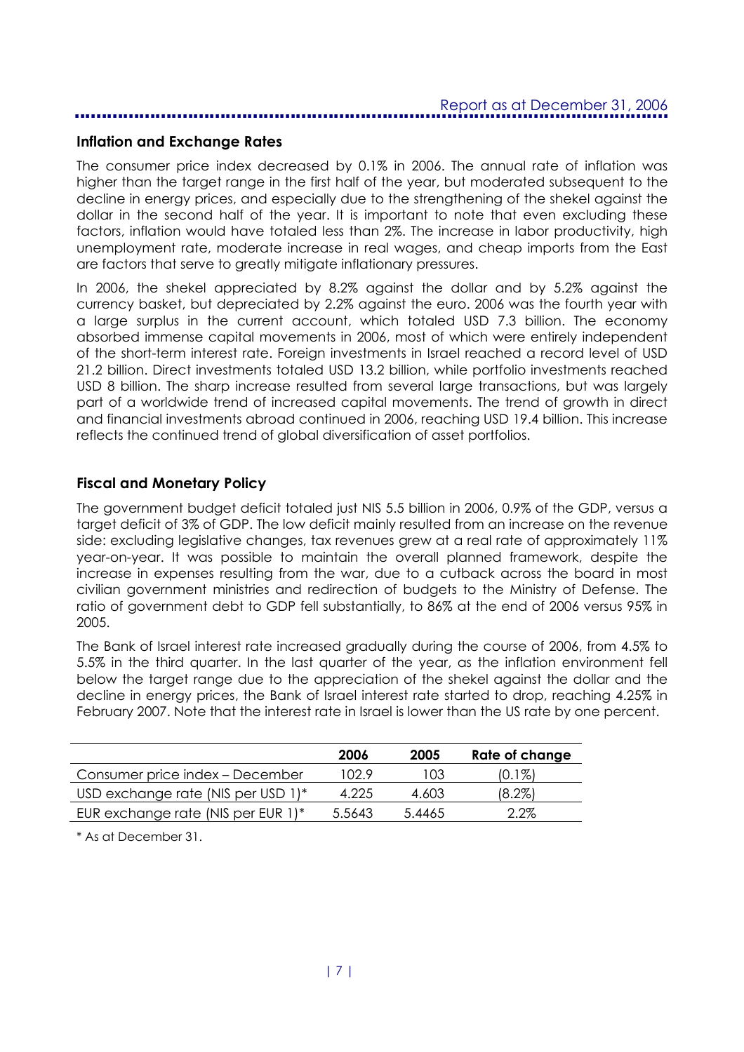## Inflation and Exchange Rates

The consumer price index decreased by 0.1% in 2006. The annual rate of inflation was higher than the target range in the first half of the year, but moderated subsequent to the decline in energy prices, and especially due to the strengthening of the shekel against the dollar in the second half of the year. It is important to note that even excluding these factors, inflation would have totaled less than 2%. The increase in labor productivity, high unemployment rate, moderate increase in real wages, and cheap imports from the East are factors that serve to greatly mitigate inflationary pressures.

In 2006, the shekel appreciated by 8.2% against the dollar and by 5.2% against the currency basket, but depreciated by 2.2% against the euro. 2006 was the fourth year with a large surplus in the current account, which totaled USD 7.3 billion. The economy absorbed immense capital movements in 2006, most of which were entirely independent of the short-term interest rate. Foreign investments in Israel reached a record level of USD 21.2 billion. Direct investments totaled USD 13.2 billion, while portfolio investments reached USD 8 billion. The sharp increase resulted from several large transactions, but was largely part of a worldwide trend of increased capital movements. The trend of growth in direct and financial investments abroad continued in 2006, reaching USD 19.4 billion. This increase reflects the continued trend of global diversification of asset portfolios.

## Fiscal and Monetary Policy

The government budget deficit totaled just NIS 5.5 billion in 2006, 0.9% of the GDP, versus a target deficit of 3% of GDP. The low deficit mainly resulted from an increase on the revenue side: excluding legislative changes, tax revenues grew at a real rate of approximately 11% year-on-year. It was possible to maintain the overall planned framework, despite the increase in expenses resulting from the war, due to a cutback across the board in most civilian government ministries and redirection of budgets to the Ministry of Defense. The ratio of government debt to GDP fell substantially, to 86% at the end of 2006 versus 95% in 2005.

The Bank of Israel interest rate increased gradually during the course of 2006, from 4.5% to 5.5% in the third quarter. In the last quarter of the year, as the inflation environment fell below the target range due to the appreciation of the shekel against the dollar and the decline in energy prices, the Bank of Israel interest rate started to drop, reaching 4.25% in February 2007. Note that the interest rate in Israel is lower than the US rate by one percent.

| | 2006 | 2005 | Rate of change |
|---|---|---|---|
| Consumer price index – December | 102.9 | 103 | (0.1%) |
| USD exchange rate (NIS per USD 1)* | 4.225 | 4.603 | (8.2%) |
| EUR exchange rate (NIS per EUR 1)* | 5.5643 | 5.4465 | 2.2% |

* As at December 31.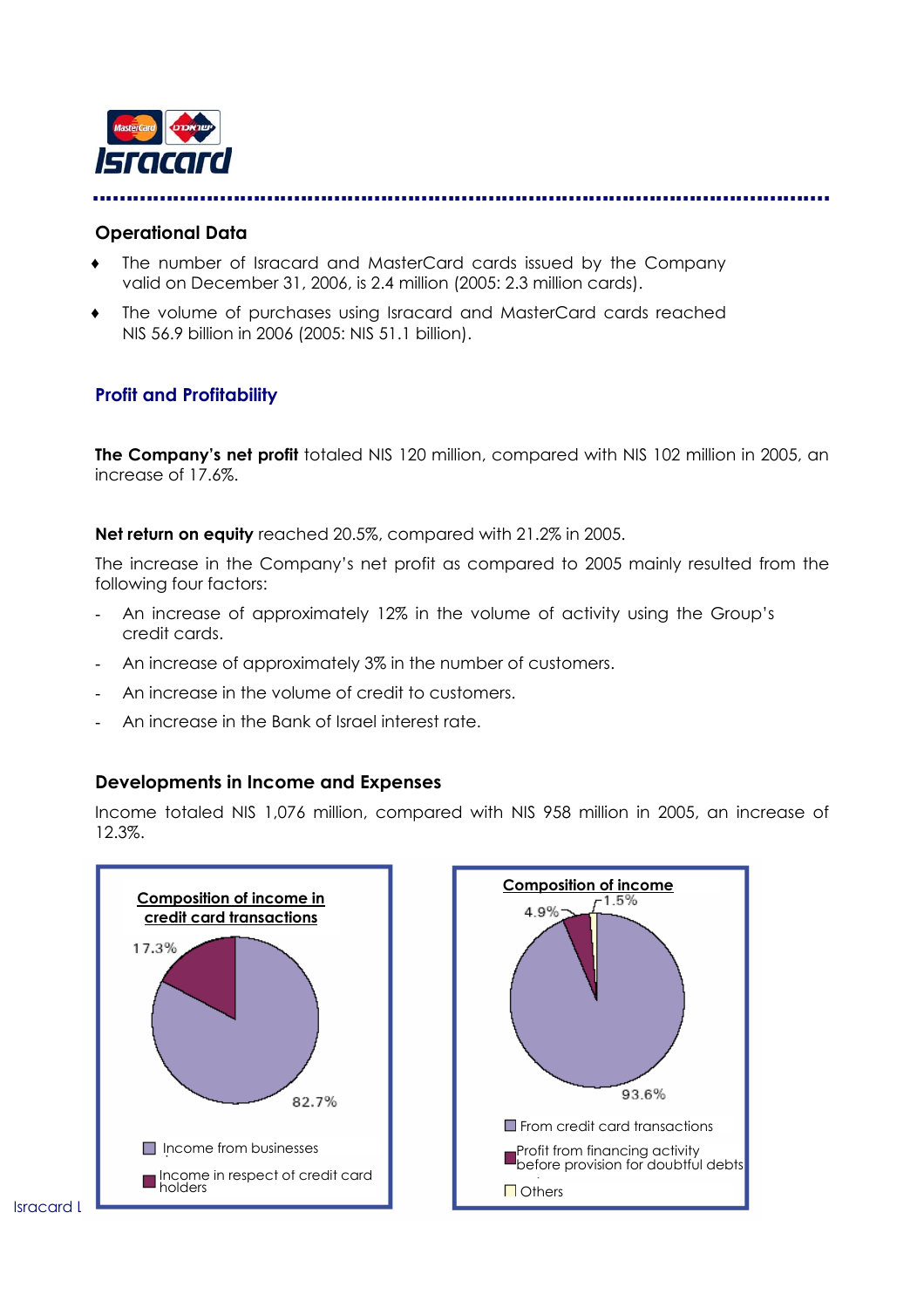## Operational Data

- The number of Isracard and MasterCard cards issued by the Company valid on December 31, 2006, is 2.4 million (2005: 2.3 million cards).
- The volume of purchases using Isracard and MasterCard cards reached NIS 56.9 billion in 2006 (2005: NIS 51.1 billion).

## Profit and Profitability

**The Company's net profit** totaled NIS 120 million, compared with NIS 102 million in 2005, an increase of 17.6%.

**Net return on equity** reached 20.5%, compared with 21.2% in 2005.

The increase in the Company's net profit as compared to 2005 mainly resulted from the following four factors:

- An increase of approximately 12% in the volume of activity using the Group's credit cards.
- An increase of approximately 3% in the number of customers.
- An increase in the volume of credit to customers.
- An increase in the Bank of Israel interest rate.

## Developments in Income and Expenses

Income totaled NIS 1,076 million, compared with NIS 958 million in 2005, an increase of 12.3%.

**Composition of income in credit card transactions**

- Income from businesses: 82.7%
- Income in respect of credit card holders: 17.3%

**Composition of income**

- From credit card transactions: 93.6%
- Profit from financing activity before provision for doubtful debts: 4.9%
- Others: 1.5%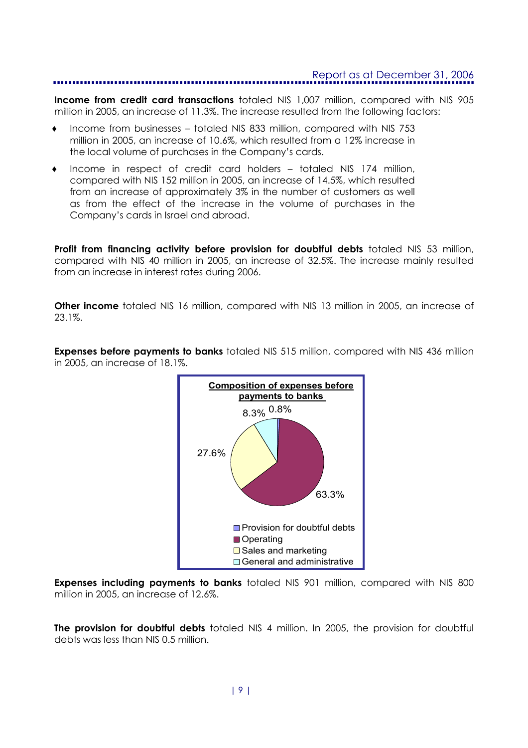**Income from credit card transactions** totaled NIS 1,007 million, compared with NIS 905 million in 2005, an increase of 11.3%. The increase resulted from the following factors:

- Income from businesses – totaled NIS 833 million, compared with NIS 753 million in 2005, an increase of 10.6%, which resulted from a 12% increase in the local volume of purchases in the Company's cards.
- Income in respect of credit card holders – totaled NIS 174 million, compared with NIS 152 million in 2005, an increase of 14.5%, which resulted from an increase of approximately 3% in the number of customers as well as from the effect of the increase in the volume of purchases in the Company's cards in Israel and abroad.

**Profit from financing activity before provision for doubtful debts** totaled NIS 53 million, compared with NIS 40 million in 2005, an increase of 32.5%. The increase mainly resulted from an increase in interest rates during 2006.

**Other income** totaled NIS 16 million, compared with NIS 13 million in 2005, an increase of 23.1%.

**Expenses before payments to banks** totaled NIS 515 million, compared with NIS 436 million in 2005, an increase of 18.1%.

**Composition of expenses before payments to banks**

| Category | Share |
|---|---|
| Provision for doubtful debts | 0.8% |
| Operating | 63.3% |
| Sales and marketing | 27.6% |
| General and administrative | 8.3% |

**Expenses including payments to banks** totaled NIS 901 million, compared with NIS 800 million in 2005, an increase of 12.6%.

**The provision for doubtful debts** totaled NIS 4 million. In 2005, the provision for doubtful debts was less than NIS 0.5 million.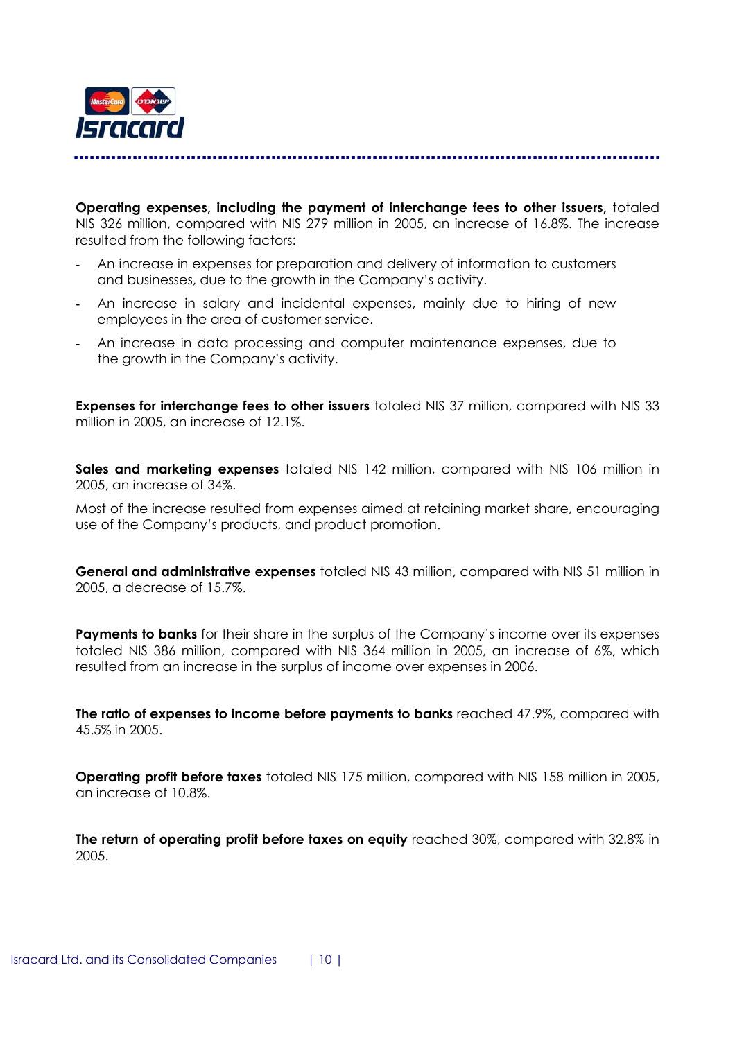**Operating expenses, including the payment of interchange fees to other issuers,** totaled NIS 326 million, compared with NIS 279 million in 2005, an increase of 16.8%. The increase resulted from the following factors:

- An increase in expenses for preparation and delivery of information to customers and businesses, due to the growth in the Company's activity.
- An increase in salary and incidental expenses, mainly due to hiring of new employees in the area of customer service.
- An increase in data processing and computer maintenance expenses, due to the growth in the Company's activity.

**Expenses for interchange fees to other issuers** totaled NIS 37 million, compared with NIS 33 million in 2005, an increase of 12.1%.

**Sales and marketing expenses** totaled NIS 142 million, compared with NIS 106 million in 2005, an increase of 34%.

Most of the increase resulted from expenses aimed at retaining market share, encouraging use of the Company's products, and product promotion.

**General and administrative expenses** totaled NIS 43 million, compared with NIS 51 million in 2005, a decrease of 15.7%.

**Payments to banks** for their share in the surplus of the Company's income over its expenses totaled NIS 386 million, compared with NIS 364 million in 2005, an increase of 6%, which resulted from an increase in the surplus of income over expenses in 2006.

**The ratio of expenses to income before payments to banks** reached 47.9%, compared with 45.5% in 2005.

**Operating profit before taxes** totaled NIS 175 million, compared with NIS 158 million in 2005, an increase of 10.8%.

**The return of operating profit before taxes on equity** reached 30%, compared with 32.8% in 2005.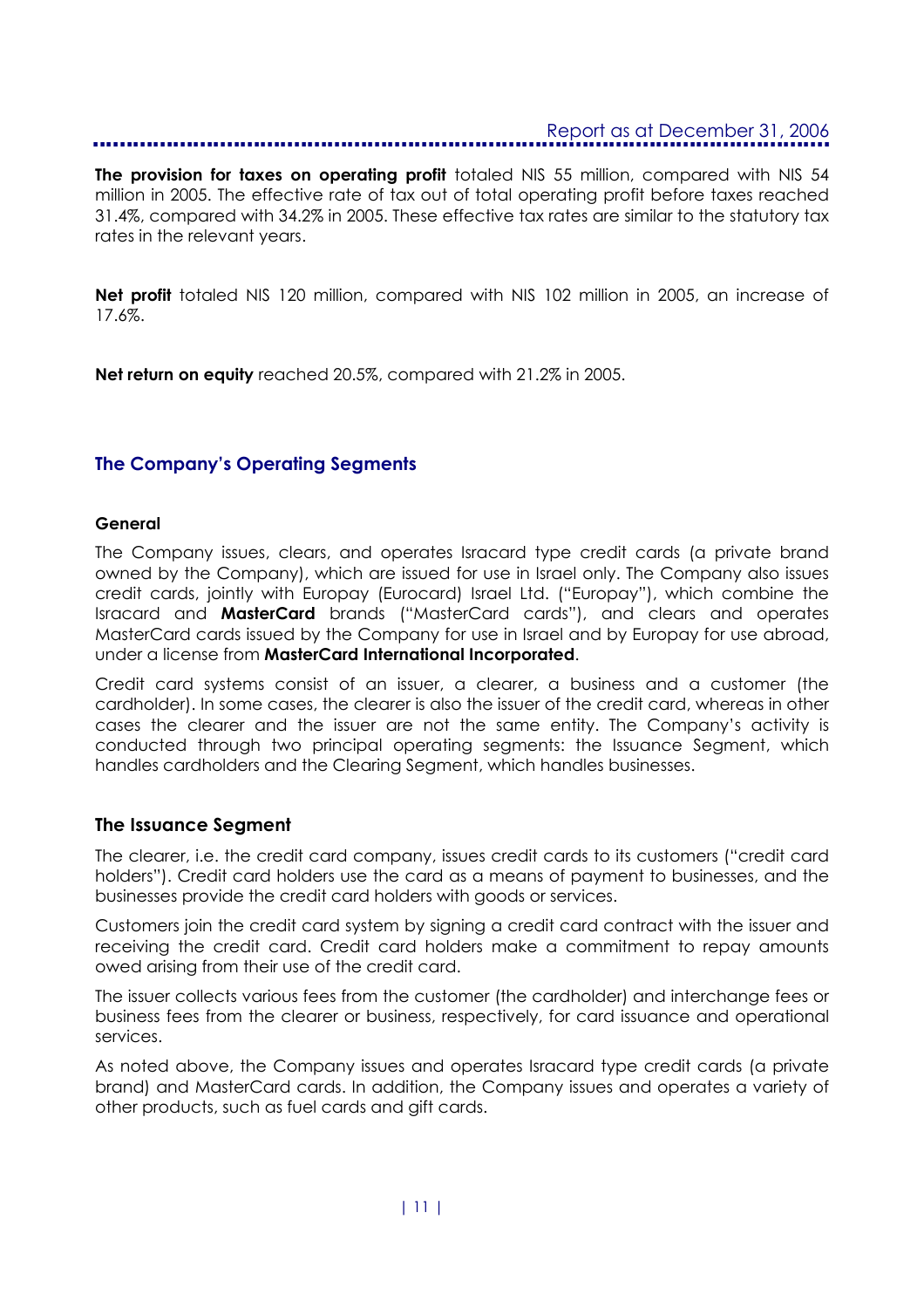**The provision for taxes on operating profit** totaled NIS 55 million, compared with NIS 54 million in 2005. The effective rate of tax out of total operating profit before taxes reached 31.4%, compared with 34.2% in 2005. These effective tax rates are similar to the statutory tax rates in the relevant years.

**Net profit** totaled NIS 120 million, compared with NIS 102 million in 2005, an increase of 17.6%.

**Net return on equity** reached 20.5%, compared with 21.2% in 2005.

## The Company's Operating Segments

### General

The Company issues, clears, and operates Isracard type credit cards (a private brand owned by the Company), which are issued for use in Israel only. The Company also issues credit cards, jointly with Europay (Eurocard) Israel Ltd. ("Europay"), which combine the Isracard and **MasterCard** brands ("MasterCard cards"), and clears and operates MasterCard cards issued by the Company for use in Israel and by Europay for use abroad, under a license from **MasterCard International Incorporated**.

Credit card systems consist of an issuer, a clearer, a business and a customer (the cardholder). In some cases, the clearer is also the issuer of the credit card, whereas in other cases the clearer and the issuer are not the same entity. The Company's activity is conducted through two principal operating segments: the Issuance Segment, which handles cardholders and the Clearing Segment, which handles businesses.

### The Issuance Segment

The clearer, i.e. the credit card company, issues credit cards to its customers ("credit card holders"). Credit card holders use the card as a means of payment to businesses, and the businesses provide the credit card holders with goods or services.

Customers join the credit card system by signing a credit card contract with the issuer and receiving the credit card. Credit card holders make a commitment to repay amounts owed arising from their use of the credit card.

The issuer collects various fees from the customer (the cardholder) and interchange fees or business fees from the clearer or business, respectively, for card issuance and operational services.

As noted above, the Company issues and operates Isracard type credit cards (a private brand) and MasterCard cards. In addition, the Company issues and operates a variety of other products, such as fuel cards and gift cards.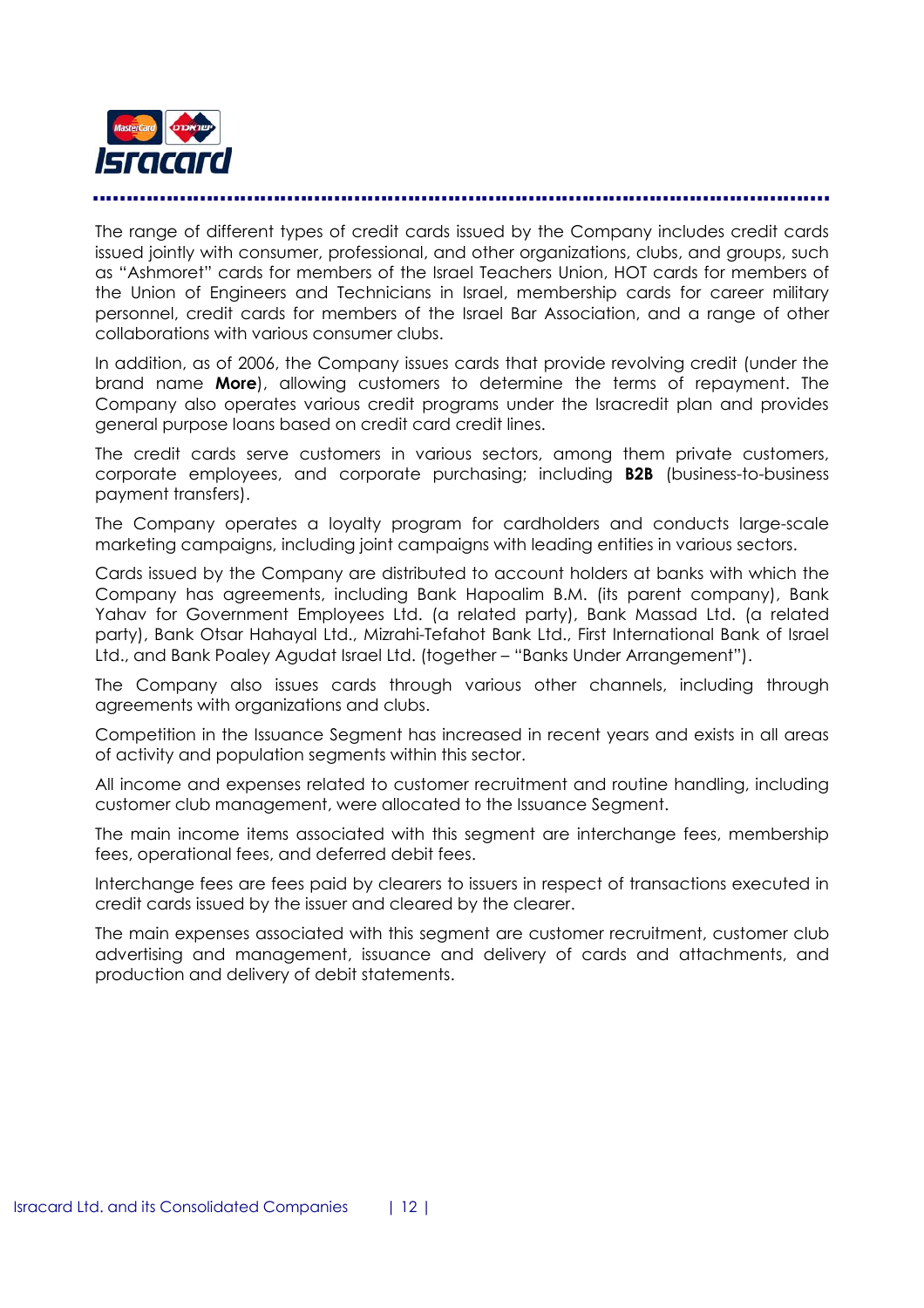The range of different types of credit cards issued by the Company includes credit cards issued jointly with consumer, professional, and other organizations, clubs, and groups, such as "Ashmoret" cards for members of the Israel Teachers Union, HOT cards for members of the Union of Engineers and Technicians in Israel, membership cards for career military personnel, credit cards for members of the Israel Bar Association, and a range of other collaborations with various consumer clubs.

In addition, as of 2006, the Company issues cards that provide revolving credit (under the brand name **More**), allowing customers to determine the terms of repayment. The Company also operates various credit programs under the Isracredit plan and provides general purpose loans based on credit card credit lines.

The credit cards serve customers in various sectors, among them private customers, corporate employees, and corporate purchasing; including **B2B** (business-to-business payment transfers).

The Company operates a loyalty program for cardholders and conducts large-scale marketing campaigns, including joint campaigns with leading entities in various sectors.

Cards issued by the Company are distributed to account holders at banks with which the Company has agreements, including Bank Hapoalim B.M. (its parent company), Bank Yahav for Government Employees Ltd. (a related party), Bank Massad Ltd. (a related party), Bank Otsar Hahayal Ltd., Mizrahi-Tefahot Bank Ltd., First International Bank of Israel Ltd., and Bank Poaley Agudat Israel Ltd. (together – "Banks Under Arrangement").

The Company also issues cards through various other channels, including through agreements with organizations and clubs.

Competition in the Issuance Segment has increased in recent years and exists in all areas of activity and population segments within this sector.

All income and expenses related to customer recruitment and routine handling, including customer club management, were allocated to the Issuance Segment.

The main income items associated with this segment are interchange fees, membership fees, operational fees, and deferred debit fees.

Interchange fees are fees paid by clearers to issuers in respect of transactions executed in credit cards issued by the issuer and cleared by the clearer.

The main expenses associated with this segment are customer recruitment, customer club advertising and management, issuance and delivery of cards and attachments, and production and delivery of debit statements.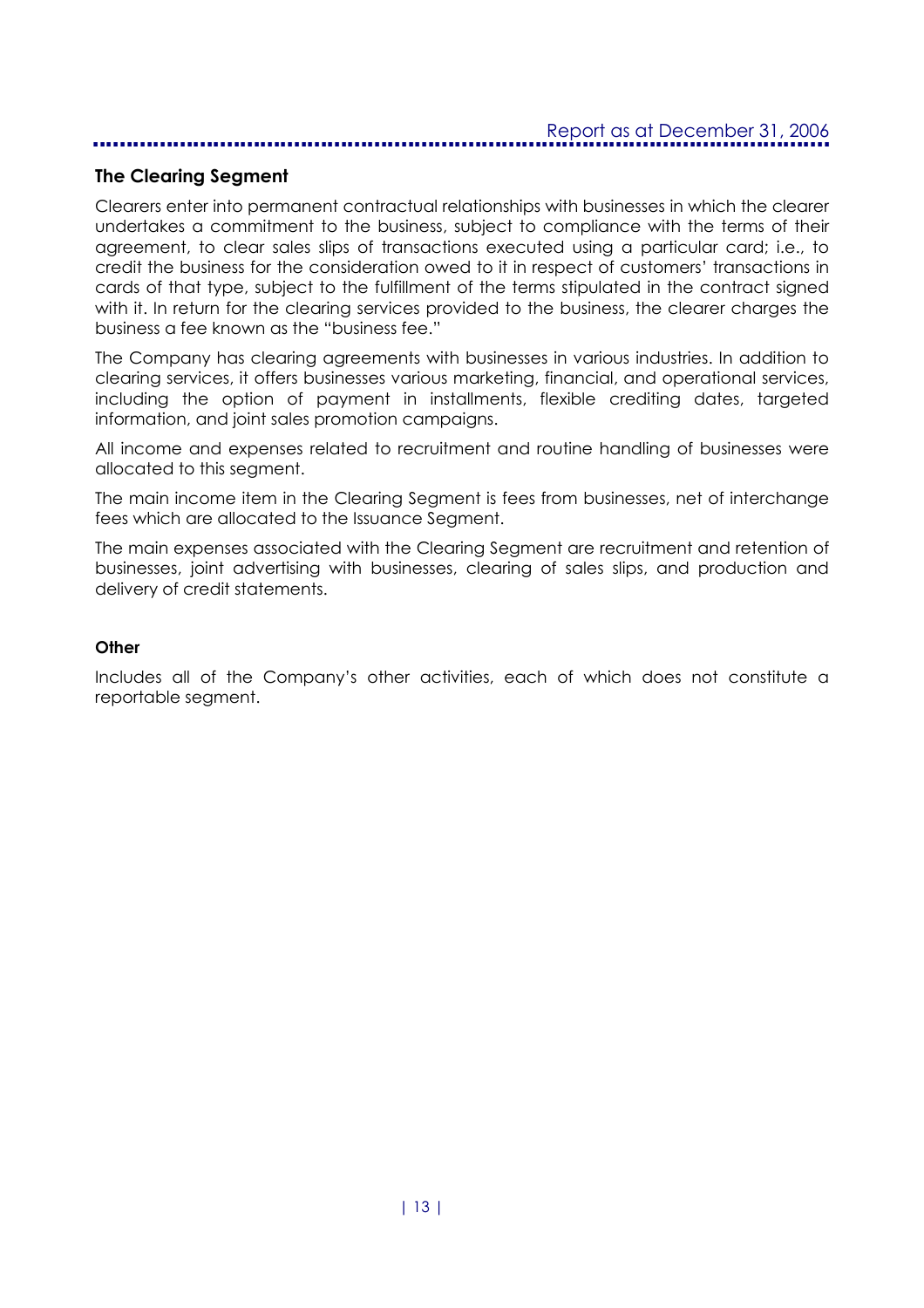### The Clearing Segment

Clearers enter into permanent contractual relationships with businesses in which the clearer undertakes a commitment to the business, subject to compliance with the terms of their agreement, to clear sales slips of transactions executed using a particular card; i.e., to credit the business for the consideration owed to it in respect of customers' transactions in cards of that type, subject to the fulfillment of the terms stipulated in the contract signed with it. In return for the clearing services provided to the business, the clearer charges the business a fee known as the "business fee."

The Company has clearing agreements with businesses in various industries. In addition to clearing services, it offers businesses various marketing, financial, and operational services, including the option of payment in installments, flexible crediting dates, targeted information, and joint sales promotion campaigns.

All income and expenses related to recruitment and routine handling of businesses were allocated to this segment.

The main income item in the Clearing Segment is fees from businesses, net of interchange fees which are allocated to the Issuance Segment.

The main expenses associated with the Clearing Segment are recruitment and retention of businesses, joint advertising with businesses, clearing of sales slips, and production and delivery of credit statements.

#### Other

Includes all of the Company's other activities, each of which does not constitute a reportable segment.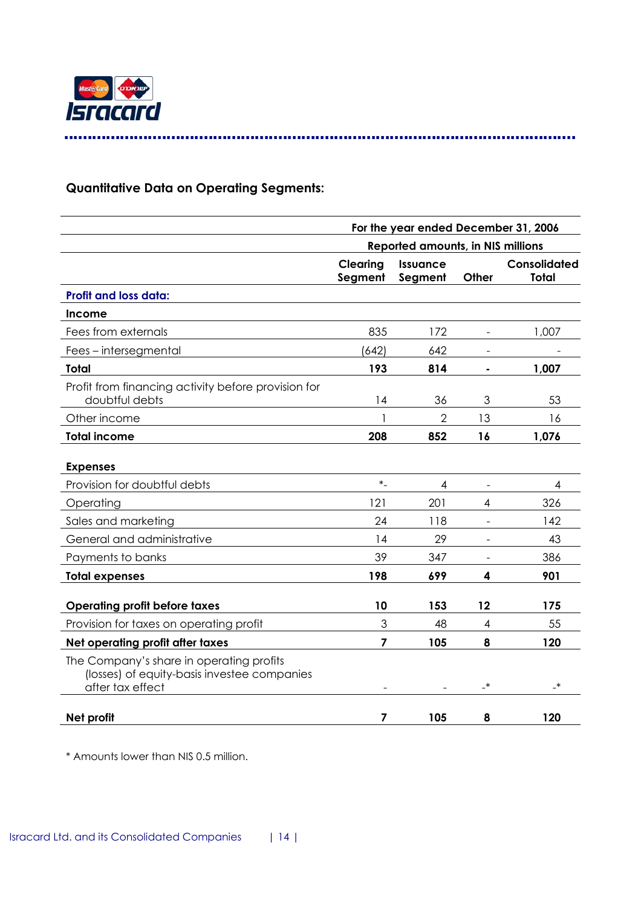## Quantitative Data on Operating Segments:

| | For the year ended December 31, 2006 | | | |
|---|---|---|---|---|
| | Reported amounts, in NIS millions | | | |
| | Clearing Segment | Issuance Segment | Other | Consolidated Total |
| **Profit and loss data:** | | | | |
| **Income** | | | | |
| Fees from externals | 835 | 172 | - | 1,007 |
| Fees – intersegmental | (642) | 642 | - | - |
| **Total** | **193** | **814** | **-** | **1,007** |
| Profit from financing activity before provision for doubtful debts | 14 | 36 | 3 | 53 |
| Other income | 1 | 2 | 13 | 16 |
| **Total income** | **208** | **852** | **16** | **1,076** |
| **Expenses** | | | | |
| Provision for doubtful debts | *- | 4 | - | 4 |
| Operating | 121 | 201 | 4 | 326 |
| Sales and marketing | 24 | 118 | - | 142 |
| General and administrative | 14 | 29 | - | 43 |
| Payments to banks | 39 | 347 | - | 386 |
| **Total expenses** | **198** | **699** | **4** | **901** |
| **Operating profit before taxes** | **10** | **153** | **12** | **175** |
| Provision for taxes on operating profit | 3 | 48 | 4 | 55 |
| **Net operating profit after taxes** | **7** | **105** | **8** | **120** |
| The Company's share in operating profits (losses) of equity-basis investee companies after tax effect | - | - | -* | -* |
| **Net profit** | **7** | **105** | **8** | **120** |

\* Amounts lower than NIS 0.5 million.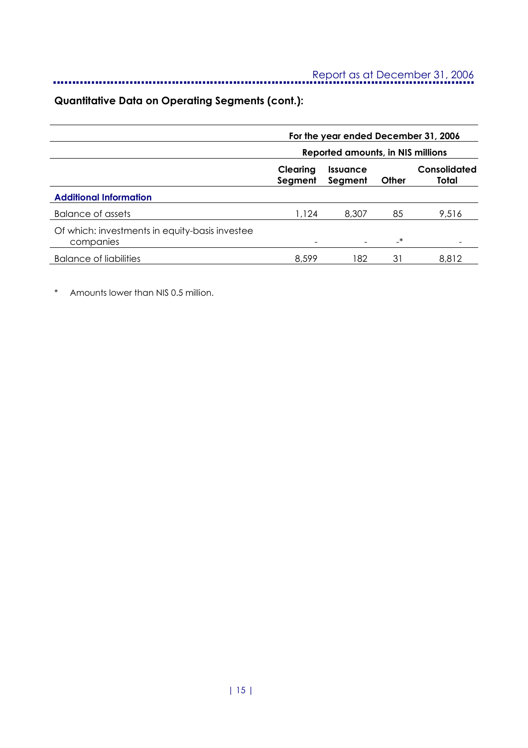## Quantitative Data on Operating Segments (cont.):

| | For the year ended December 31, 2006 | | | |
|---|---|---|---|---|
| | Reported amounts, in NIS millions | | | |
| | Clearing Segment | Issuance Segment | Other | Consolidated Total |
| **Additional Information** | | | | |
| Balance of assets | 1,124 | 8,307 | 85 | 9,516 |
| Of which: investments in equity-basis investee companies | - | - | -* | - |
| Balance of liabilities | 8,599 | 182 | 31 | 8,812 |

\* Amounts lower than NIS 0.5 million.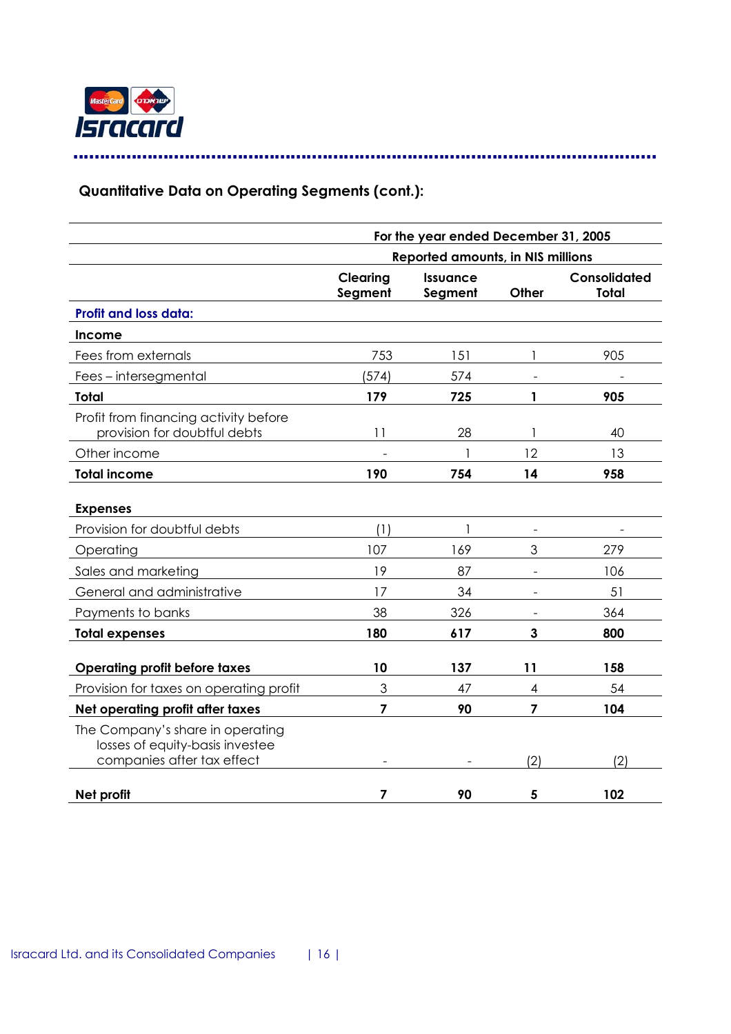## Quantitative Data on Operating Segments (cont.):

| | For the year ended December 31, 2005 | | | |
|---|---|---|---|---|
| | Reported amounts, in NIS millions | | | |
| | Clearing Segment | Issuance Segment | Other | Consolidated Total |
| **Profit and loss data:** | | | | |
| **Income** | | | | |
| Fees from externals | 753 | 151 | 1 | 905 |
| Fees – intersegmental | (574) | 574 | - | - |
| **Total** | **179** | **725** | **1** | **905** |
| Profit from financing activity before provision for doubtful debts | 11 | 28 | 1 | 40 |
| Other income | - | 1 | 12 | 13 |
| **Total income** | **190** | **754** | **14** | **958** |
| **Expenses** | | | | |
| Provision for doubtful debts | (1) | 1 | - | - |
| Operating | 107 | 169 | 3 | 279 |
| Sales and marketing | 19 | 87 | - | 106 |
| General and administrative | 17 | 34 | - | 51 |
| Payments to banks | 38 | 326 | - | 364 |
| **Total expenses** | **180** | **617** | **3** | **800** |
| **Operating profit before taxes** | **10** | **137** | **11** | **158** |
| Provision for taxes on operating profit | 3 | 47 | 4 | 54 |
| **Net operating profit after taxes** | **7** | **90** | **7** | **104** |
| The Company's share in operating losses of equity-basis investee companies after tax effect | - | - | (2) | (2) |
| **Net profit** | **7** | **90** | **5** | **102** |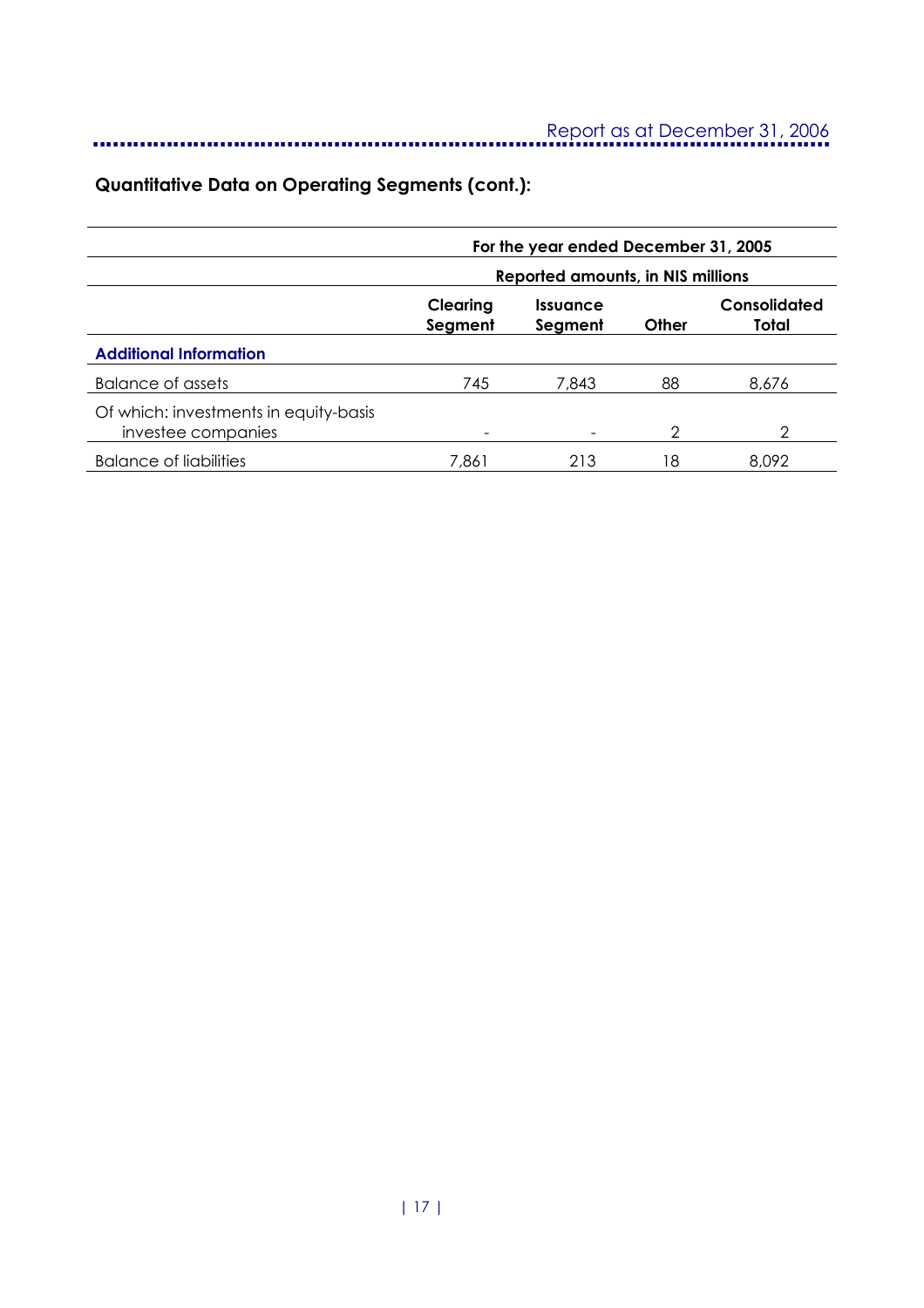## Quantitative Data on Operating Segments (cont.):

| | For the year ended December 31, 2005 | | | |
|---|---|---|---|---|
| | Reported amounts, in NIS millions | | | |
| | Clearing Segment | Issuance Segment | Other | Consolidated Total |
| **Additional Information** | | | | |
| Balance of assets | 745 | 7,843 | 88 | 8,676 |
| Of which: investments in equity-basis investee companies | - | - | 2 | 2 |
| Balance of liabilities | 7,861 | 213 | 18 | 8,092 |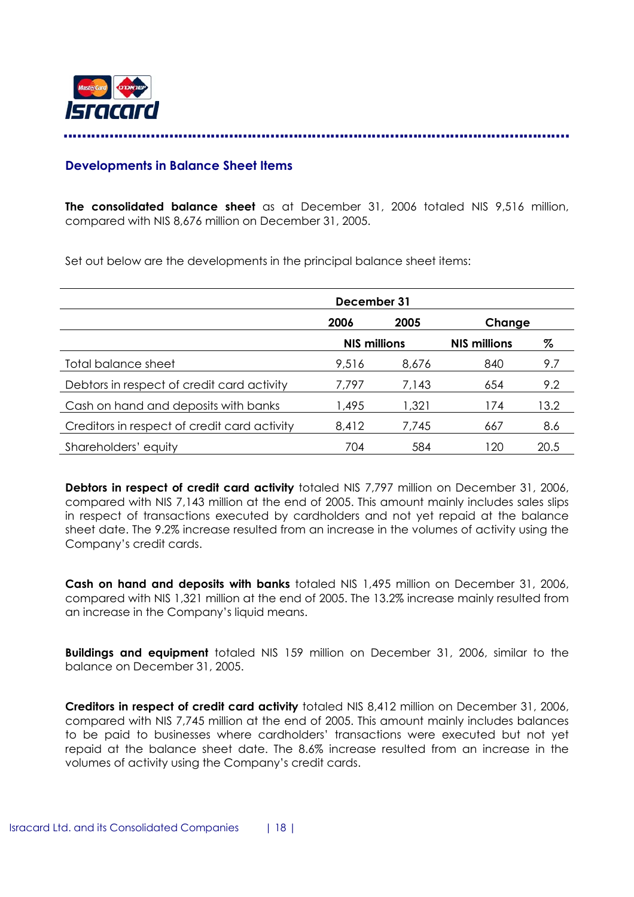## Developments in Balance Sheet Items

**The consolidated balance sheet** as at December 31, 2006 totaled NIS 9,516 million, compared with NIS 8,676 million on December 31, 2005.

Set out below are the developments in the principal balance sheet items:

| | December 31 | | | |
|---|---|---|---|---|
| | 2006 | 2005 | Change | |
| | NIS millions | | NIS millions | % |
| Total balance sheet | 9,516 | 8,676 | 840 | 9.7 |
| Debtors in respect of credit card activity | 7,797 | 7,143 | 654 | 9.2 |
| Cash on hand and deposits with banks | 1,495 | 1,321 | 174 | 13.2 |
| Creditors in respect of credit card activity | 8,412 | 7,745 | 667 | 8.6 |
| Shareholders' equity | 704 | 584 | 120 | 20.5 |

**Debtors in respect of credit card activity** totaled NIS 7,797 million on December 31, 2006, compared with NIS 7,143 million at the end of 2005. This amount mainly includes sales slips in respect of transactions executed by cardholders and not yet repaid at the balance sheet date. The 9.2% increase resulted from an increase in the volumes of activity using the Company's credit cards.

**Cash on hand and deposits with banks** totaled NIS 1,495 million on December 31, 2006, compared with NIS 1,321 million at the end of 2005. The 13.2% increase mainly resulted from an increase in the Company's liquid means.

**Buildings and equipment** totaled NIS 159 million on December 31, 2006, similar to the balance on December 31, 2005.

**Creditors in respect of credit card activity** totaled NIS 8,412 million on December 31, 2006, compared with NIS 7,745 million at the end of 2005. This amount mainly includes balances to be paid to businesses where cardholders' transactions were executed but not yet repaid at the balance sheet date. The 8.6% increase resulted from an increase in the volumes of activity using the Company's credit cards.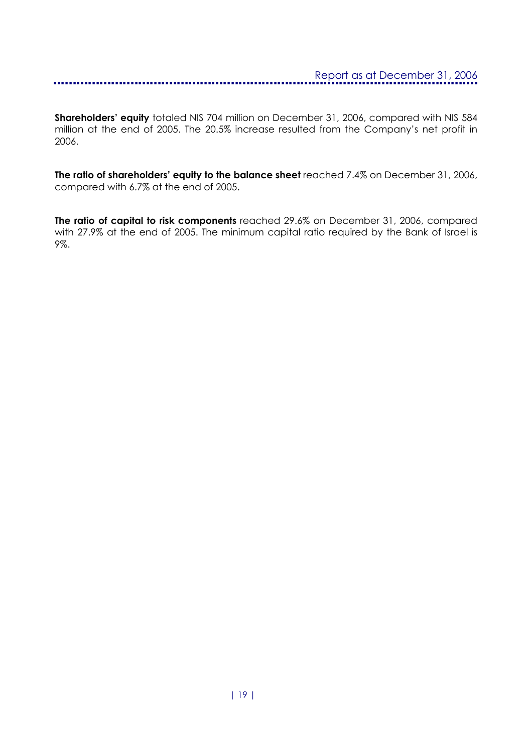**Shareholders' equity** totaled NIS 704 million on December 31, 2006, compared with NIS 584 million at the end of 2005. The 20.5% increase resulted from the Company's net profit in 2006.

**The ratio of shareholders' equity to the balance sheet** reached 7.4% on December 31, 2006, compared with 6.7% at the end of 2005.

**The ratio of capital to risk components** reached 29.6% on December 31, 2006, compared with 27.9% at the end of 2005. The minimum capital ratio required by the Bank of Israel is 9%.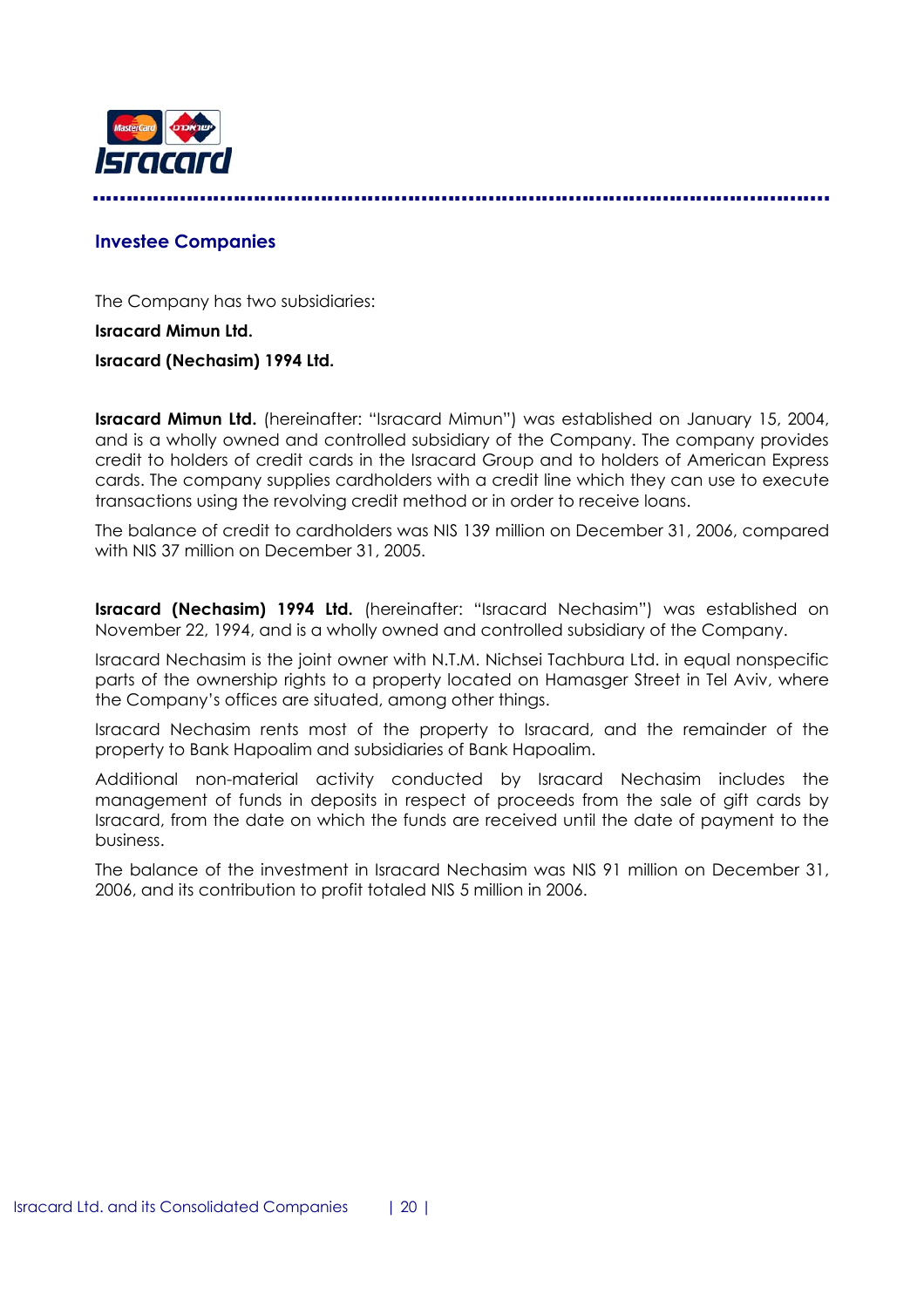## Investee Companies

The Company has two subsidiaries:

**Isracard Mimun Ltd.**

**Isracard (Nechasim) 1994 Ltd.**

**Isracard Mimun Ltd.** (hereinafter: "Isracard Mimun") was established on January 15, 2004, and is a wholly owned and controlled subsidiary of the Company. The company provides credit to holders of credit cards in the Isracard Group and to holders of American Express cards. The company supplies cardholders with a credit line which they can use to execute transactions using the revolving credit method or in order to receive loans.

The balance of credit to cardholders was NIS 139 million on December 31, 2006, compared with NIS 37 million on December 31, 2005.

**Isracard (Nechasim) 1994 Ltd.** (hereinafter: "Isracard Nechasim") was established on November 22, 1994, and is a wholly owned and controlled subsidiary of the Company.

Isracard Nechasim is the joint owner with N.T.M. Nichsei Tachbura Ltd. in equal nonspecific parts of the ownership rights to a property located on Hamasger Street in Tel Aviv, where the Company's offices are situated, among other things.

Isracard Nechasim rents most of the property to Isracard, and the remainder of the property to Bank Hapoalim and subsidiaries of Bank Hapoalim.

Additional non-material activity conducted by Isracard Nechasim includes the management of funds in deposits in respect of proceeds from the sale of gift cards by Isracard, from the date on which the funds are received until the date of payment to the business.

The balance of the investment in Isracard Nechasim was NIS 91 million on December 31, 2006, and its contribution to profit totaled NIS 5 million in 2006.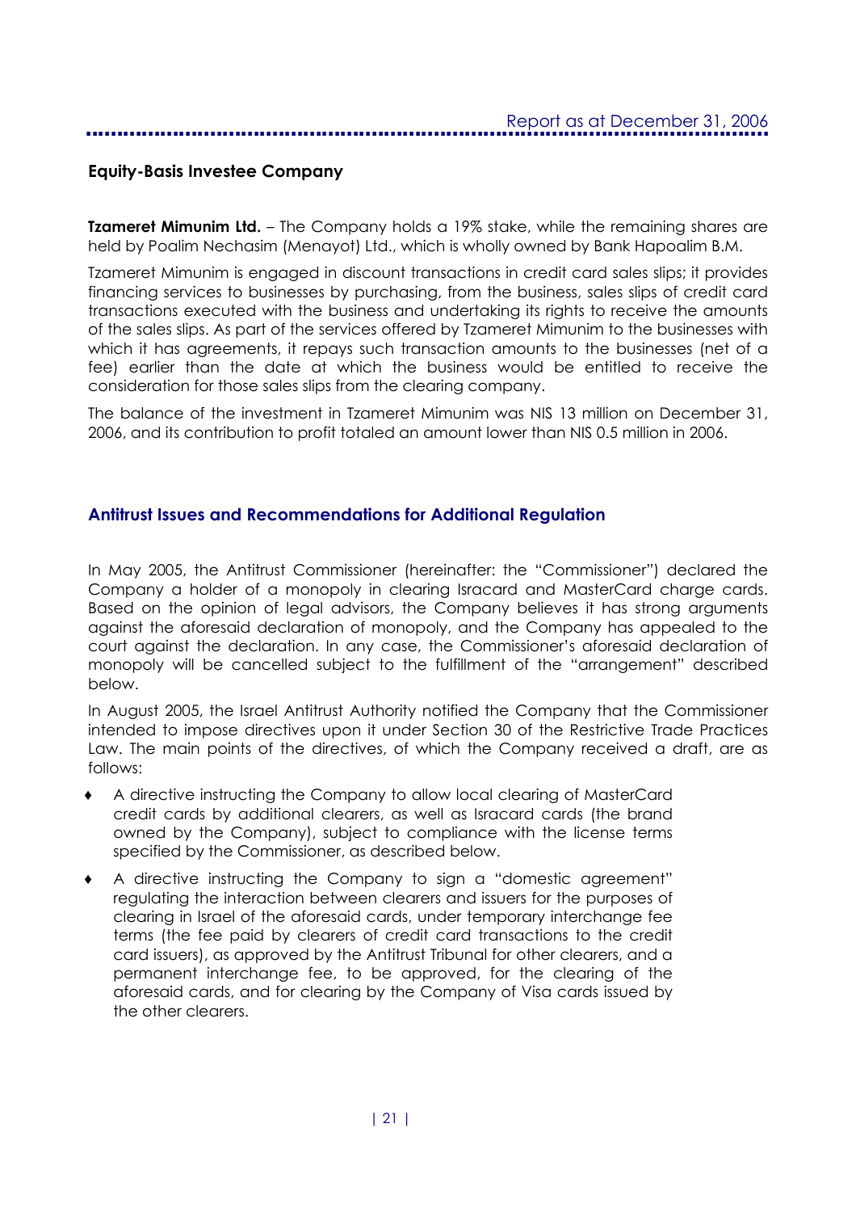## Equity-Basis Investee Company

**Tzameret Mimunim Ltd.** – The Company holds a 19% stake, while the remaining shares are held by Poalim Nechasim (Menayot) Ltd., which is wholly owned by Bank Hapoalim B.M.

Tzameret Mimunim is engaged in discount transactions in credit card sales slips; it provides financing services to businesses by purchasing, from the business, sales slips of credit card transactions executed with the business and undertaking its rights to receive the amounts of the sales slips. As part of the services offered by Tzameret Mimunim to the businesses with which it has agreements, it repays such transaction amounts to the businesses (net of a fee) earlier than the date at which the business would be entitled to receive the consideration for those sales slips from the clearing company.

The balance of the investment in Tzameret Mimunim was NIS 13 million on December 31, 2006, and its contribution to profit totaled an amount lower than NIS 0.5 million in 2006.

## Antitrust Issues and Recommendations for Additional Regulation

In May 2005, the Antitrust Commissioner (hereinafter: the "Commissioner") declared the Company a holder of a monopoly in clearing Isracard and MasterCard charge cards. Based on the opinion of legal advisors, the Company believes it has strong arguments against the aforesaid declaration of monopoly, and the Company has appealed to the court against the declaration. In any case, the Commissioner's aforesaid declaration of monopoly will be cancelled subject to the fulfillment of the "arrangement" described below.

In August 2005, the Israel Antitrust Authority notified the Company that the Commissioner intended to impose directives upon it under Section 30 of the Restrictive Trade Practices Law. The main points of the directives, of which the Company received a draft, are as follows:

- A directive instructing the Company to allow local clearing of MasterCard credit cards by additional clearers, as well as Isracard cards (the brand owned by the Company), subject to compliance with the license terms specified by the Commissioner, as described below.
- A directive instructing the Company to sign a "domestic agreement" regulating the interaction between clearers and issuers for the purposes of clearing in Israel of the aforesaid cards, under temporary interchange fee terms (the fee paid by clearers of credit card transactions to the credit card issuers), as approved by the Antitrust Tribunal for other clearers, and a permanent interchange fee, to be approved, for the clearing of the aforesaid cards, and for clearing by the Company of Visa cards issued by the other clearers.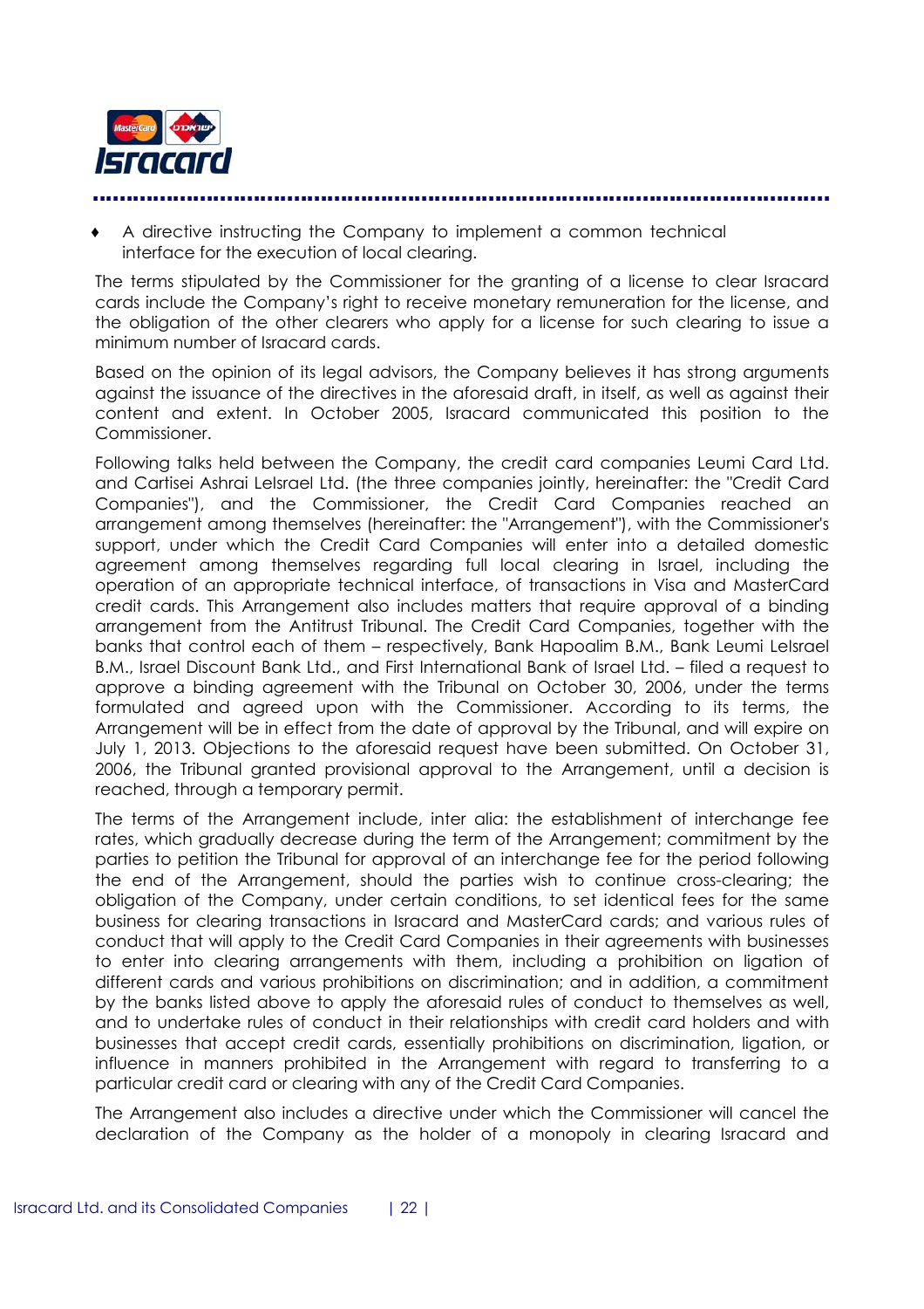- A directive instructing the Company to implement a common technical interface for the execution of local clearing.

The terms stipulated by the Commissioner for the granting of a license to clear Isracard cards include the Company's right to receive monetary remuneration for the license, and the obligation of the other clearers who apply for a license for such clearing to issue a minimum number of Isracard cards.

Based on the opinion of its legal advisors, the Company believes it has strong arguments against the issuance of the directives in the aforesaid draft, in itself, as well as against their content and extent. In October 2005, Isracard communicated this position to the Commissioner.

Following talks held between the Company, the credit card companies Leumi Card Ltd. and Cartisei Ashrai LeIsrael Ltd. (the three companies jointly, hereinafter: the "Credit Card Companies"), and the Commissioner, the Credit Card Companies reached an arrangement among themselves (hereinafter: the "Arrangement"), with the Commissioner's support, under which the Credit Card Companies will enter into a detailed domestic agreement among themselves regarding full local clearing in Israel, including the operation of an appropriate technical interface, of transactions in Visa and MasterCard credit cards. This Arrangement also includes matters that require approval of a binding arrangement from the Antitrust Tribunal. The Credit Card Companies, together with the banks that control each of them – respectively, Bank Hapoalim B.M., Bank Leumi LeIsrael B.M., Israel Discount Bank Ltd., and First International Bank of Israel Ltd. – filed a request to approve a binding agreement with the Tribunal on October 30, 2006, under the terms formulated and agreed upon with the Commissioner. According to its terms, the Arrangement will be in effect from the date of approval by the Tribunal, and will expire on July 1, 2013. Objections to the aforesaid request have been submitted. On October 31, 2006, the Tribunal granted provisional approval to the Arrangement, until a decision is reached, through a temporary permit.

The terms of the Arrangement include, inter alia: the establishment of interchange fee rates, which gradually decrease during the term of the Arrangement; commitment by the parties to petition the Tribunal for approval of an interchange fee for the period following the end of the Arrangement, should the parties wish to continue cross-clearing; the obligation of the Company, under certain conditions, to set identical fees for the same business for clearing transactions in Isracard and MasterCard cards; and various rules of conduct that will apply to the Credit Card Companies in their agreements with businesses to enter into clearing arrangements with them, including a prohibition on ligation of different cards and various prohibitions on discrimination; and in addition, a commitment by the banks listed above to apply the aforesaid rules of conduct to themselves as well, and to undertake rules of conduct in their relationships with credit card holders and with businesses that accept credit cards, essentially prohibitions on discrimination, ligation, or influence in manners prohibited in the Arrangement with regard to transferring to a particular credit card or clearing with any of the Credit Card Companies.

The Arrangement also includes a directive under which the Commissioner will cancel the declaration of the Company as the holder of a monopoly in clearing Isracard and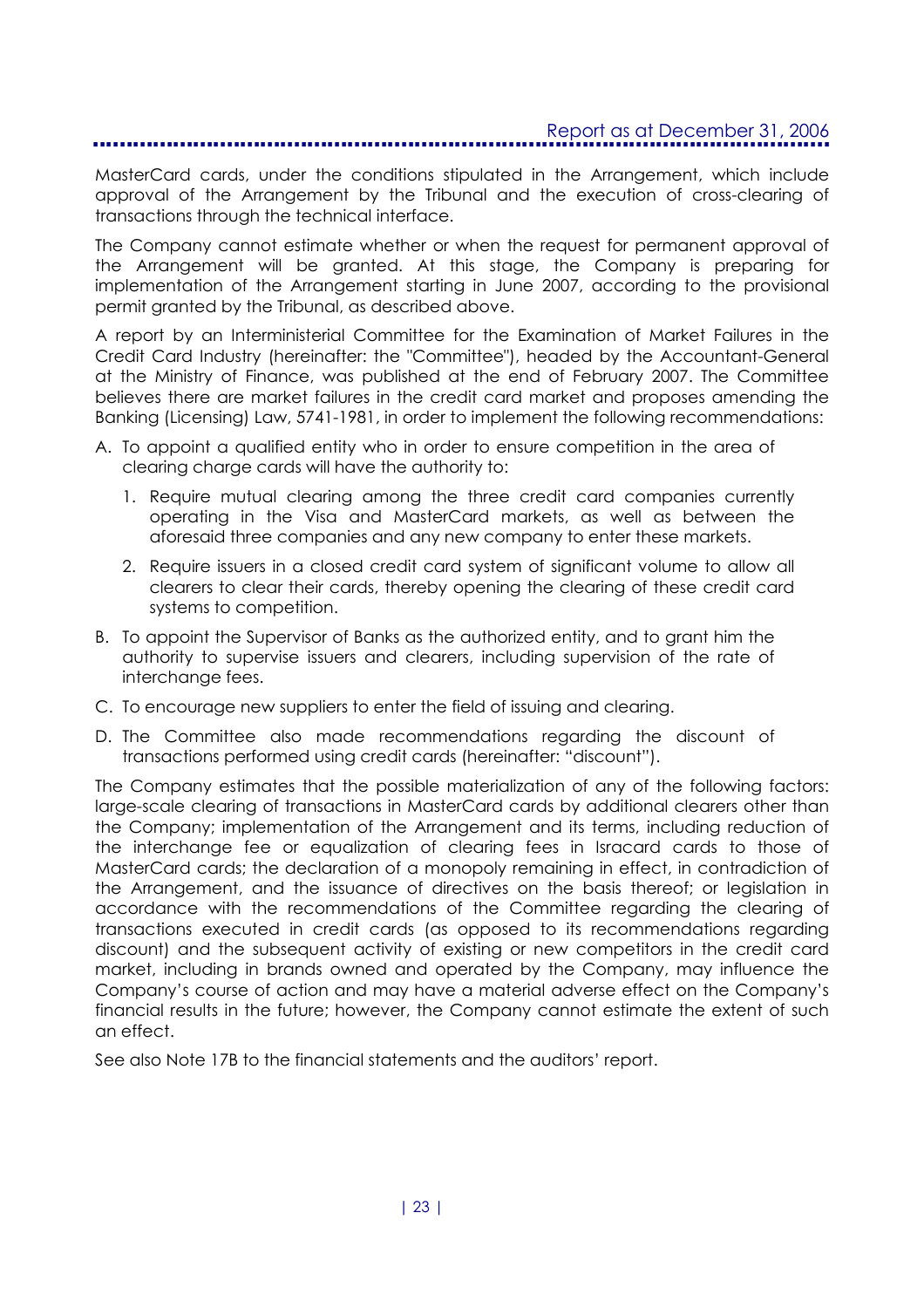MasterCard cards, under the conditions stipulated in the Arrangement, which include approval of the Arrangement by the Tribunal and the execution of cross-clearing of transactions through the technical interface.

The Company cannot estimate whether or when the request for permanent approval of the Arrangement will be granted. At this stage, the Company is preparing for implementation of the Arrangement starting in June 2007, according to the provisional permit granted by the Tribunal, as described above.

A report by an Interministerial Committee for the Examination of Market Failures in the Credit Card Industry (hereinafter: the "Committee"), headed by the Accountant-General at the Ministry of Finance, was published at the end of February 2007. The Committee believes there are market failures in the credit card market and proposes amending the Banking (Licensing) Law, 5741-1981, in order to implement the following recommendations:

A. To appoint a qualified entity who in order to ensure competition in the area of clearing charge cards will have the authority to:

   1. Require mutual clearing among the three credit card companies currently operating in the Visa and MasterCard markets, as well as between the aforesaid three companies and any new company to enter these markets.

   2. Require issuers in a closed credit card system of significant volume to allow all clearers to clear their cards, thereby opening the clearing of these credit card systems to competition.

B. To appoint the Supervisor of Banks as the authorized entity, and to grant him the authority to supervise issuers and clearers, including supervision of the rate of interchange fees.

C. To encourage new suppliers to enter the field of issuing and clearing.

D. The Committee also made recommendations regarding the discount of transactions performed using credit cards (hereinafter: "discount").

The Company estimates that the possible materialization of any of the following factors: large-scale clearing of transactions in MasterCard cards by additional clearers other than the Company; implementation of the Arrangement and its terms, including reduction of the interchange fee or equalization of clearing fees in Isracard cards to those of MasterCard cards; the declaration of a monopoly remaining in effect, in contradiction of the Arrangement, and the issuance of directives on the basis thereof; or legislation in accordance with the recommendations of the Committee regarding the clearing of transactions executed in credit cards (as opposed to its recommendations regarding discount) and the subsequent activity of existing or new competitors in the credit card market, including in brands owned and operated by the Company, may influence the Company's course of action and may have a material adverse effect on the Company's financial results in the future; however, the Company cannot estimate the extent of such an effect.

See also Note 17B to the financial statements and the auditors' report.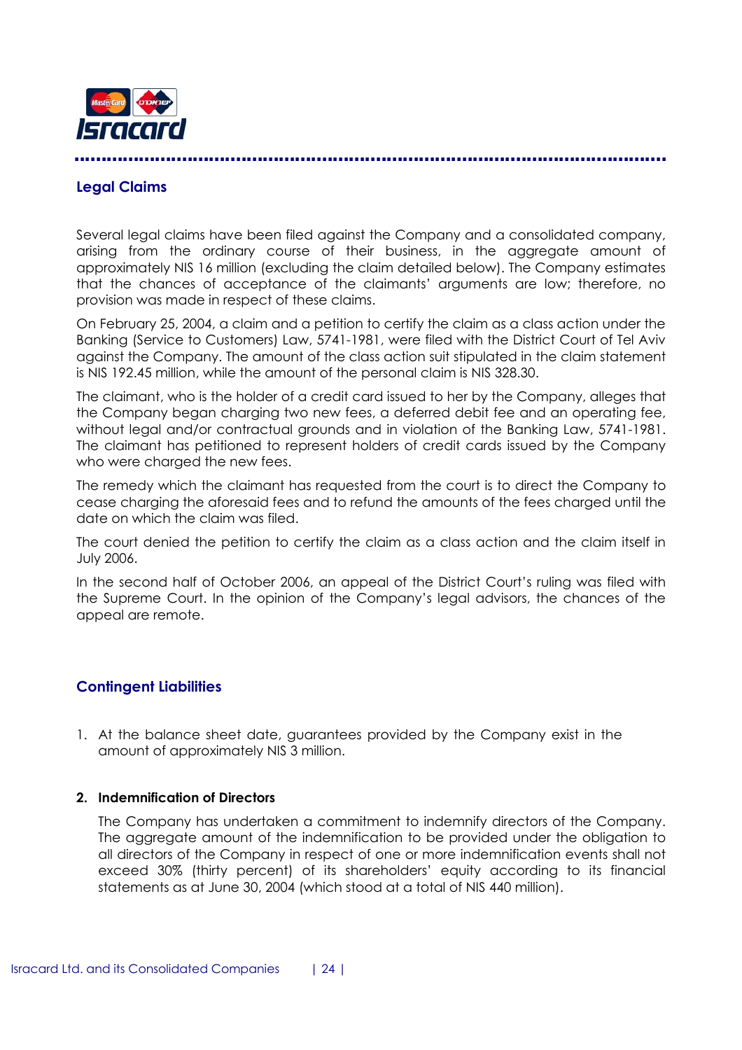## Legal Claims

Several legal claims have been filed against the Company and a consolidated company, arising from the ordinary course of their business, in the aggregate amount of approximately NIS 16 million (excluding the claim detailed below). The Company estimates that the chances of acceptance of the claimants' arguments are low; therefore, no provision was made in respect of these claims.

On February 25, 2004, a claim and a petition to certify the claim as a class action under the Banking (Service to Customers) Law, 5741-1981, were filed with the District Court of Tel Aviv against the Company. The amount of the class action suit stipulated in the claim statement is NIS 192.45 million, while the amount of the personal claim is NIS 328.30.

The claimant, who is the holder of a credit card issued to her by the Company, alleges that the Company began charging two new fees, a deferred debit fee and an operating fee, without legal and/or contractual grounds and in violation of the Banking Law, 5741-1981. The claimant has petitioned to represent holders of credit cards issued by the Company who were charged the new fees.

The remedy which the claimant has requested from the court is to direct the Company to cease charging the aforesaid fees and to refund the amounts of the fees charged until the date on which the claim was filed.

The court denied the petition to certify the claim as a class action and the claim itself in July 2006.

In the second half of October 2006, an appeal of the District Court's ruling was filed with the Supreme Court. In the opinion of the Company's legal advisors, the chances of the appeal are remote.

## Contingent Liabilities

1. At the balance sheet date, guarantees provided by the Company exist in the amount of approximately NIS 3 million.

**2. Indemnification of Directors**

The Company has undertaken a commitment to indemnify directors of the Company. The aggregate amount of the indemnification to be provided under the obligation to all directors of the Company in respect of one or more indemnification events shall not exceed 30% (thirty percent) of its shareholders' equity according to its financial statements as at June 30, 2004 (which stood at a total of NIS 440 million).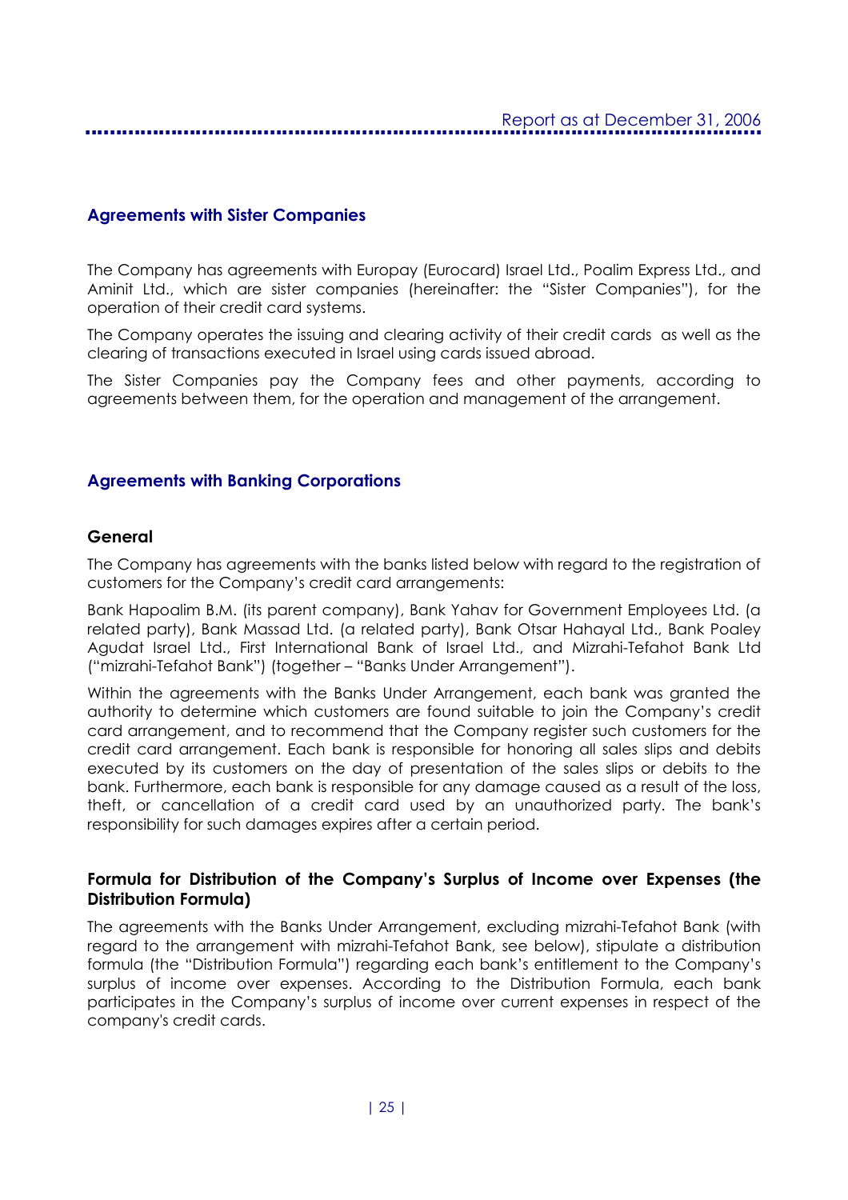## Agreements with Sister Companies

The Company has agreements with Europay (Eurocard) Israel Ltd., Poalim Express Ltd., and Aminit Ltd., which are sister companies (hereinafter: the "Sister Companies"), for the operation of their credit card systems.

The Company operates the issuing and clearing activity of their credit cards as well as the clearing of transactions executed in Israel using cards issued abroad.

The Sister Companies pay the Company fees and other payments, according to agreements between them, for the operation and management of the arrangement.

## Agreements with Banking Corporations

### General

The Company has agreements with the banks listed below with regard to the registration of customers for the Company's credit card arrangements:

Bank Hapoalim B.M. (its parent company), Bank Yahav for Government Employees Ltd. (a related party), Bank Massad Ltd. (a related party), Bank Otsar Hahayal Ltd., Bank Poaley Agudat Israel Ltd., First International Bank of Israel Ltd., and Mizrahi-Tefahot Bank Ltd ("mizrahi-Tefahot Bank") (together – "Banks Under Arrangement").

Within the agreements with the Banks Under Arrangement, each bank was granted the authority to determine which customers are found suitable to join the Company's credit card arrangement, and to recommend that the Company register such customers for the credit card arrangement. Each bank is responsible for honoring all sales slips and debits executed by its customers on the day of presentation of the sales slips or debits to the bank. Furthermore, each bank is responsible for any damage caused as a result of the loss, theft, or cancellation of a credit card used by an unauthorized party. The bank's responsibility for such damages expires after a certain period.

### Formula for Distribution of the Company's Surplus of Income over Expenses (the Distribution Formula)

The agreements with the Banks Under Arrangement, excluding mizrahi-Tefahot Bank (with regard to the arrangement with mizrahi-Tefahot Bank, see below), stipulate a distribution formula (the "Distribution Formula") regarding each bank's entitlement to the Company's surplus of income over expenses. According to the Distribution Formula, each bank participates in the Company's surplus of income over current expenses in respect of the company's credit cards.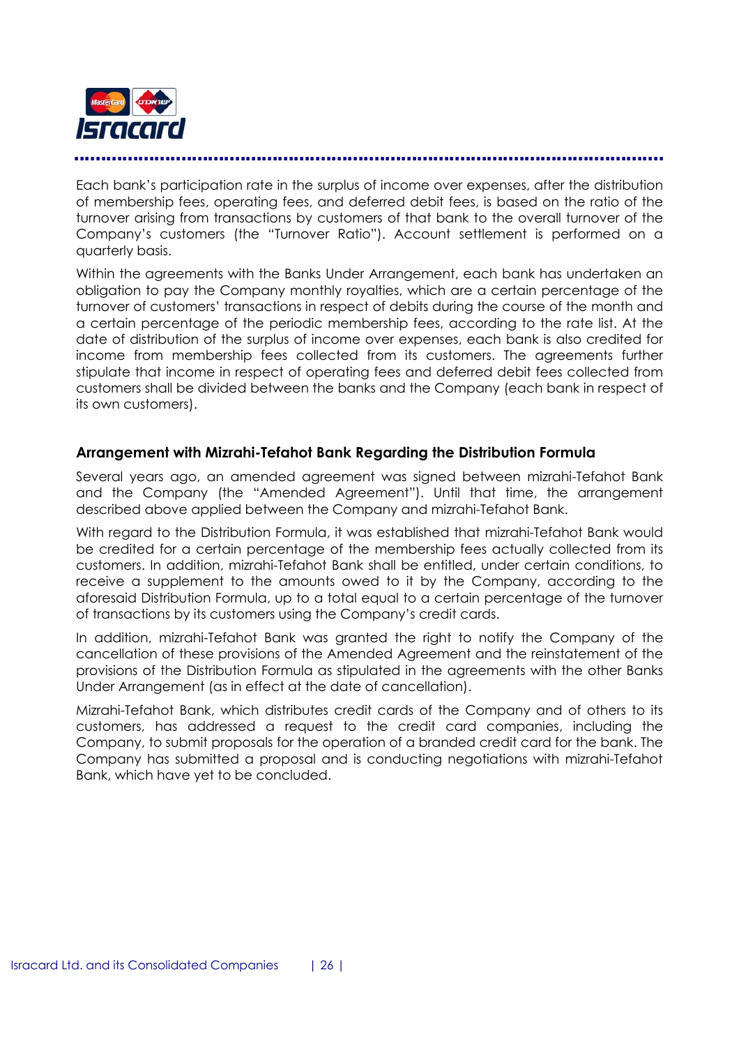Each bank's participation rate in the surplus of income over expenses, after the distribution of membership fees, operating fees, and deferred debit fees, is based on the ratio of the turnover arising from transactions by customers of that bank to the overall turnover of the Company's customers (the "Turnover Ratio"). Account settlement is performed on a quarterly basis.

Within the agreements with the Banks Under Arrangement, each bank has undertaken an obligation to pay the Company monthly royalties, which are a certain percentage of the turnover of customers' transactions in respect of debits during the course of the month and a certain percentage of the periodic membership fees, according to the rate list. At the date of distribution of the surplus of income over expenses, each bank is also credited for income from membership fees collected from its customers. The agreements further stipulate that income in respect of operating fees and deferred debit fees collected from customers shall be divided between the banks and the Company (each bank in respect of its own customers).

### Arrangement with Mizrahi-Tefahot Bank Regarding the Distribution Formula

Several years ago, an amended agreement was signed between mizrahi-Tefahot Bank and the Company (the "Amended Agreement"). Until that time, the arrangement described above applied between the Company and mizrahi-Tefahot Bank.

With regard to the Distribution Formula, it was established that mizrahi-Tefahot Bank would be credited for a certain percentage of the membership fees actually collected from its customers. In addition, mizrahi-Tefahot Bank shall be entitled, under certain conditions, to receive a supplement to the amounts owed to it by the Company, according to the aforesaid Distribution Formula, up to a total equal to a certain percentage of the turnover of transactions by its customers using the Company's credit cards.

In addition, mizrahi-Tefahot Bank was granted the right to notify the Company of the cancellation of these provisions of the Amended Agreement and the reinstatement of the provisions of the Distribution Formula as stipulated in the agreements with the other Banks Under Arrangement (as in effect at the date of cancellation).

Mizrahi-Tefahot Bank, which distributes credit cards of the Company and of others to its customers, has addressed a request to the credit card companies, including the Company, to submit proposals for the operation of a branded credit card for the bank. The Company has submitted a proposal and is conducting negotiations with mizrahi-Tefahot Bank, which have yet to be concluded.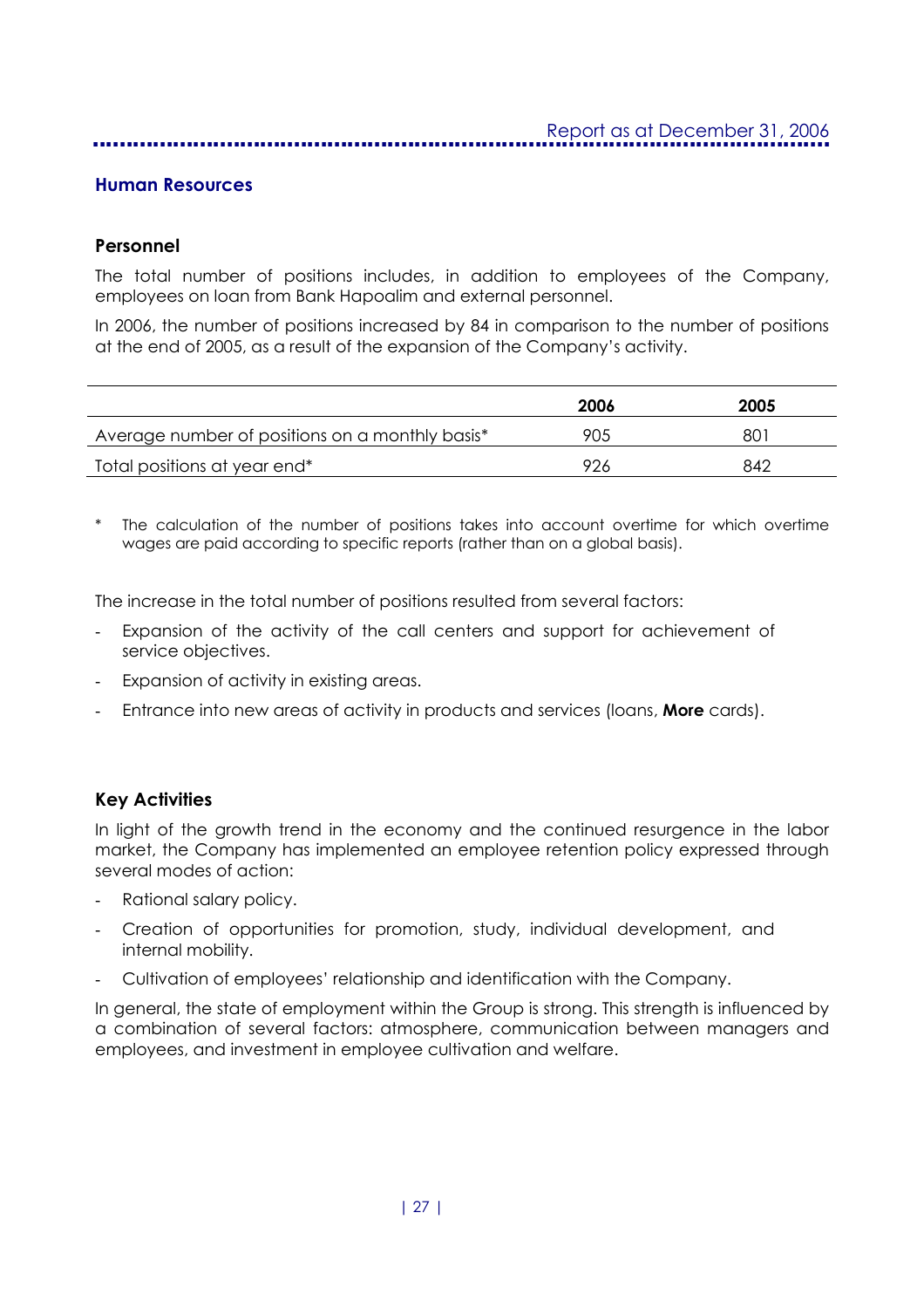## Human Resources

### Personnel

The total number of positions includes, in addition to employees of the Company, employees on loan from Bank Hapoalim and external personnel.

In 2006, the number of positions increased by 84 in comparison to the number of positions at the end of 2005, as a result of the expansion of the Company's activity.

| | 2006 | 2005 |
|---|---|---|
| Average number of positions on a monthly basis* | 905 | 801 |
| Total positions at year end* | 926 | 842 |

\* The calculation of the number of positions takes into account overtime for which overtime wages are paid according to specific reports (rather than on a global basis).

The increase in the total number of positions resulted from several factors:

- Expansion of the activity of the call centers and support for achievement of service objectives.
- Expansion of activity in existing areas.
- Entrance into new areas of activity in products and services (loans, **More** cards).

### Key Activities

In light of the growth trend in the economy and the continued resurgence in the labor market, the Company has implemented an employee retention policy expressed through several modes of action:

- Rational salary policy.
- Creation of opportunities for promotion, study, individual development, and internal mobility.
- Cultivation of employees' relationship and identification with the Company.

In general, the state of employment within the Group is strong. This strength is influenced by a combination of several factors: atmosphere, communication between managers and employees, and investment in employee cultivation and welfare.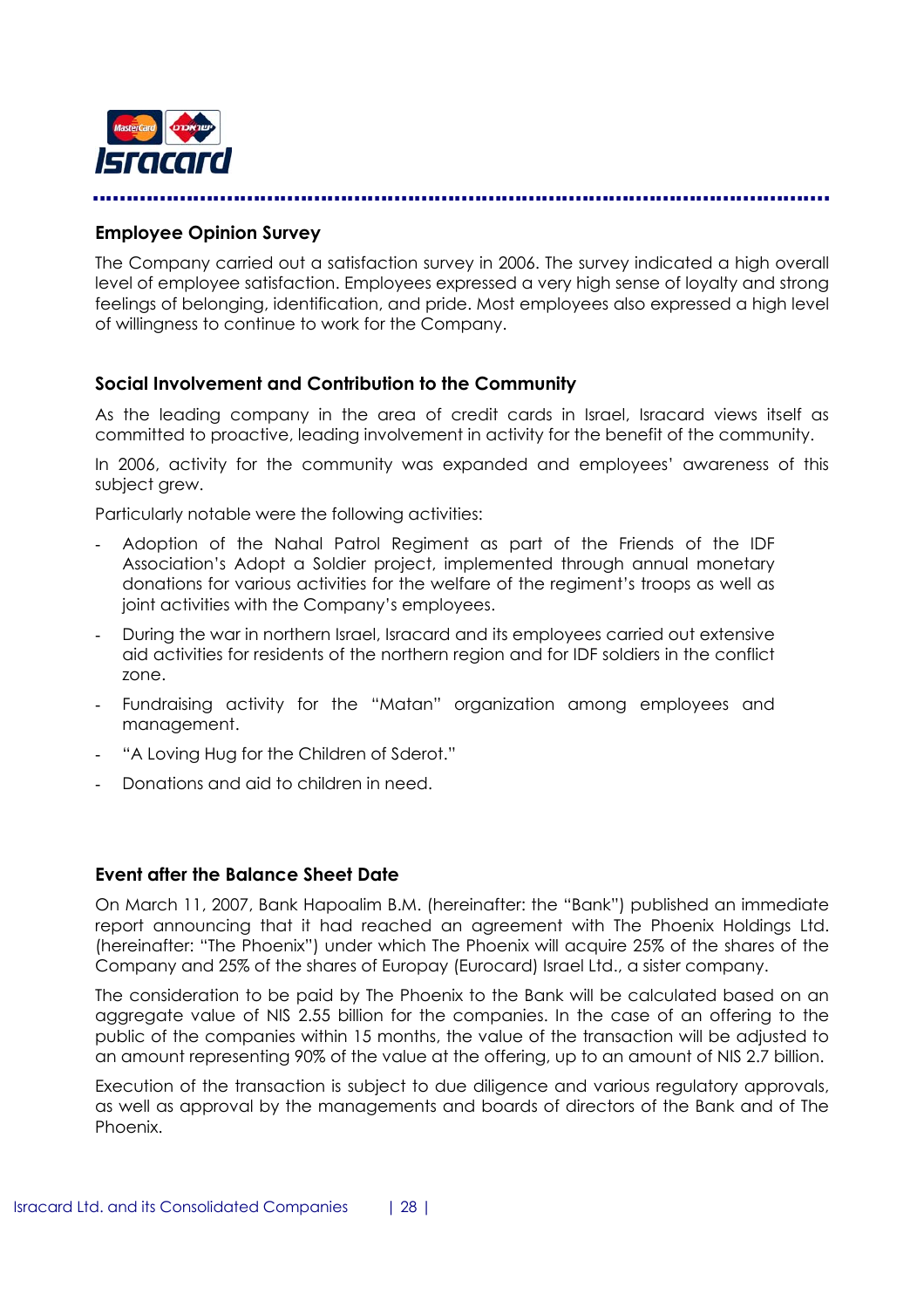## Employee Opinion Survey

The Company carried out a satisfaction survey in 2006. The survey indicated a high overall level of employee satisfaction. Employees expressed a very high sense of loyalty and strong feelings of belonging, identification, and pride. Most employees also expressed a high level of willingness to continue to work for the Company.

## Social Involvement and Contribution to the Community

As the leading company in the area of credit cards in Israel, Isracard views itself as committed to proactive, leading involvement in activity for the benefit of the community.

In 2006, activity for the community was expanded and employees' awareness of this subject grew.

Particularly notable were the following activities:

- Adoption of the Nahal Patrol Regiment as part of the Friends of the IDF Association's Adopt a Soldier project, implemented through annual monetary donations for various activities for the welfare of the regiment's troops as well as joint activities with the Company's employees.
- During the war in northern Israel, Isracard and its employees carried out extensive aid activities for residents of the northern region and for IDF soldiers in the conflict zone.
- Fundraising activity for the "Matan" organization among employees and management.
- "A Loving Hug for the Children of Sderot."
- Donations and aid to children in need.

## Event after the Balance Sheet Date

On March 11, 2007, Bank Hapoalim B.M. (hereinafter: the "Bank") published an immediate report announcing that it had reached an agreement with The Phoenix Holdings Ltd. (hereinafter: "The Phoenix") under which The Phoenix will acquire 25% of the shares of the Company and 25% of the shares of Europay (Eurocard) Israel Ltd., a sister company.

The consideration to be paid by The Phoenix to the Bank will be calculated based on an aggregate value of NIS 2.55 billion for the companies. In the case of an offering to the public of the companies within 15 months, the value of the transaction will be adjusted to an amount representing 90% of the value at the offering, up to an amount of NIS 2.7 billion.

Execution of the transaction is subject to due diligence and various regulatory approvals, as well as approval by the managements and boards of directors of the Bank and of The Phoenix.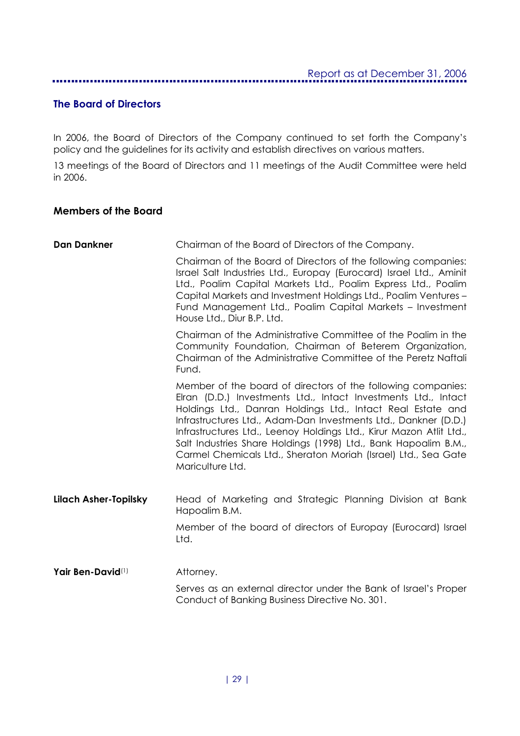## The Board of Directors

In 2006, the Board of Directors of the Company continued to set forth the Company's policy and the guidelines for its activity and establish directives on various matters.

13 meetings of the Board of Directors and 11 meetings of the Audit Committee were held in 2006.

### Members of the Board

**Dan Dankner**

Chairman of the Board of Directors of the Company.

Chairman of the Board of Directors of the following companies: Israel Salt Industries Ltd., Europay (Eurocard) Israel Ltd., Aminit Ltd., Poalim Capital Markets Ltd., Poalim Express Ltd., Poalim Capital Markets and Investment Holdings Ltd., Poalim Ventures – Fund Management Ltd., Poalim Capital Markets – Investment House Ltd., Diur B.P. Ltd.

Chairman of the Administrative Committee of the Poalim in the Community Foundation, Chairman of Beterem Organization, Chairman of the Administrative Committee of the Peretz Naftali Fund.

Member of the board of directors of the following companies: Elran (D.D.) Investments Ltd., Intact Investments Ltd., Intact Holdings Ltd., Danran Holdings Ltd., Intact Real Estate and Infrastructures Ltd., Adam-Dan Investments Ltd., Dankner (D.D.) Infrastructures Ltd., Leenoy Holdings Ltd., Kirur Mazon Atlit Ltd., Salt Industries Share Holdings (1998) Ltd., Bank Hapoalim B.M., Carmel Chemicals Ltd., Sheraton Moriah (Israel) Ltd., Sea Gate Mariculture Ltd.

**Lilach Asher-Topilsky**

Head of Marketing and Strategic Planning Division at Bank Hapoalim B.M.

Member of the board of directors of Europay (Eurocard) Israel Ltd.

**Yair Ben-David**[(1)]

Attorney.

Serves as an external director under the Bank of Israel's Proper Conduct of Banking Business Directive No. 301.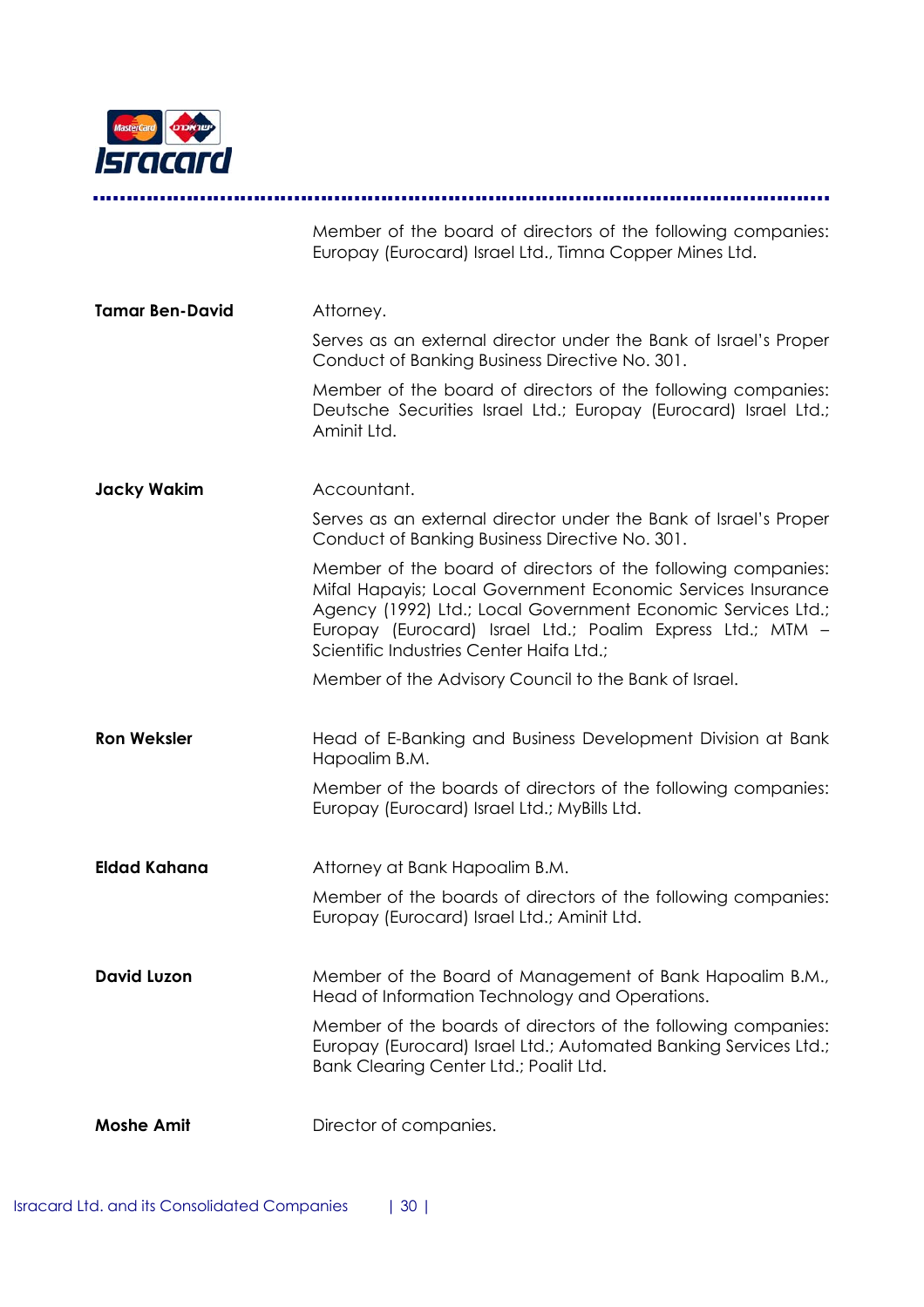Member of the board of directors of the following companies: Europay (Eurocard) Israel Ltd., Timna Copper Mines Ltd.

**Tamar Ben-David**

Attorney.

Serves as an external director under the Bank of Israel's Proper Conduct of Banking Business Directive No. 301.

Member of the board of directors of the following companies: Deutsche Securities Israel Ltd.; Europay (Eurocard) Israel Ltd.; Aminit Ltd.

**Jacky Wakim**

Accountant.

Serves as an external director under the Bank of Israel's Proper Conduct of Banking Business Directive No. 301.

Member of the board of directors of the following companies: Mifal Hapayis; Local Government Economic Services Insurance Agency (1992) Ltd.; Local Government Economic Services Ltd.; Europay (Eurocard) Israel Ltd.; Poalim Express Ltd.; MTM – Scientific Industries Center Haifa Ltd.;

Member of the Advisory Council to the Bank of Israel.

**Ron Weksler**

Head of E-Banking and Business Development Division at Bank Hapoalim B.M.

Member of the boards of directors of the following companies: Europay (Eurocard) Israel Ltd.; MyBills Ltd.

**Eldad Kahana**

Attorney at Bank Hapoalim B.M.

Member of the boards of directors of the following companies: Europay (Eurocard) Israel Ltd.; Aminit Ltd.

**David Luzon**

Member of the Board of Management of Bank Hapoalim B.M., Head of Information Technology and Operations.

Member of the boards of directors of the following companies: Europay (Eurocard) Israel Ltd.; Automated Banking Services Ltd.; Bank Clearing Center Ltd.; Poalit Ltd.

**Moshe Amit**

Director of companies.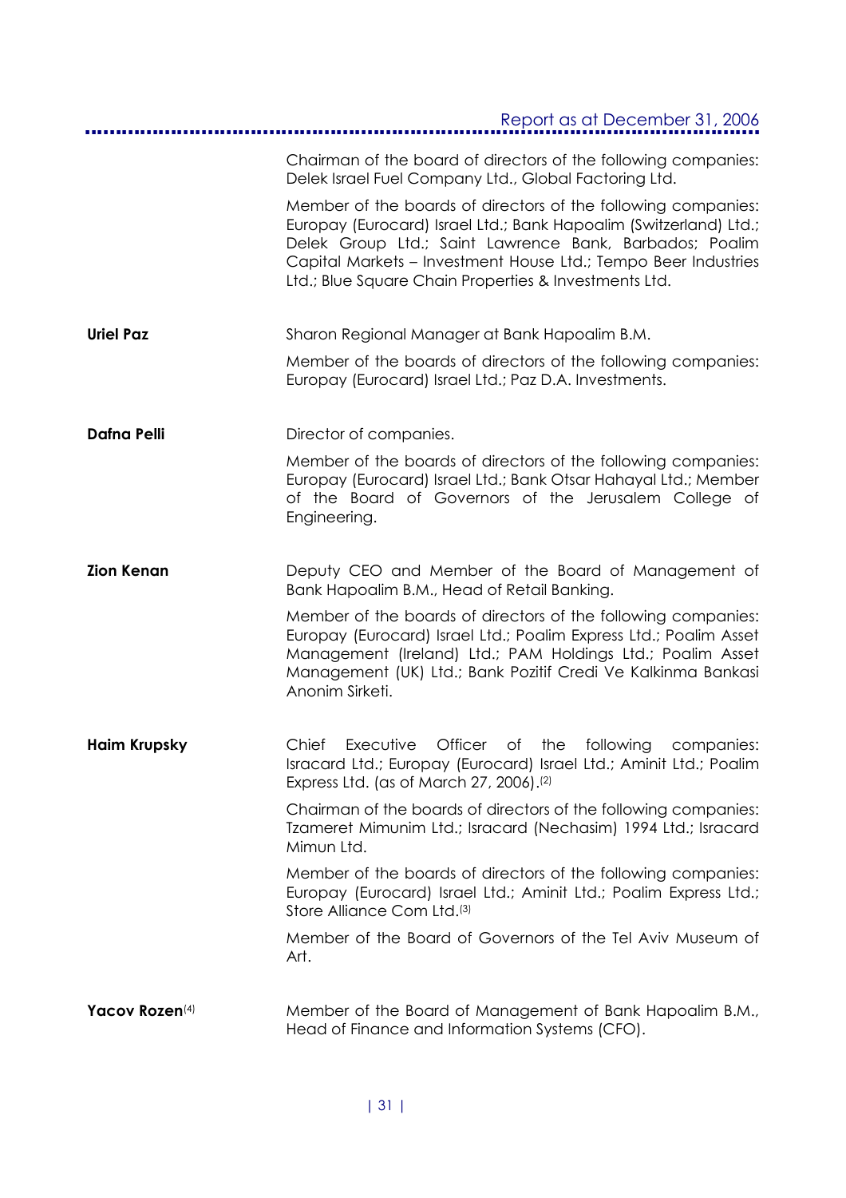Chairman of the board of directors of the following companies: Delek Israel Fuel Company Ltd., Global Factoring Ltd.

Member of the boards of directors of the following companies: Europay (Eurocard) Israel Ltd.; Bank Hapoalim (Switzerland) Ltd.; Delek Group Ltd.; Saint Lawrence Bank, Barbados; Poalim Capital Markets – Investment House Ltd.; Tempo Beer Industries Ltd.; Blue Square Chain Properties & Investments Ltd.

**Uriel Paz**

Sharon Regional Manager at Bank Hapoalim B.M.

Member of the boards of directors of the following companies: Europay (Eurocard) Israel Ltd.; Paz D.A. Investments.

**Dafna Pelli**

Director of companies.

Member of the boards of directors of the following companies: Europay (Eurocard) Israel Ltd.; Bank Otsar Hahayal Ltd.; Member of the Board of Governors of the Jerusalem College of Engineering.

**Zion Kenan**

Deputy CEO and Member of the Board of Management of Bank Hapoalim B.M., Head of Retail Banking.

Member of the boards of directors of the following companies: Europay (Eurocard) Israel Ltd.; Poalim Express Ltd.; Poalim Asset Management (Ireland) Ltd.; PAM Holdings Ltd.; Poalim Asset Management (UK) Ltd.; Bank Pozitif Credi Ve Kalkinma Bankasi Anonim Sirketi.

**Haim Krupsky**

Chief Executive Officer of the following companies: Isracard Ltd.; Europay (Eurocard) Israel Ltd.; Aminit Ltd.; Poalim Express Ltd. (as of March 27, 2006).[2]

Chairman of the boards of directors of the following companies: Tzameret Mimunim Ltd.; Isracard (Nechasim) 1994 Ltd.; Isracard Mimun Ltd.

Member of the boards of directors of the following companies: Europay (Eurocard) Israel Ltd.; Aminit Ltd.; Poalim Express Ltd.; Store Alliance Com Ltd.[3]

Member of the Board of Governors of the Tel Aviv Museum of Art.

**Yacov Rozen**[4]

Member of the Board of Management of Bank Hapoalim B.M., Head of Finance and Information Systems (CFO).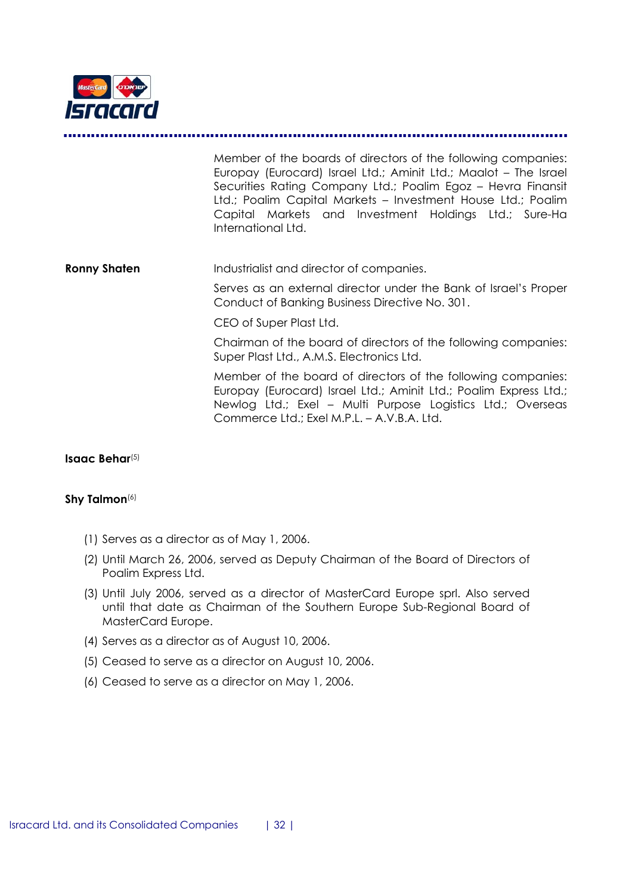| | |
|---|---|
| | Member of the boards of directors of the following companies: Europay (Eurocard) Israel Ltd.; Aminit Ltd.; Maalot – The Israel Securities Rating Company Ltd.; Poalim Egoz – Hevra Finansit Ltd.; Poalim Capital Markets – Investment House Ltd.; Poalim Capital Markets and Investment Holdings Ltd.; Sure-Ha International Ltd. |
| **Ronny Shaten** | Industrialist and director of companies.<br><br>Serves as an external director under the Bank of Israel's Proper Conduct of Banking Business Directive No. 301.<br><br>CEO of Super Plast Ltd.<br><br>Chairman of the board of directors of the following companies: Super Plast Ltd., A.M.S. Electronics Ltd.<br><br>Member of the board of directors of the following companies: Europay (Eurocard) Israel Ltd.; Aminit Ltd.; Poalim Express Ltd.; Newlog Ltd.; Exel – Multi Purpose Logistics Ltd.; Overseas Commerce Ltd.; Exel M.P.L. – A.V.B.A. Ltd. |
| **Isaac Behar**(5) | |
| **Shy Talmon**(6) | |

(1) Serves as a director as of May 1, 2006.

(2) Until March 26, 2006, served as Deputy Chairman of the Board of Directors of Poalim Express Ltd.

(3) Until July 2006, served as a director of MasterCard Europe sprl. Also served until that date as Chairman of the Southern Europe Sub-Regional Board of MasterCard Europe.

(4) Serves as a director as of August 10, 2006.

(5) Ceased to serve as a director on August 10, 2006.

(6) Ceased to serve as a director on May 1, 2006.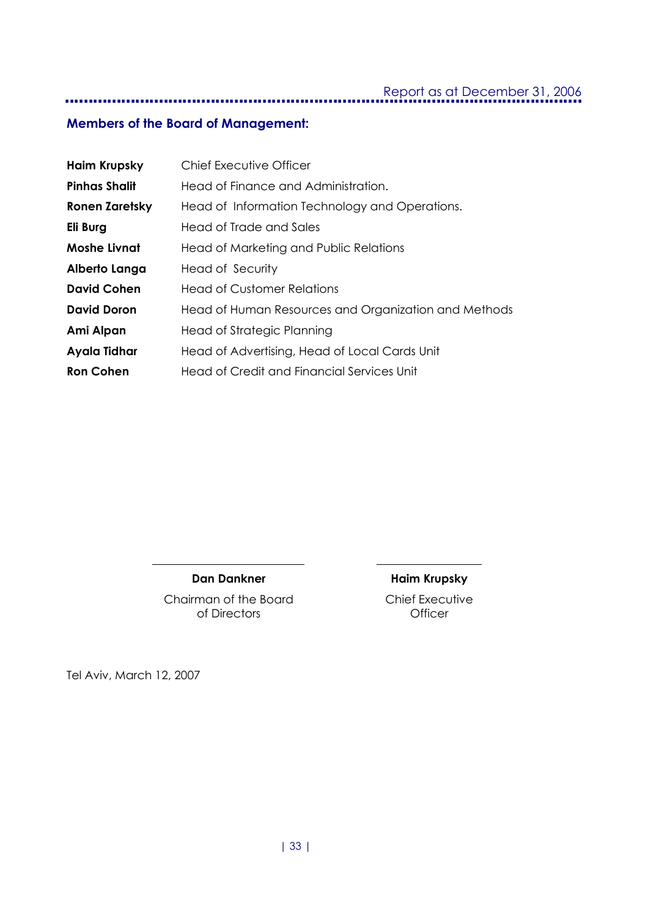## Members of the Board of Management:

| | |
|---|---|
| **Haim Krupsky** | Chief Executive Officer |
| **Pinhas Shalit** | Head of Finance and Administration. |
| **Ronen Zaretsky** | Head of Information Technology and Operations. |
| **Eli Burg** | Head of Trade and Sales |
| **Moshe Livnat** | Head of Marketing and Public Relations |
| **Alberto Langa** | Head of Security |
| **David Cohen** | Head of Customer Relations |
| **David Doron** | Head of Human Resources and Organization and Methods |
| **Ami Alpan** | Head of Strategic Planning |
| **Ayala Tidhar** | Head of Advertising, Head of Local Cards Unit |
| **Ron Cohen** | Head of Credit and Financial Services Unit |

| | |
|---|---|
| **Dan Dankner** | **Haim Krupsky** |
| Chairman of the Board of Directors | Chief Executive Officer |

Tel Aviv, March 12, 2007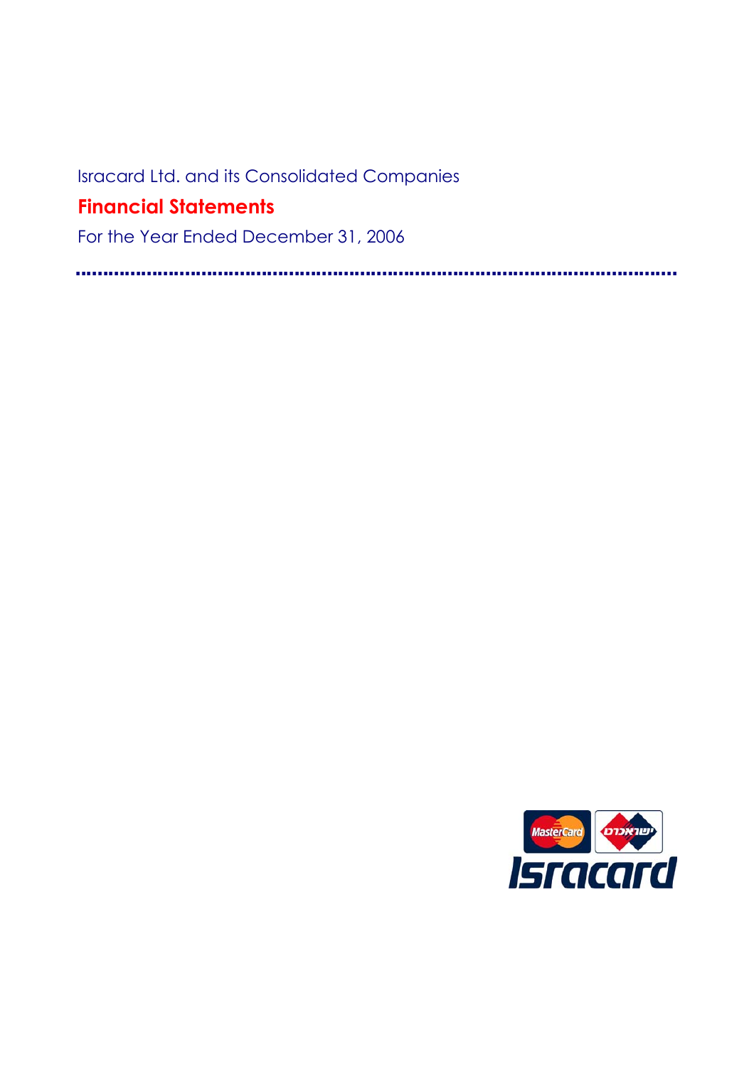Isracard Ltd. and its Consolidated Companies

# Financial Statements

For the Year Ended December 31, 2006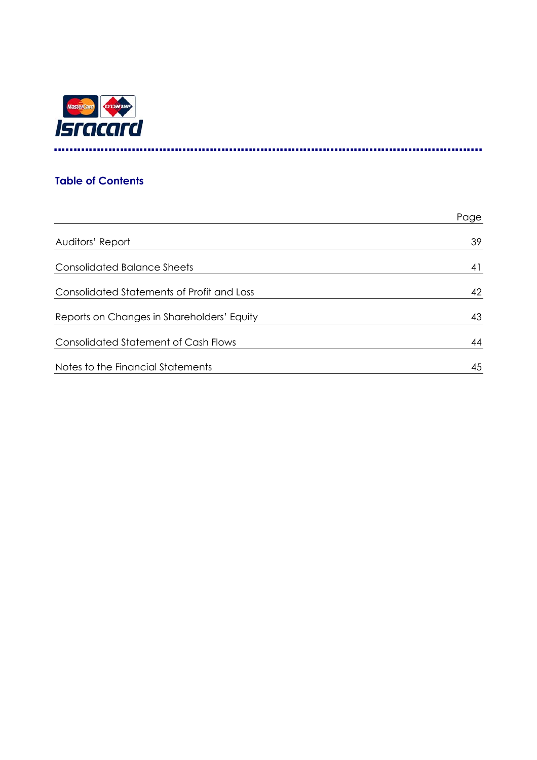## Table of Contents

| | Page |
|---|---|
| Auditors' Report | 39 |
| Consolidated Balance Sheets | 41 |
| Consolidated Statements of Profit and Loss | 42 |
| Reports on Changes in Shareholders' Equity | 43 |
| Consolidated Statement of Cash Flows | 44 |
| Notes to the Financial Statements | 45 |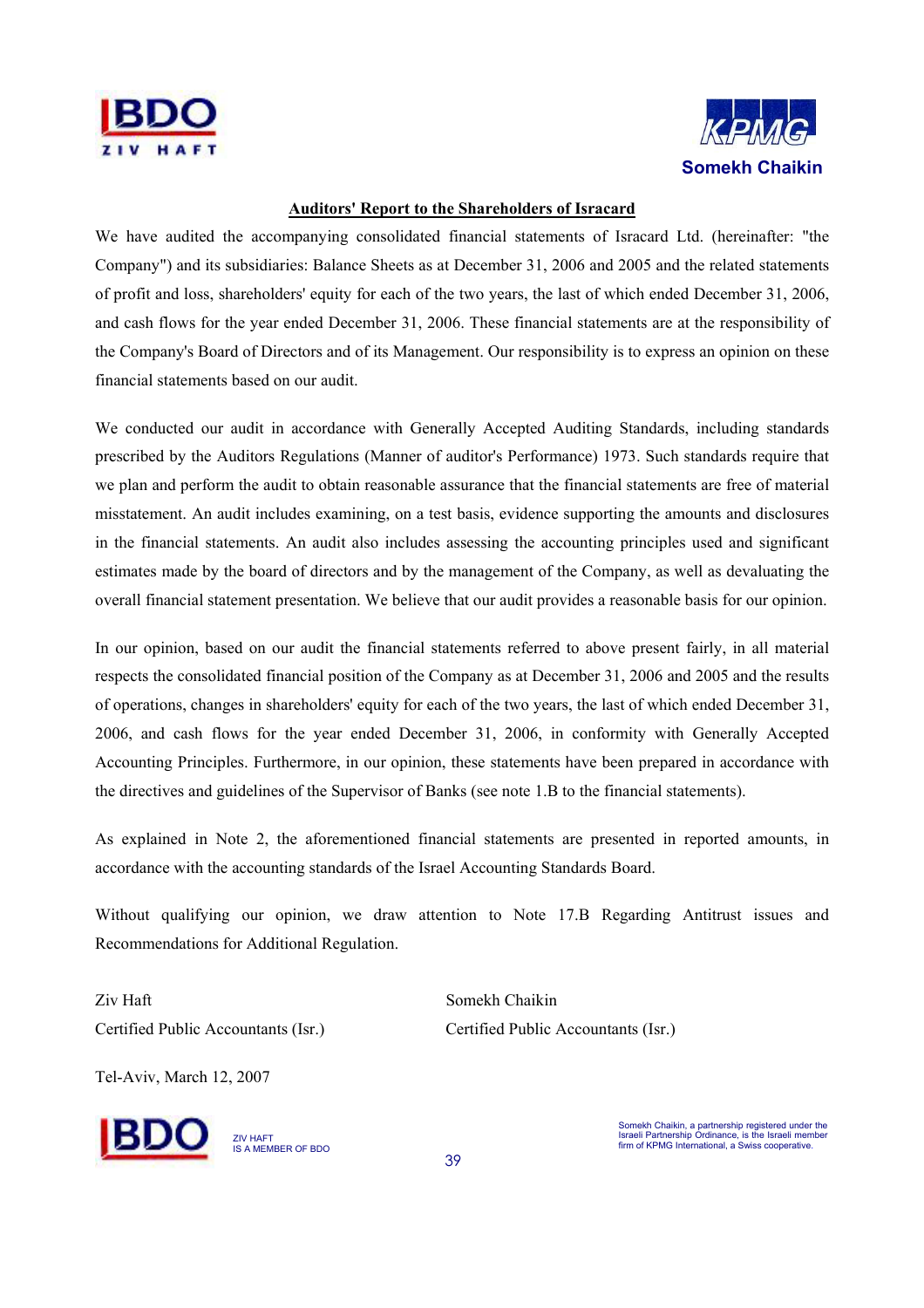BDO ZIV HAFT

KPMG Somekh Chaikin

## Auditors' Report to the Shareholders of Isracard

We have audited the accompanying consolidated financial statements of Isracard Ltd. (hereinafter: "the Company") and its subsidiaries: Balance Sheets as at December 31, 2006 and 2005 and the related statements of profit and loss, shareholders' equity for each of the two years, the last of which ended December 31, 2006, and cash flows for the year ended December 31, 2006. These financial statements are at the responsibility of the Company's Board of Directors and of its Management. Our responsibility is to express an opinion on these financial statements based on our audit.

We conducted our audit in accordance with Generally Accepted Auditing Standards, including standards prescribed by the Auditors Regulations (Manner of auditor's Performance) 1973. Such standards require that we plan and perform the audit to obtain reasonable assurance that the financial statements are free of material misstatement. An audit includes examining, on a test basis, evidence supporting the amounts and disclosures in the financial statements. An audit also includes assessing the accounting principles used and significant estimates made by the board of directors and by the management of the Company, as well as devaluating the overall financial statement presentation. We believe that our audit provides a reasonable basis for our opinion.

In our opinion, based on our audit the financial statements referred to above present fairly, in all material respects the consolidated financial position of the Company as at December 31, 2006 and 2005 and the results of operations, changes in shareholders' equity for each of the two years, the last of which ended December 31, 2006, and cash flows for the year ended December 31, 2006, in conformity with Generally Accepted Accounting Principles. Furthermore, in our opinion, these statements have been prepared in accordance with the directives and guidelines of the Supervisor of Banks (see note 1.B to the financial statements).

As explained in Note 2, the aforementioned financial statements are presented in reported amounts, in accordance with the accounting standards of the Israel Accounting Standards Board.

Without qualifying our opinion, we draw attention to Note 17.B Regarding Antitrust issues and Recommendations for Additional Regulation.

| Ziv Haft | Somekh Chaikin |
|---|---|
| Certified Public Accountants (Isr.) | Certified Public Accountants (Isr.) |

Tel-Aviv, March 12, 2007

BDO ZIV HAFT IS A MEMBER OF BDO

Somekh Chaikin, a partnership registered under the Israeli Partnership Ordinance, is the Israeli member firm of KPMG International, a Swiss cooperative.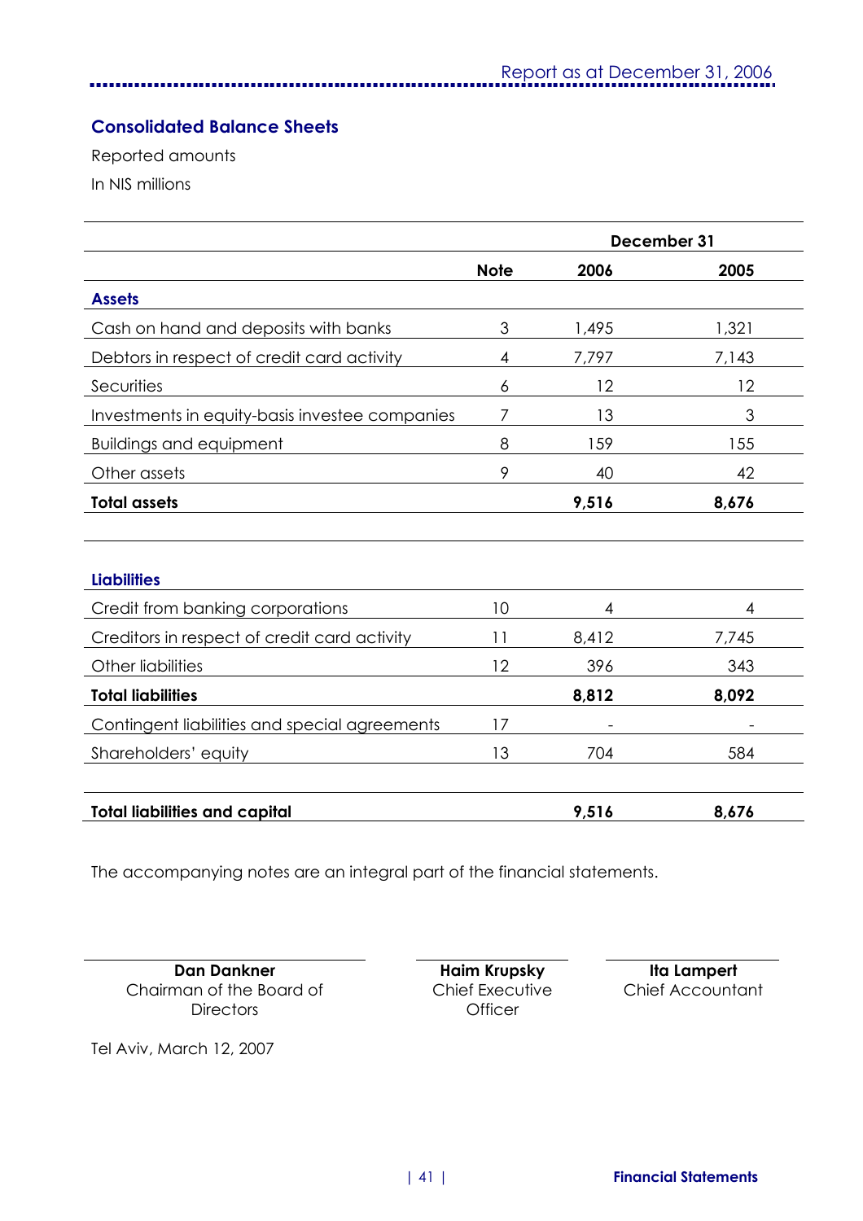## Consolidated Balance Sheets

Reported amounts

In NIS millions

| | | December 31 | |
|---|---|---|---|
| | **Note** | **2006** | **2005** |
| **Assets** | | | |
| Cash on hand and deposits with banks | 3 | 1,495 | 1,321 |
| Debtors in respect of credit card activity | 4 | 7,797 | 7,143 |
| Securities | 6 | 12 | 12 |
| Investments in equity-basis investee companies | 7 | 13 | 3 |
| Buildings and equipment | 8 | 159 | 155 |
| Other assets | 9 | 40 | 42 |
| **Total assets** | | **9,516** | **8,676** |
| | | | |
| **Liabilities** | | | |
| Credit from banking corporations | 10 | 4 | 4 |
| Creditors in respect of credit card activity | 11 | 8,412 | 7,745 |
| Other liabilities | 12 | 396 | 343 |
| **Total liabilities** | | **8,812** | **8,092** |
| Contingent liabilities and special agreements | 17 | - | - |
| Shareholders' equity | 13 | 704 | 584 |
| | | | |
| **Total liabilities and capital** | | **9,516** | **8,676** |

The accompanying notes are an integral part of the financial statements.

| **Dan Dankner** | **Haim Krupsky** | **Ita Lampert** |
|---|---|---|
| Chairman of the Board of Directors | Chief Executive Officer | Chief Accountant |

Tel Aviv, March 12, 2007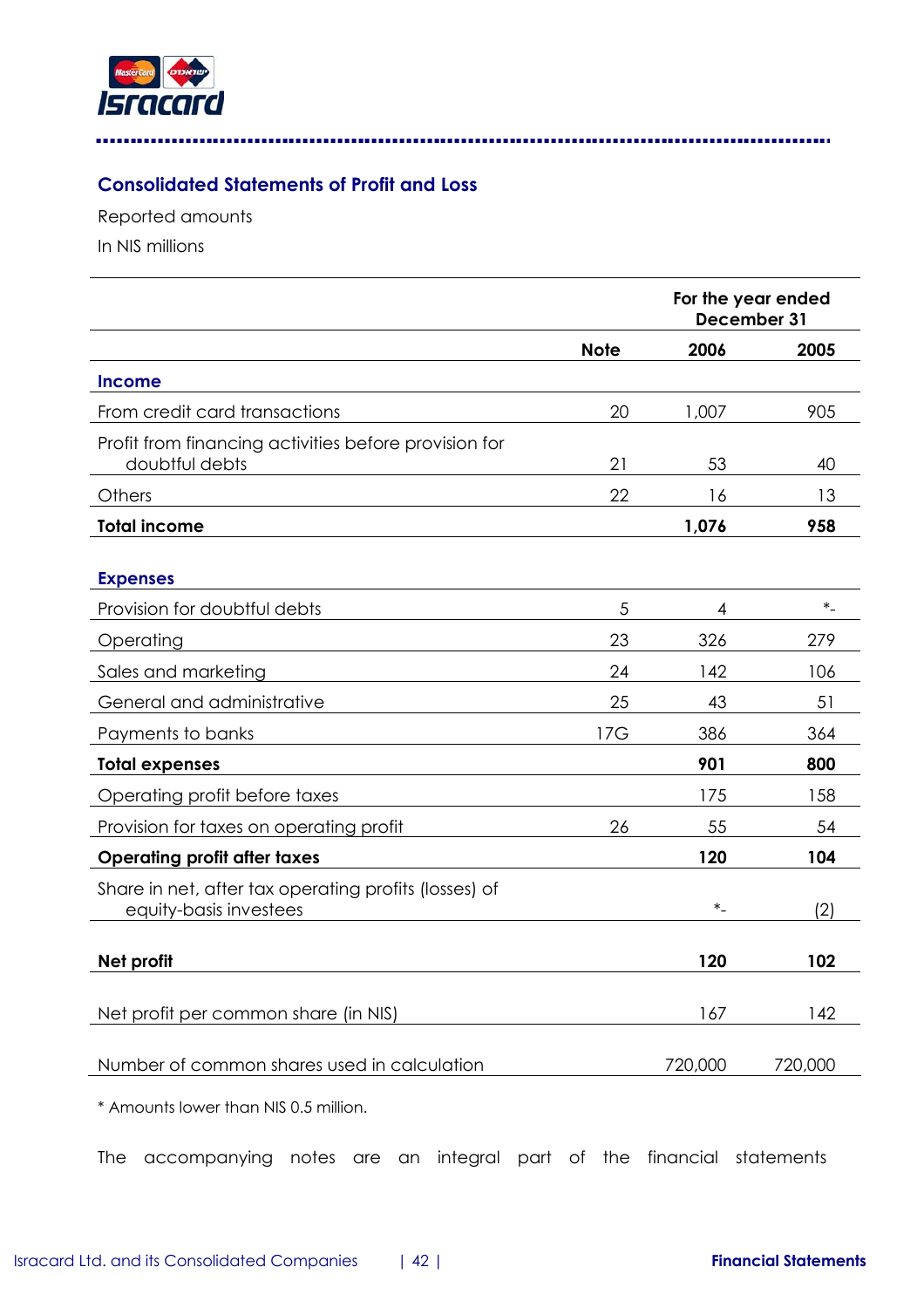## Consolidated Statements of Profit and Loss

Reported amounts

In NIS millions

| | Note | For the year ended December 31 2006 | 2005 |
|---|---|---|---|
| **Income** | | | |
| From credit card transactions | 20 | 1,007 | 905 |
| Profit from financing activities before provision for doubtful debts | 21 | 53 | 40 |
| Others | 22 | 16 | 13 |
| **Total income** | | **1,076** | **958** |
| **Expenses** | | | |
| Provision for doubtful debts | 5 | 4 | *- |
| Operating | 23 | 326 | 279 |
| Sales and marketing | 24 | 142 | 106 |
| General and administrative | 25 | 43 | 51 |
| Payments to banks | 17G | 386 | 364 |
| **Total expenses** | | **901** | **800** |
| Operating profit before taxes | | 175 | 158 |
| Provision for taxes on operating profit | 26 | 55 | 54 |
| **Operating profit after taxes** | | **120** | **104** |
| Share in net, after tax operating profits (losses) of equity-basis investees | | *- | (2) |
| **Net profit** | | **120** | **102** |
| Net profit per common share (in NIS) | | 167 | 142 |
| Number of common shares used in calculation | | 720,000 | 720,000 |

* Amounts lower than NIS 0.5 million.

The accompanying notes are an integral part of the financial statements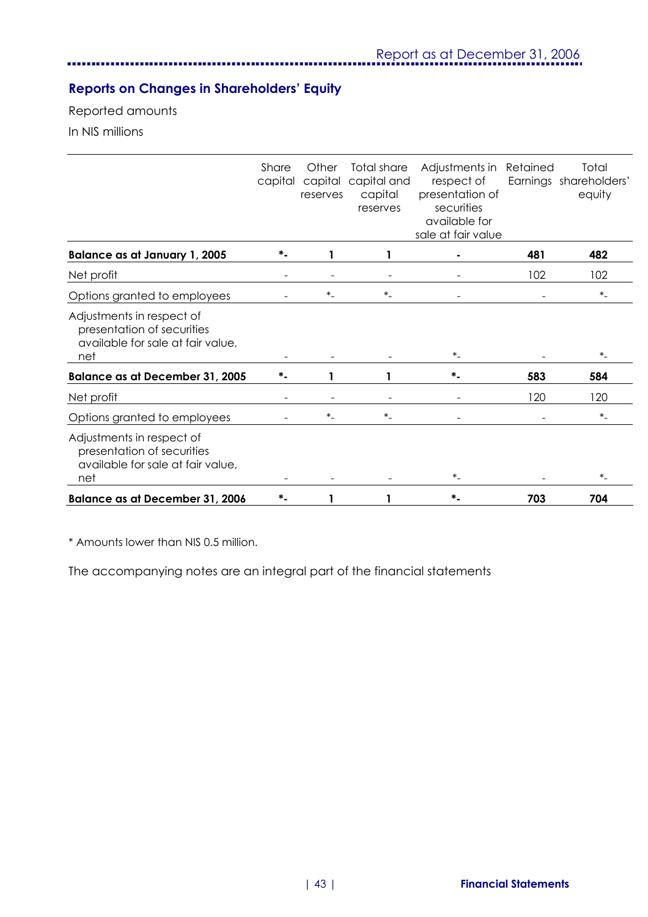## Reports on Changes in Shareholders' Equity

Reported amounts

In NIS millions

| | Share capital | Other capital reserves | Total share capital and capital reserves | Adjustments in respect of presentation of securities available for sale at fair value | Retained Earnings | Total shareholders' equity |
|---|---|---|---|---|---|---|
| **Balance as at January 1, 2005** | **\*-** | **1** | **1** | **-** | **481** | **482** |
| Net profit | - | - | - | - | 102 | 102 |
| Options granted to employees | - | \*- | \*- | - | - | \*- |
| Adjustments in respect of presentation of securities available for sale at fair value, net | - | - | - | \*- | - | \*- |
| **Balance as at December 31, 2005** | **\*-** | **1** | **1** | **\*-** | **583** | **584** |
| Net profit | - | - | - | - | 120 | 120 |
| Options granted to employees | - | \*- | \*- | - | - | \*- |
| Adjustments in respect of presentation of securities available for sale at fair value, net | - | - | - | \*- | - | \*- |
| **Balance as at December 31, 2006** | **\*-** | **1** | **1** | **\*-** | **703** | **704** |

\* Amounts lower than NIS 0.5 million.

The accompanying notes are an integral part of the financial statements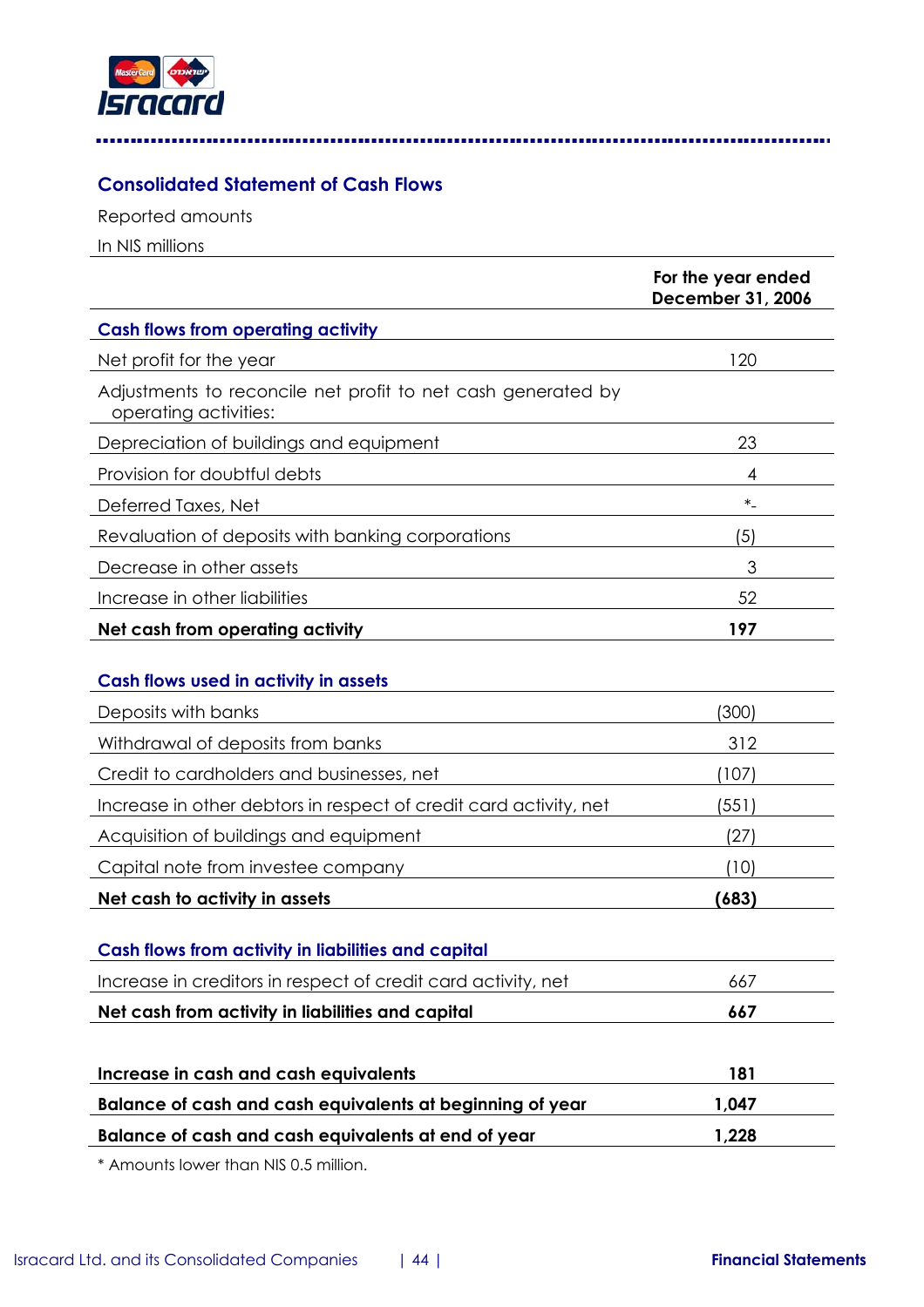## Consolidated Statement of Cash Flows

Reported amounts

In NIS millions

| | For the year ended December 31, 2006 |
|---|---|
| **Cash flows from operating activity** | |
| Net profit for the year | 120 |
| Adjustments to reconcile net profit to net cash generated by operating activities: | |
| Depreciation of buildings and equipment | 23 |
| Provision for doubtful debts | 4 |
| Deferred Taxes, Net | *- |
| Revaluation of deposits with banking corporations | (5) |
| Decrease in other assets | 3 |
| Increase in other liabilities | 52 |
| **Net cash from operating activity** | **197** |
| **Cash flows used in activity in assets** | |
| Deposits with banks | (300) |
| Withdrawal of deposits from banks | 312 |
| Credit to cardholders and businesses, net | (107) |
| Increase in other debtors in respect of credit card activity, net | (551) |
| Acquisition of buildings and equipment | (27) |
| Capital note from investee company | (10) |
| **Net cash to activity in assets** | **(683)** |
| **Cash flows from activity in liabilities and capital** | |
| Increase in creditors in respect of credit card activity, net | 667 |
| **Net cash from activity in liabilities and capital** | **667** |
| **Increase in cash and cash equivalents** | **181** |
| **Balance of cash and cash equivalents at beginning of year** | **1,047** |
| **Balance of cash and cash equivalents at end of year** | **1,228** |

* Amounts lower than NIS 0.5 million.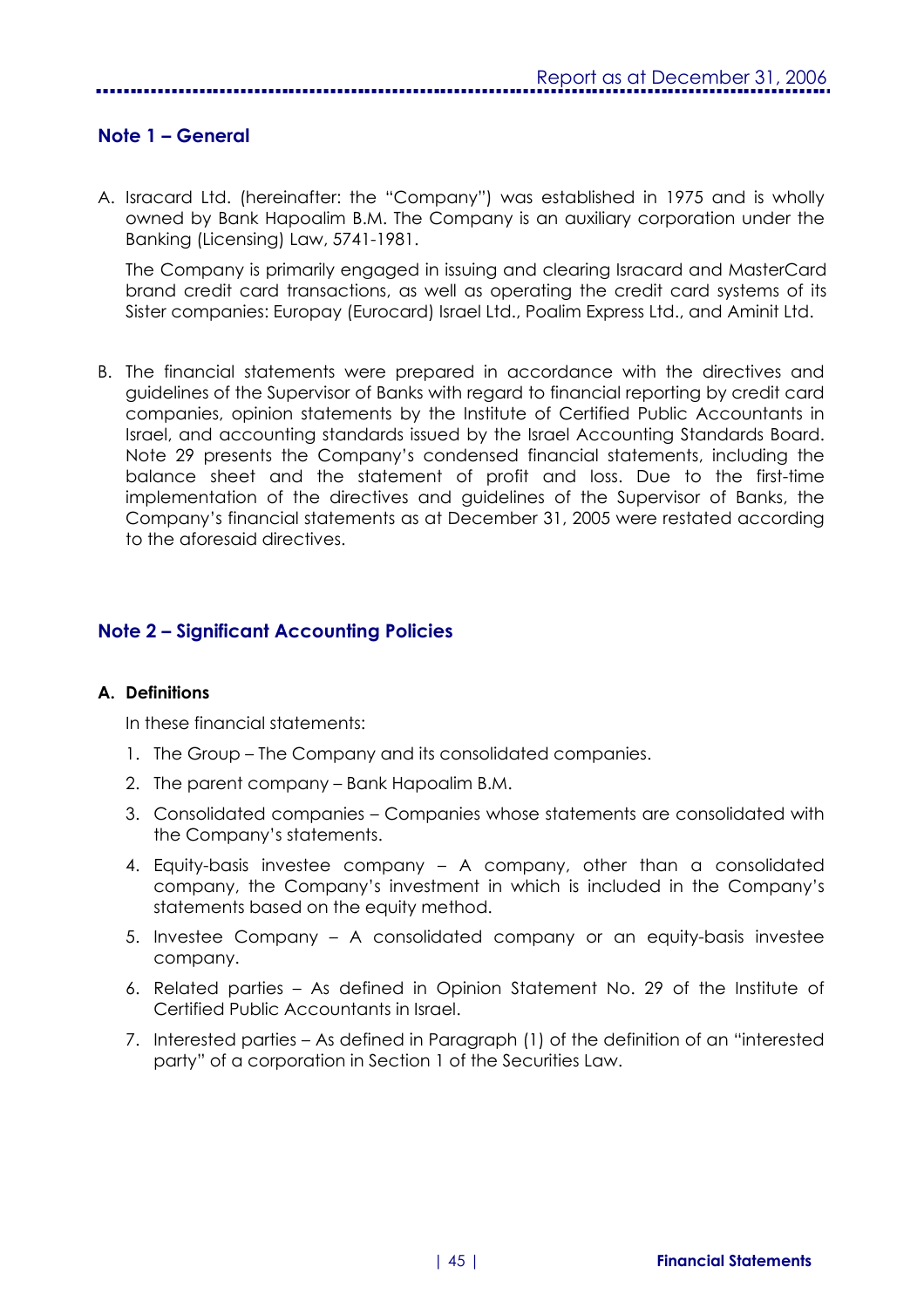## Note 1 – General

A. Isracard Ltd. (hereinafter: the "Company") was established in 1975 and is wholly owned by Bank Hapoalim B.M. The Company is an auxiliary corporation under the Banking (Licensing) Law, 5741-1981.

   The Company is primarily engaged in issuing and clearing Isracard and MasterCard brand credit card transactions, as well as operating the credit card systems of its Sister companies: Europay (Eurocard) Israel Ltd., Poalim Express Ltd., and Aminit Ltd.

B. The financial statements were prepared in accordance with the directives and guidelines of the Supervisor of Banks with regard to financial reporting by credit card companies, opinion statements by the Institute of Certified Public Accountants in Israel, and accounting standards issued by the Israel Accounting Standards Board. Note 29 presents the Company's condensed financial statements, including the balance sheet and the statement of profit and loss. Due to the first-time implementation of the directives and guidelines of the Supervisor of Banks, the Company's financial statements as at December 31, 2005 were restated according to the aforesaid directives.

## Note 2 – Significant Accounting Policies

### A. Definitions

In these financial statements:

1. The Group – The Company and its consolidated companies.
2. The parent company – Bank Hapoalim B.M.
3. Consolidated companies – Companies whose statements are consolidated with the Company's statements.
4. Equity-basis investee company – A company, other than a consolidated company, the Company's investment in which is included in the Company's statements based on the equity method.
5. Investee Company – A consolidated company or an equity-basis investee company.
6. Related parties – As defined in Opinion Statement No. 29 of the Institute of Certified Public Accountants in Israel.
7. Interested parties – As defined in Paragraph (1) of the definition of an "interested party" of a corporation in Section 1 of the Securities Law.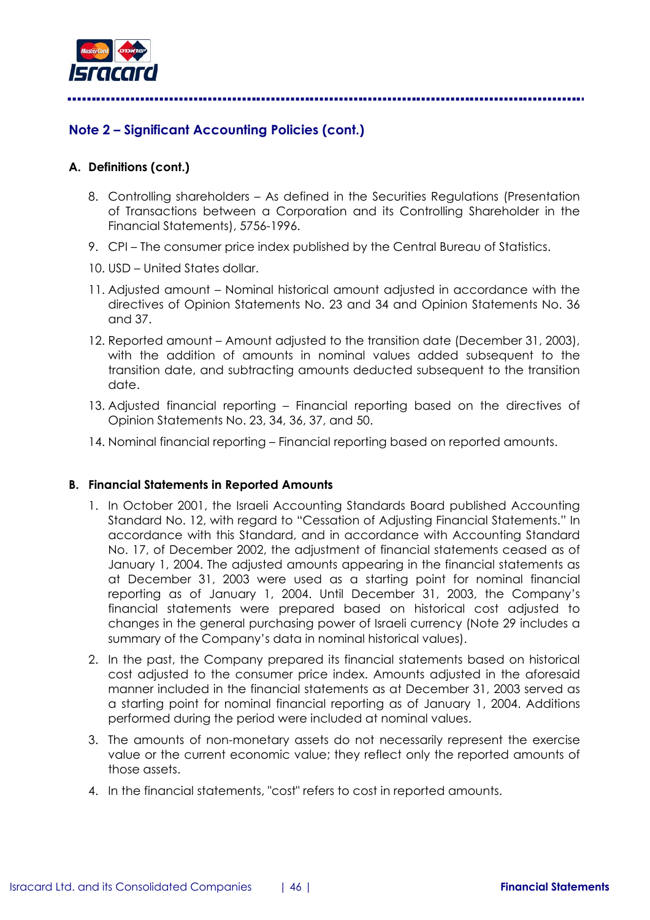## Note 2 – Significant Accounting Policies (cont.)

### A. Definitions (cont.)

8. Controlling shareholders – As defined in the Securities Regulations (Presentation of Transactions between a Corporation and its Controlling Shareholder in the Financial Statements), 5756-1996.
9. CPI – The consumer price index published by the Central Bureau of Statistics.
10. USD – United States dollar.
11. Adjusted amount – Nominal historical amount adjusted in accordance with the directives of Opinion Statements No. 23 and 34 and Opinion Statements No. 36 and 37.
12. Reported amount – Amount adjusted to the transition date (December 31, 2003), with the addition of amounts in nominal values added subsequent to the transition date, and subtracting amounts deducted subsequent to the transition date.
13. Adjusted financial reporting – Financial reporting based on the directives of Opinion Statements No. 23, 34, 36, 37, and 50.
14. Nominal financial reporting – Financial reporting based on reported amounts.

### B. Financial Statements in Reported Amounts

1. In October 2001, the Israeli Accounting Standards Board published Accounting Standard No. 12, with regard to "Cessation of Adjusting Financial Statements." In accordance with this Standard, and in accordance with Accounting Standard No. 17, of December 2002, the adjustment of financial statements ceased as of January 1, 2004. The adjusted amounts appearing in the financial statements as at December 31, 2003 were used as a starting point for nominal financial reporting as of January 1, 2004. Until December 31, 2003, the Company's financial statements were prepared based on historical cost adjusted to changes in the general purchasing power of Israeli currency (Note 29 includes a summary of the Company's data in nominal historical values).
2. In the past, the Company prepared its financial statements based on historical cost adjusted to the consumer price index. Amounts adjusted in the aforesaid manner included in the financial statements as at December 31, 2003 served as a starting point for nominal financial reporting as of January 1, 2004. Additions performed during the period were included at nominal values.
3. The amounts of non-monetary assets do not necessarily represent the exercise value or the current economic value; they reflect only the reported amounts of those assets.
4. In the financial statements, "cost" refers to cost in reported amounts.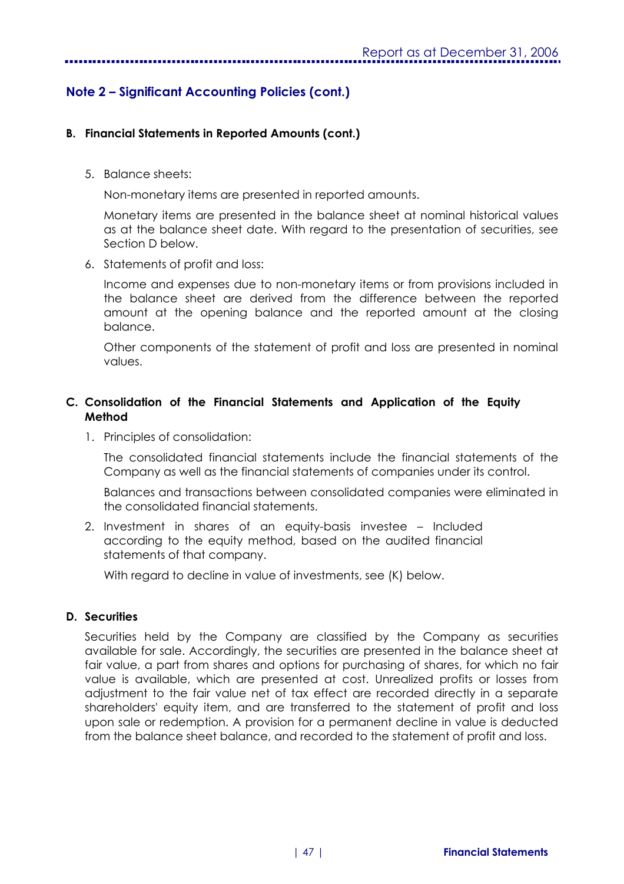## Note 2 – Significant Accounting Policies (cont.)

### B. Financial Statements in Reported Amounts (cont.)

5. Balance sheets:

   Non-monetary items are presented in reported amounts.

   Monetary items are presented in the balance sheet at nominal historical values as at the balance sheet date. With regard to the presentation of securities, see Section D below.

6. Statements of profit and loss:

   Income and expenses due to non-monetary items or from provisions included in the balance sheet are derived from the difference between the reported amount at the opening balance and the reported amount at the closing balance.

   Other components of the statement of profit and loss are presented in nominal values.

### C. Consolidation of the Financial Statements and Application of the Equity Method

1. Principles of consolidation:

   The consolidated financial statements include the financial statements of the Company as well as the financial statements of companies under its control.

   Balances and transactions between consolidated companies were eliminated in the consolidated financial statements.

2. Investment in shares of an equity-basis investee – Included according to the equity method, based on the audited financial statements of that company.

   With regard to decline in value of investments, see (K) below.

### D. Securities

Securities held by the Company are classified by the Company as securities available for sale. Accordingly, the securities are presented in the balance sheet at fair value, a part from shares and options for purchasing of shares, for which no fair value is available, which are presented at cost. Unrealized profits or losses from adjustment to the fair value net of tax effect are recorded directly in a separate shareholders' equity item, and are transferred to the statement of profit and loss upon sale or redemption. A provision for a permanent decline in value is deducted from the balance sheet balance, and recorded to the statement of profit and loss.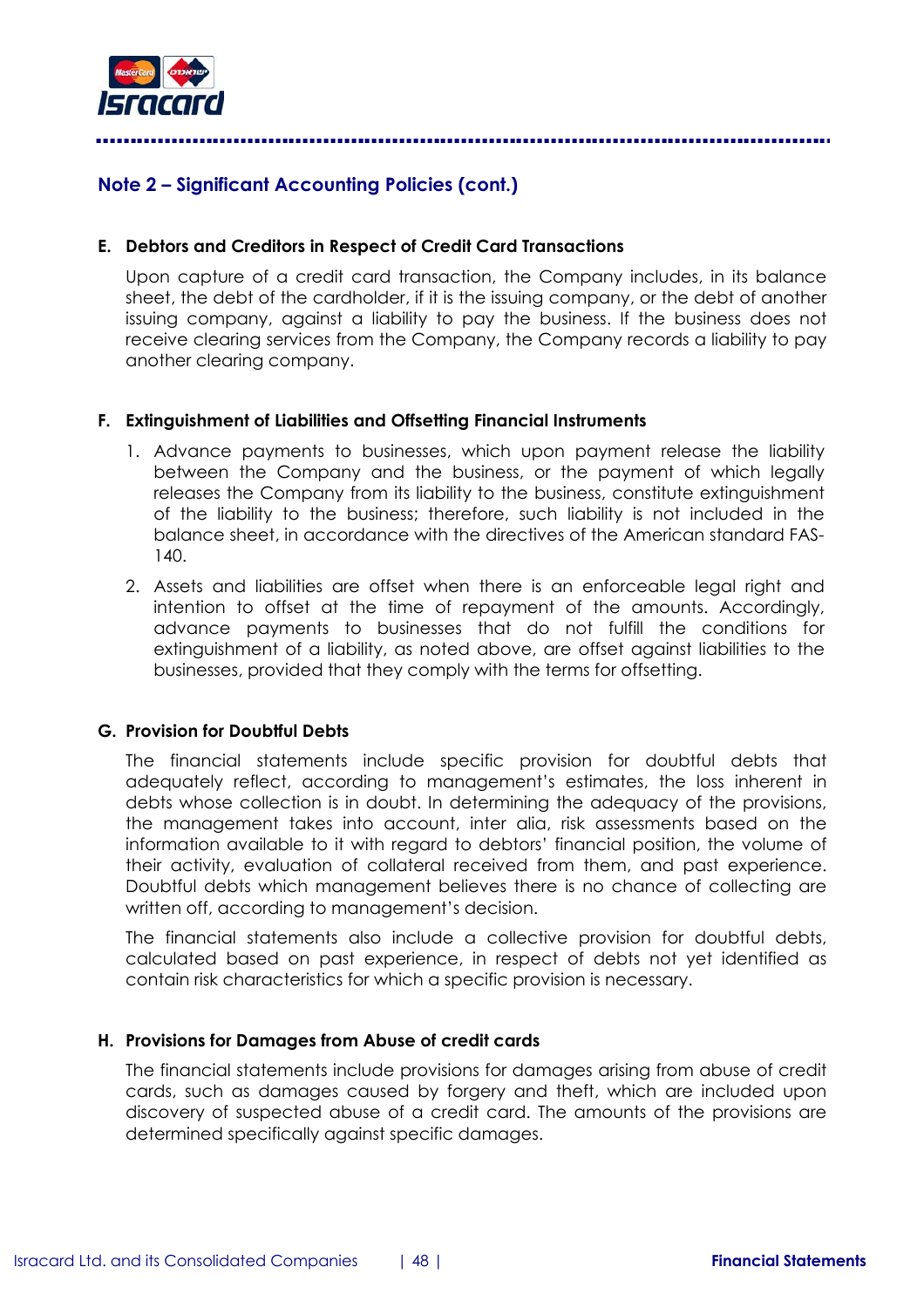## Note 2 – Significant Accounting Policies (cont.)

### E. Debtors and Creditors in Respect of Credit Card Transactions

Upon capture of a credit card transaction, the Company includes, in its balance sheet, the debt of the cardholder, if it is the issuing company, or the debt of another issuing company, against a liability to pay the business. If the business does not receive clearing services from the Company, the Company records a liability to pay another clearing company.

### F. Extinguishment of Liabilities and Offsetting Financial Instruments

1. Advance payments to businesses, which upon payment release the liability between the Company and the business, or the payment of which legally releases the Company from its liability to the business, constitute extinguishment of the liability to the business; therefore, such liability is not included in the balance sheet, in accordance with the directives of the American standard FAS-140.
2. Assets and liabilities are offset when there is an enforceable legal right and intention to offset at the time of repayment of the amounts. Accordingly, advance payments to businesses that do not fulfill the conditions for extinguishment of a liability, as noted above, are offset against liabilities to the businesses, provided that they comply with the terms for offsetting.

### G. Provision for Doubtful Debts

The financial statements include specific provision for doubtful debts that adequately reflect, according to management's estimates, the loss inherent in debts whose collection is in doubt. In determining the adequacy of the provisions, the management takes into account, inter alia, risk assessments based on the information available to it with regard to debtors' financial position, the volume of their activity, evaluation of collateral received from them, and past experience. Doubtful debts which management believes there is no chance of collecting are written off, according to management's decision.

The financial statements also include a collective provision for doubtful debts, calculated based on past experience, in respect of debts not yet identified as contain risk characteristics for which a specific provision is necessary.

### H. Provisions for Damages from Abuse of credit cards

The financial statements include provisions for damages arising from abuse of credit cards, such as damages caused by forgery and theft, which are included upon discovery of suspected abuse of a credit card. The amounts of the provisions are determined specifically against specific damages.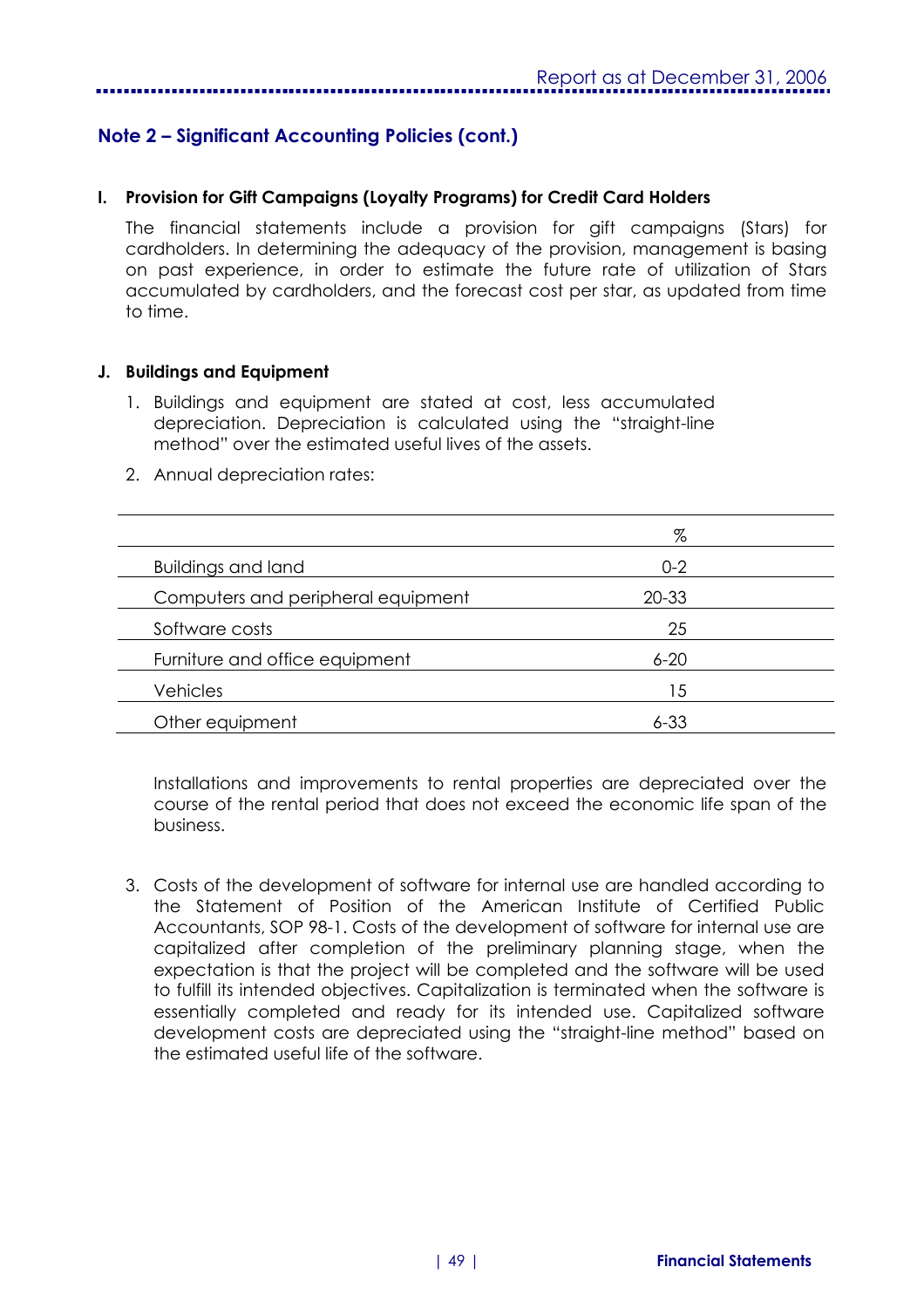## Note 2 – Significant Accounting Policies (cont.)

### I. Provision for Gift Campaigns (Loyalty Programs) for Credit Card Holders

The financial statements include a provision for gift campaigns (Stars) for cardholders. In determining the adequacy of the provision, management is basing on past experience, in order to estimate the future rate of utilization of Stars accumulated by cardholders, and the forecast cost per star, as updated from time to time.

### J. Buildings and Equipment

1. Buildings and equipment are stated at cost, less accumulated depreciation. Depreciation is calculated using the "straight-line method" over the estimated useful lives of the assets.

2. Annual depreciation rates:

| | % |
|---|---|
| Buildings and land | 0-2 |
| Computers and peripheral equipment | 20-33 |
| Software costs | 25 |
| Furniture and office equipment | 6-20 |
| Vehicles | 15 |
| Other equipment | 6-33 |

Installations and improvements to rental properties are depreciated over the course of the rental period that does not exceed the economic life span of the business.

3. Costs of the development of software for internal use are handled according to the Statement of Position of the American Institute of Certified Public Accountants, SOP 98-1. Costs of the development of software for internal use are capitalized after completion of the preliminary planning stage, when the expectation is that the project will be completed and the software will be used to fulfill its intended objectives. Capitalization is terminated when the software is essentially completed and ready for its intended use. Capitalized software development costs are depreciated using the "straight-line method" based on the estimated useful life of the software.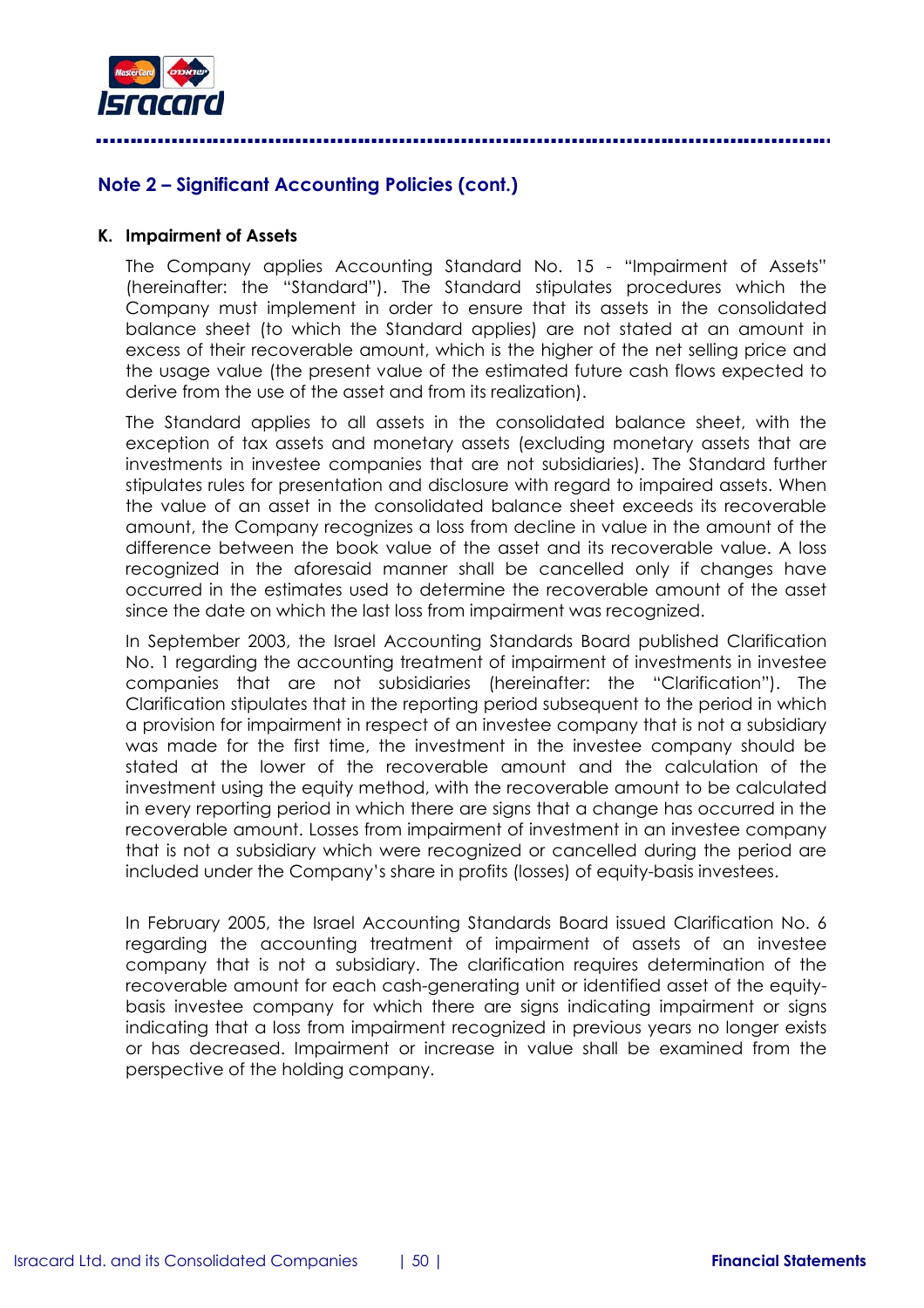## Note 2 – Significant Accounting Policies (cont.)

**K. Impairment of Assets**

The Company applies Accounting Standard No. 15 - "Impairment of Assets" (hereinafter: the "Standard"). The Standard stipulates procedures which the Company must implement in order to ensure that its assets in the consolidated balance sheet (to which the Standard applies) are not stated at an amount in excess of their recoverable amount, which is the higher of the net selling price and the usage value (the present value of the estimated future cash flows expected to derive from the use of the asset and from its realization).

The Standard applies to all assets in the consolidated balance sheet, with the exception of tax assets and monetary assets (excluding monetary assets that are investments in investee companies that are not subsidiaries). The Standard further stipulates rules for presentation and disclosure with regard to impaired assets. When the value of an asset in the consolidated balance sheet exceeds its recoverable amount, the Company recognizes a loss from decline in value in the amount of the difference between the book value of the asset and its recoverable value. A loss recognized in the aforesaid manner shall be cancelled only if changes have occurred in the estimates used to determine the recoverable amount of the asset since the date on which the last loss from impairment was recognized.

In September 2003, the Israel Accounting Standards Board published Clarification No. 1 regarding the accounting treatment of impairment of investments in investee companies that are not subsidiaries (hereinafter: the "Clarification"). The Clarification stipulates that in the reporting period subsequent to the period in which a provision for impairment in respect of an investee company that is not a subsidiary was made for the first time, the investment in the investee company should be stated at the lower of the recoverable amount and the calculation of the investment using the equity method, with the recoverable amount to be calculated in every reporting period in which there are signs that a change has occurred in the recoverable amount. Losses from impairment of investment in an investee company that is not a subsidiary which were recognized or cancelled during the period are included under the Company's share in profits (losses) of equity-basis investees.

In February 2005, the Israel Accounting Standards Board issued Clarification No. 6 regarding the accounting treatment of impairment of assets of an investee company that is not a subsidiary. The clarification requires determination of the recoverable amount for each cash-generating unit or identified asset of the equity-basis investee company for which there are signs indicating impairment or signs indicating that a loss from impairment recognized in previous years no longer exists or has decreased. Impairment or increase in value shall be examined from the perspective of the holding company.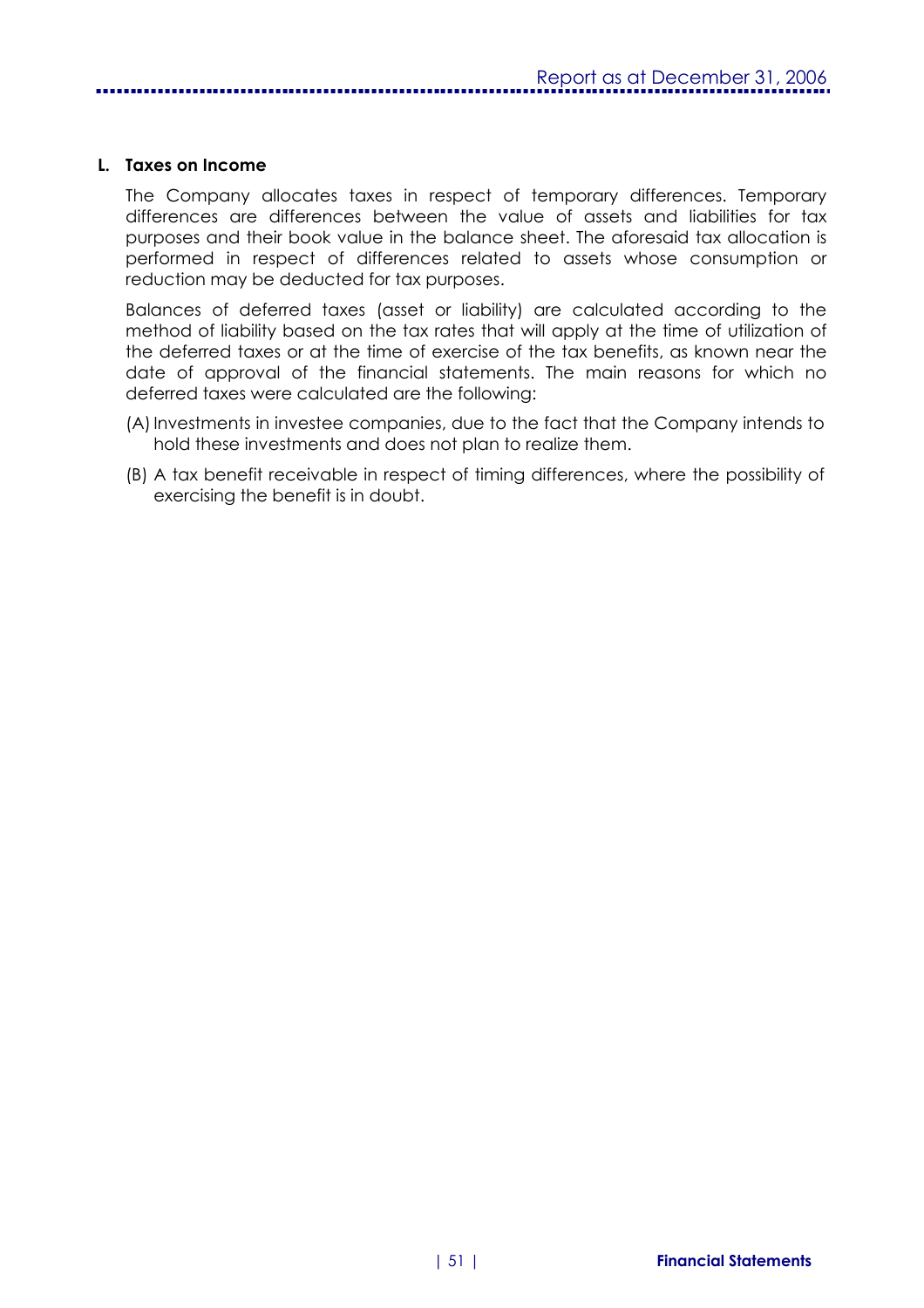### L. Taxes on Income

The Company allocates taxes in respect of temporary differences. Temporary differences are differences between the value of assets and liabilities for tax purposes and their book value in the balance sheet. The aforesaid tax allocation is performed in respect of differences related to assets whose consumption or reduction may be deducted for tax purposes.

Balances of deferred taxes (asset or liability) are calculated according to the method of liability based on the tax rates that will apply at the time of utilization of the deferred taxes or at the time of exercise of the tax benefits, as known near the date of approval of the financial statements. The main reasons for which no deferred taxes were calculated are the following:

(A) Investments in investee companies, due to the fact that the Company intends to hold these investments and does not plan to realize them.

(B) A tax benefit receivable in respect of timing differences, where the possibility of exercising the benefit is in doubt.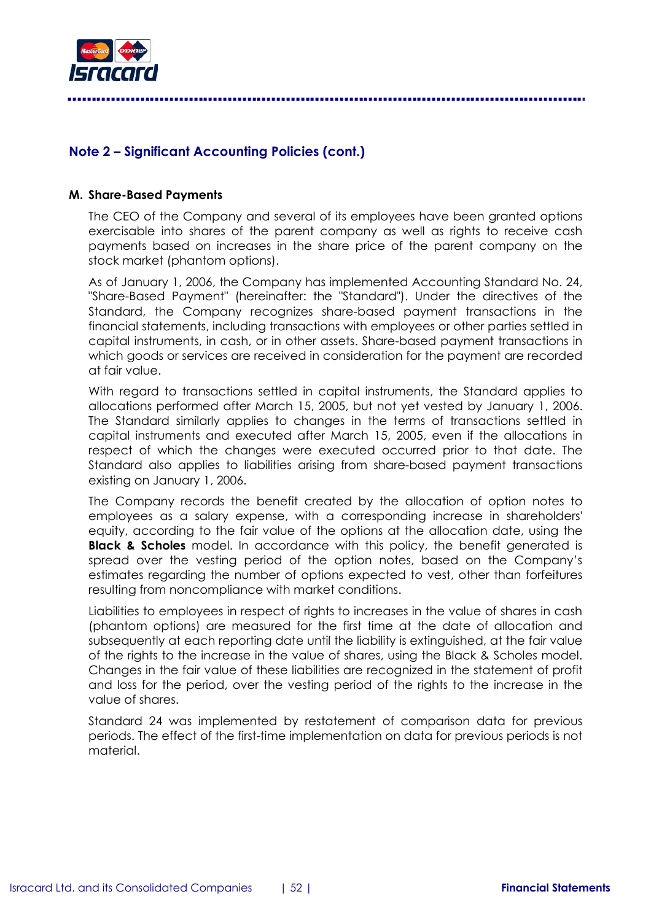## Note 2 – Significant Accounting Policies (cont.)

### M. Share-Based Payments

The CEO of the Company and several of its employees have been granted options exercisable into shares of the parent company as well as rights to receive cash payments based on increases in the share price of the parent company on the stock market (phantom options).

As of January 1, 2006, the Company has implemented Accounting Standard No. 24, "Share-Based Payment" (hereinafter: the "Standard"). Under the directives of the Standard, the Company recognizes share-based payment transactions in the financial statements, including transactions with employees or other parties settled in capital instruments, in cash, or in other assets. Share-based payment transactions in which goods or services are received in consideration for the payment are recorded at fair value.

With regard to transactions settled in capital instruments, the Standard applies to allocations performed after March 15, 2005, but not yet vested by January 1, 2006. The Standard similarly applies to changes in the terms of transactions settled in capital instruments and executed after March 15, 2005, even if the allocations in respect of which the changes were executed occurred prior to that date. The Standard also applies to liabilities arising from share-based payment transactions existing on January 1, 2006.

The Company records the benefit created by the allocation of option notes to employees as a salary expense, with a corresponding increase in shareholders' equity, according to the fair value of the options at the allocation date, using the **Black & Scholes** model. In accordance with this policy, the benefit generated is spread over the vesting period of the option notes, based on the Company's estimates regarding the number of options expected to vest, other than forfeitures resulting from noncompliance with market conditions.

Liabilities to employees in respect of rights to increases in the value of shares in cash (phantom options) are measured for the first time at the date of allocation and subsequently at each reporting date until the liability is extinguished, at the fair value of the rights to the increase in the value of shares, using the Black & Scholes model. Changes in the fair value of these liabilities are recognized in the statement of profit and loss for the period, over the vesting period of the rights to the increase in the value of shares.

Standard 24 was implemented by restatement of comparison data for previous periods. The effect of the first-time implementation on data for previous periods is not material.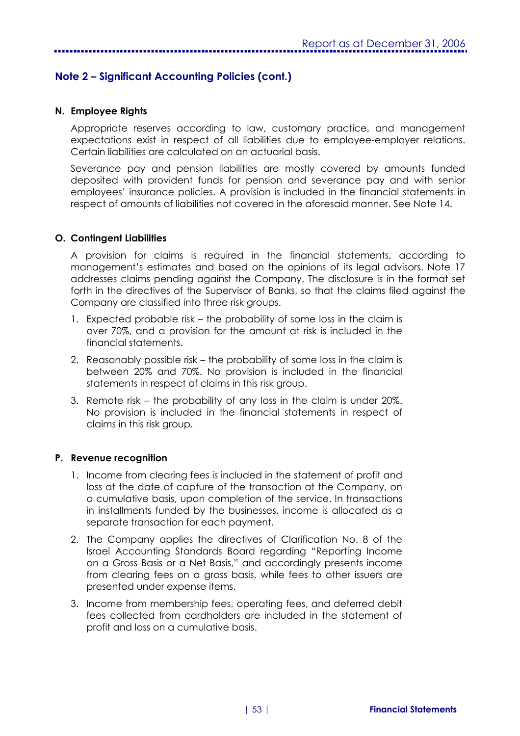## Note 2 – Significant Accounting Policies (cont.)

### N. Employee Rights

Appropriate reserves according to law, customary practice, and management expectations exist in respect of all liabilities due to employee-employer relations. Certain liabilities are calculated on an actuarial basis.

Severance pay and pension liabilities are mostly covered by amounts funded deposited with provident funds for pension and severance pay and with senior employees' insurance policies. A provision is included in the financial statements in respect of amounts of liabilities not covered in the aforesaid manner. See Note 14.

### O. Contingent Liabilities

A provision for claims is required in the financial statements, according to management's estimates and based on the opinions of its legal advisors. Note 17 addresses claims pending against the Company. The disclosure is in the format set forth in the directives of the Supervisor of Banks, so that the claims filed against the Company are classified into three risk groups.

1. Expected probable risk – the probability of some loss in the claim is over 70%, and a provision for the amount at risk is included in the financial statements.
2. Reasonably possible risk – the probability of some loss in the claim is between 20% and 70%. No provision is included in the financial statements in respect of claims in this risk group.
3. Remote risk – the probability of any loss in the claim is under 20%. No provision is included in the financial statements in respect of claims in this risk group.

### P. Revenue recognition

1. Income from clearing fees is included in the statement of profit and loss at the date of capture of the transaction at the Company, on a cumulative basis, upon completion of the service. In transactions in installments funded by the businesses, income is allocated as a separate transaction for each payment.
2. The Company applies the directives of Clarification No. 8 of the Israel Accounting Standards Board regarding "Reporting Income on a Gross Basis or a Net Basis," and accordingly presents income from clearing fees on a gross basis, while fees to other issuers are presented under expense items.
3. Income from membership fees, operating fees, and deferred debit fees collected from cardholders are included in the statement of profit and loss on a cumulative basis.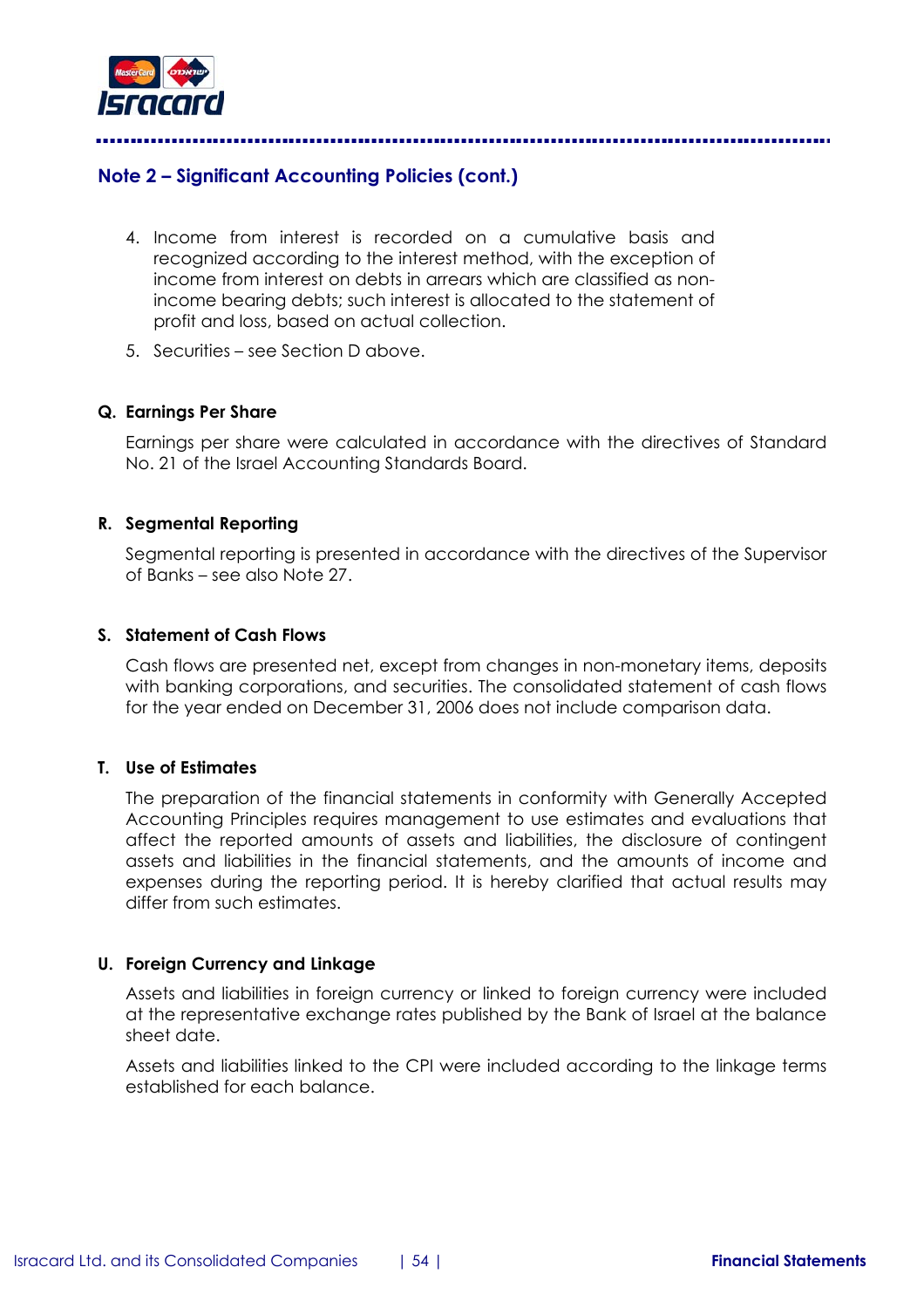## Note 2 – Significant Accounting Policies (cont.)

4. Income from interest is recorded on a cumulative basis and recognized according to the interest method, with the exception of income from interest on debts in arrears which are classified as non-income bearing debts; such interest is allocated to the statement of profit and loss, based on actual collection.
5. Securities – see Section D above.

### Q. Earnings Per Share

Earnings per share were calculated in accordance with the directives of Standard No. 21 of the Israel Accounting Standards Board.

### R. Segmental Reporting

Segmental reporting is presented in accordance with the directives of the Supervisor of Banks – see also Note 27.

### S. Statement of Cash Flows

Cash flows are presented net, except from changes in non-monetary items, deposits with banking corporations, and securities. The consolidated statement of cash flows for the year ended on December 31, 2006 does not include comparison data.

### T. Use of Estimates

The preparation of the financial statements in conformity with Generally Accepted Accounting Principles requires management to use estimates and evaluations that affect the reported amounts of assets and liabilities, the disclosure of contingent assets and liabilities in the financial statements, and the amounts of income and expenses during the reporting period. It is hereby clarified that actual results may differ from such estimates.

### U. Foreign Currency and Linkage

Assets and liabilities in foreign currency or linked to foreign currency were included at the representative exchange rates published by the Bank of Israel at the balance sheet date.

Assets and liabilities linked to the CPI were included according to the linkage terms established for each balance.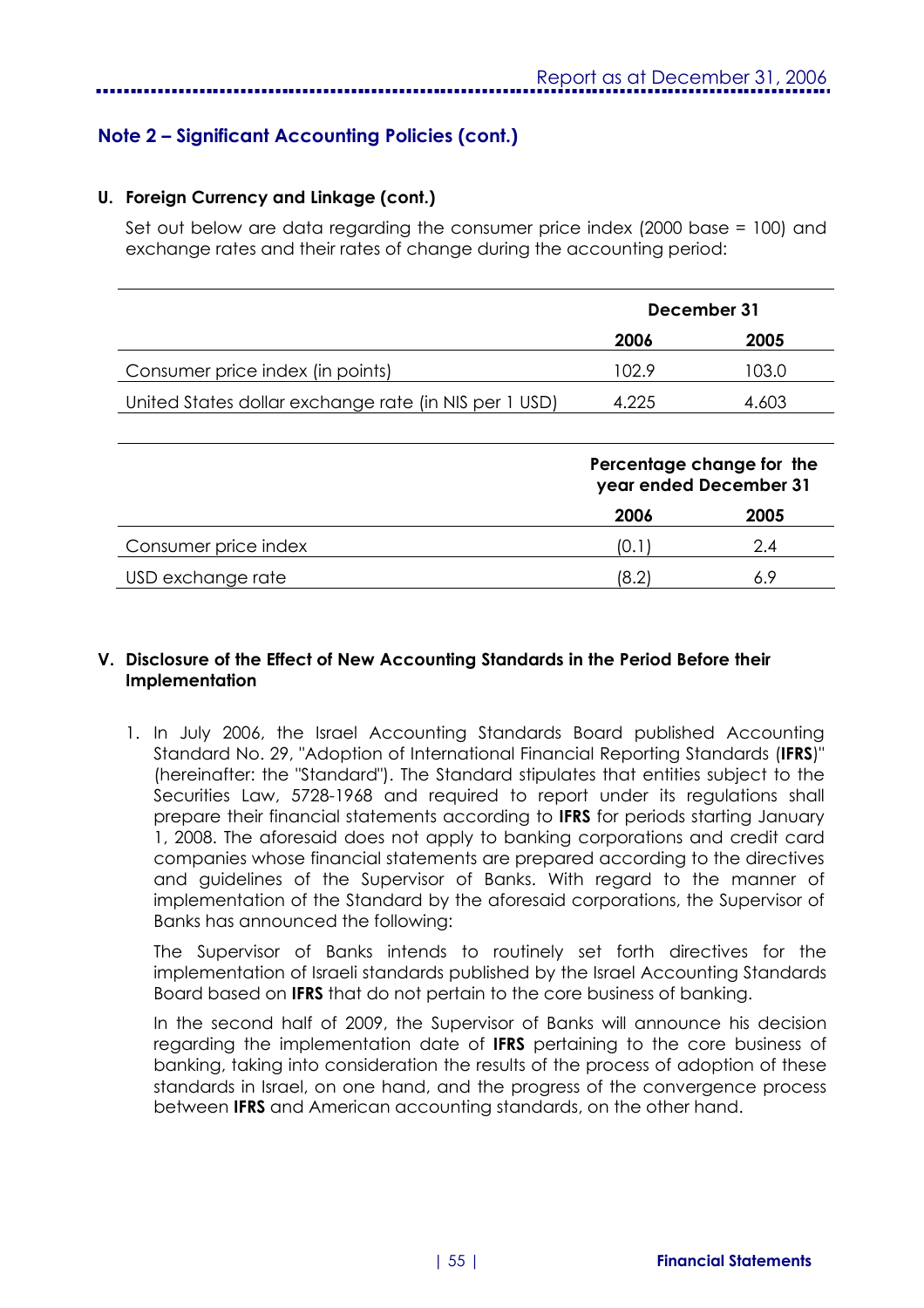## Note 2 – Significant Accounting Policies (cont.)

### U. Foreign Currency and Linkage (cont.)

Set out below are data regarding the consumer price index (2000 base = 100) and exchange rates and their rates of change during the accounting period:

| | December 31 | |
|---|---|---|
| | **2006** | **2005** |
| Consumer price index (in points) | 102.9 | 103.0 |
| United States dollar exchange rate (in NIS per 1 USD) | 4.225 | 4.603 |

| | Percentage change for the year ended December 31 | |
|---|---|---|
| | **2006** | **2005** |
| Consumer price index | (0.1) | 2.4 |
| USD exchange rate | (8.2) | 6.9 |

### V. Disclosure of the Effect of New Accounting Standards in the Period Before their Implementation

1. In July 2006, the Israel Accounting Standards Board published Accounting Standard No. 29, "Adoption of International Financial Reporting Standards (**IFRS**)" (hereinafter: the "Standard"). The Standard stipulates that entities subject to the Securities Law, 5728-1968 and required to report under its regulations shall prepare their financial statements according to **IFRS** for periods starting January 1, 2008. The aforesaid does not apply to banking corporations and credit card companies whose financial statements are prepared according to the directives and guidelines of the Supervisor of Banks. With regard to the manner of implementation of the Standard by the aforesaid corporations, the Supervisor of Banks has announced the following:

   The Supervisor of Banks intends to routinely set forth directives for the implementation of Israeli standards published by the Israel Accounting Standards Board based on **IFRS** that do not pertain to the core business of banking.

   In the second half of 2009, the Supervisor of Banks will announce his decision regarding the implementation date of **IFRS** pertaining to the core business of banking, taking into consideration the results of the process of adoption of these standards in Israel, on one hand, and the progress of the convergence process between **IFRS** and American accounting standards, on the other hand.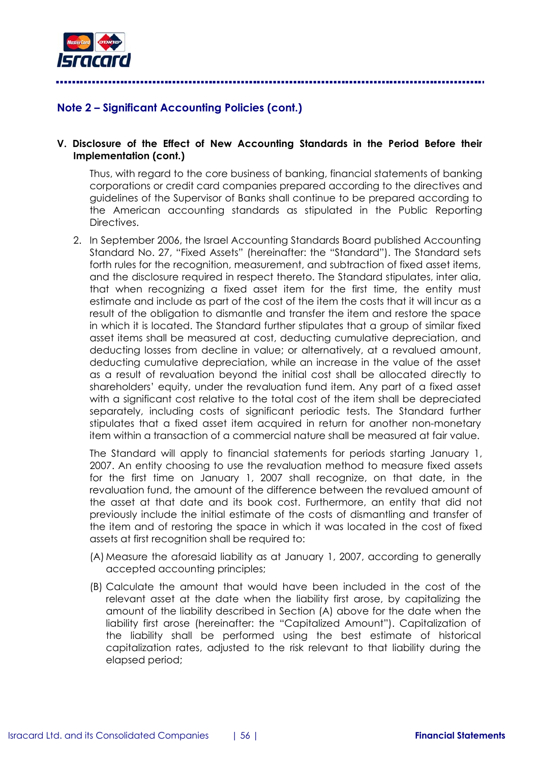## Note 2 – Significant Accounting Policies (cont.)

**V. Disclosure of the Effect of New Accounting Standards in the Period Before their Implementation (cont.)**

Thus, with regard to the core business of banking, financial statements of banking corporations or credit card companies prepared according to the directives and guidelines of the Supervisor of Banks shall continue to be prepared according to the American accounting standards as stipulated in the Public Reporting Directives.

2. In September 2006, the Israel Accounting Standards Board published Accounting Standard No. 27, "Fixed Assets" (hereinafter: the "Standard"). The Standard sets forth rules for the recognition, measurement, and subtraction of fixed asset items, and the disclosure required in respect thereto. The Standard stipulates, inter alia, that when recognizing a fixed asset item for the first time, the entity must estimate and include as part of the cost of the item the costs that it will incur as a result of the obligation to dismantle and transfer the item and restore the space in which it is located. The Standard further stipulates that a group of similar fixed asset items shall be measured at cost, deducting cumulative depreciation, and deducting losses from decline in value; or alternatively, at a revalued amount, deducting cumulative depreciation, while an increase in the value of the asset as a result of revaluation beyond the initial cost shall be allocated directly to shareholders' equity, under the revaluation fund item. Any part of a fixed asset with a significant cost relative to the total cost of the item shall be depreciated separately, including costs of significant periodic tests. The Standard further stipulates that a fixed asset item acquired in return for another non-monetary item within a transaction of a commercial nature shall be measured at fair value.

   The Standard will apply to financial statements for periods starting January 1, 2007. An entity choosing to use the revaluation method to measure fixed assets for the first time on January 1, 2007 shall recognize, on that date, in the revaluation fund, the amount of the difference between the revalued amount of the asset at that date and its book cost. Furthermore, an entity that did not previously include the initial estimate of the costs of dismantling and transfer of the item and of restoring the space in which it was located in the cost of fixed assets at first recognition shall be required to:

   (A) Measure the aforesaid liability as at January 1, 2007, according to generally accepted accounting principles;

   (B) Calculate the amount that would have been included in the cost of the relevant asset at the date when the liability first arose, by capitalizing the amount of the liability described in Section (A) above for the date when the liability first arose (hereinafter: the "Capitalized Amount"). Capitalization of the liability shall be performed using the best estimate of historical capitalization rates, adjusted to the risk relevant to that liability during the elapsed period;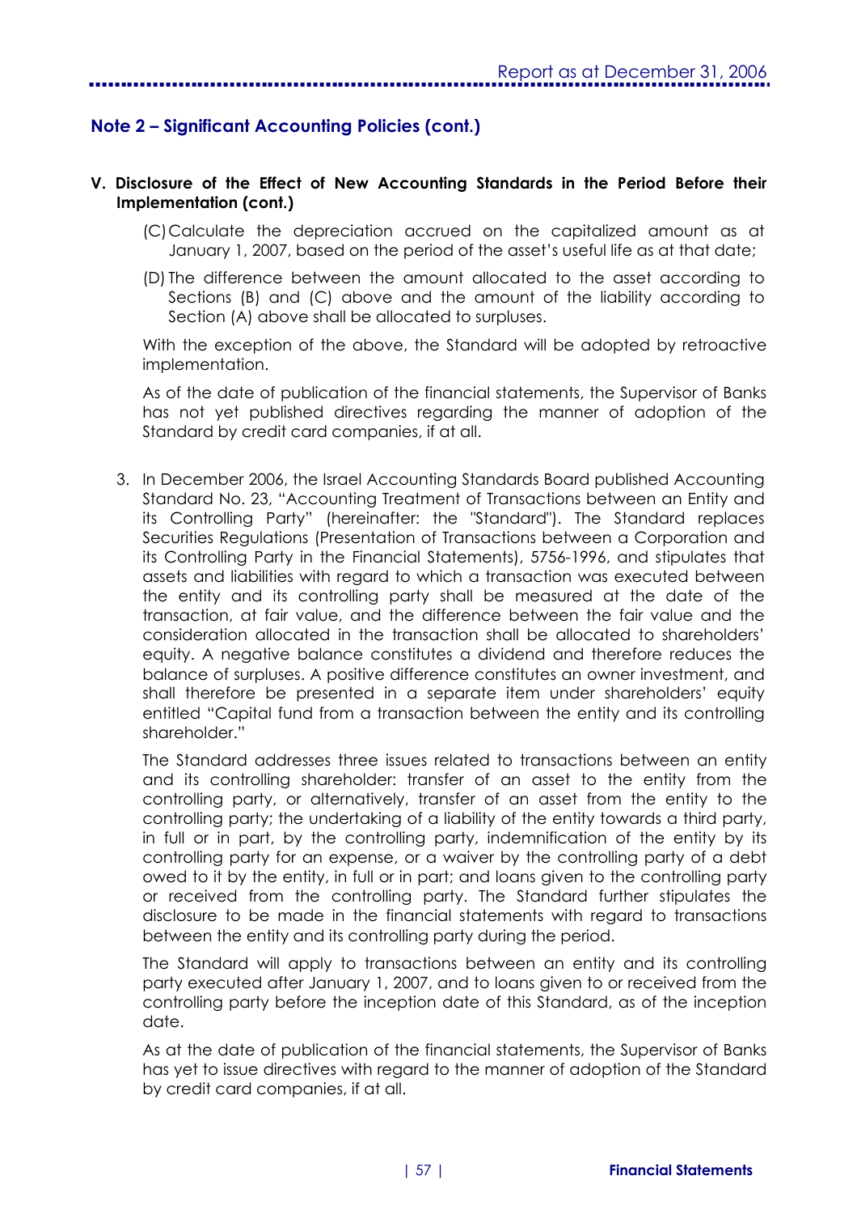## Note 2 – Significant Accounting Policies (cont.)

**V. Disclosure of the Effect of New Accounting Standards in the Period Before their Implementation (cont.)**

(C) Calculate the depreciation accrued on the capitalized amount as at January 1, 2007, based on the period of the asset's useful life as at that date;

(D) The difference between the amount allocated to the asset according to Sections (B) and (C) above and the amount of the liability according to Section (A) above shall be allocated to surpluses.

With the exception of the above, the Standard will be adopted by retroactive implementation.

As of the date of publication of the financial statements, the Supervisor of Banks has not yet published directives regarding the manner of adoption of the Standard by credit card companies, if at all.

3. In December 2006, the Israel Accounting Standards Board published Accounting Standard No. 23, "Accounting Treatment of Transactions between an Entity and its Controlling Party" (hereinafter: the "Standard"). The Standard replaces Securities Regulations (Presentation of Transactions between a Corporation and its Controlling Party in the Financial Statements), 5756-1996, and stipulates that assets and liabilities with regard to which a transaction was executed between the entity and its controlling party shall be measured at the date of the transaction, at fair value, and the difference between the fair value and the consideration allocated in the transaction shall be allocated to shareholders' equity. A negative balance constitutes a dividend and therefore reduces the balance of surpluses. A positive difference constitutes an owner investment, and shall therefore be presented in a separate item under shareholders' equity entitled "Capital fund from a transaction between the entity and its controlling shareholder."

   The Standard addresses three issues related to transactions between an entity and its controlling shareholder: transfer of an asset to the entity from the controlling party, or alternatively, transfer of an asset from the entity to the controlling party; the undertaking of a liability of the entity towards a third party, in full or in part, by the controlling party, indemnification of the entity by its controlling party for an expense, or a waiver by the controlling party of a debt owed to it by the entity, in full or in part; and loans given to the controlling party or received from the controlling party. The Standard further stipulates the disclosure to be made in the financial statements with regard to transactions between the entity and its controlling party during the period.

   The Standard will apply to transactions between an entity and its controlling party executed after January 1, 2007, and to loans given to or received from the controlling party before the inception date of this Standard, as of the inception date.

   As at the date of publication of the financial statements, the Supervisor of Banks has yet to issue directives with regard to the manner of adoption of the Standard by credit card companies, if at all.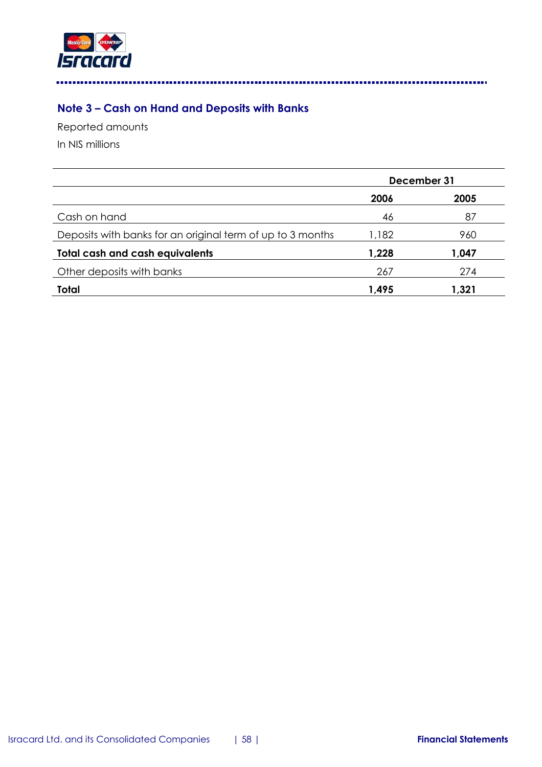## Note 3 – Cash on Hand and Deposits with Banks

Reported amounts

In NIS millions

| | December 31 | |
|---|---|---|
| | **2006** | **2005** |
| Cash on hand | 46 | 87 |
| Deposits with banks for an original term of up to 3 months | 1,182 | 960 |
| **Total cash and cash equivalents** | **1,228** | **1,047** |
| Other deposits with banks | 267 | 274 |
| **Total** | **1,495** | **1,321** |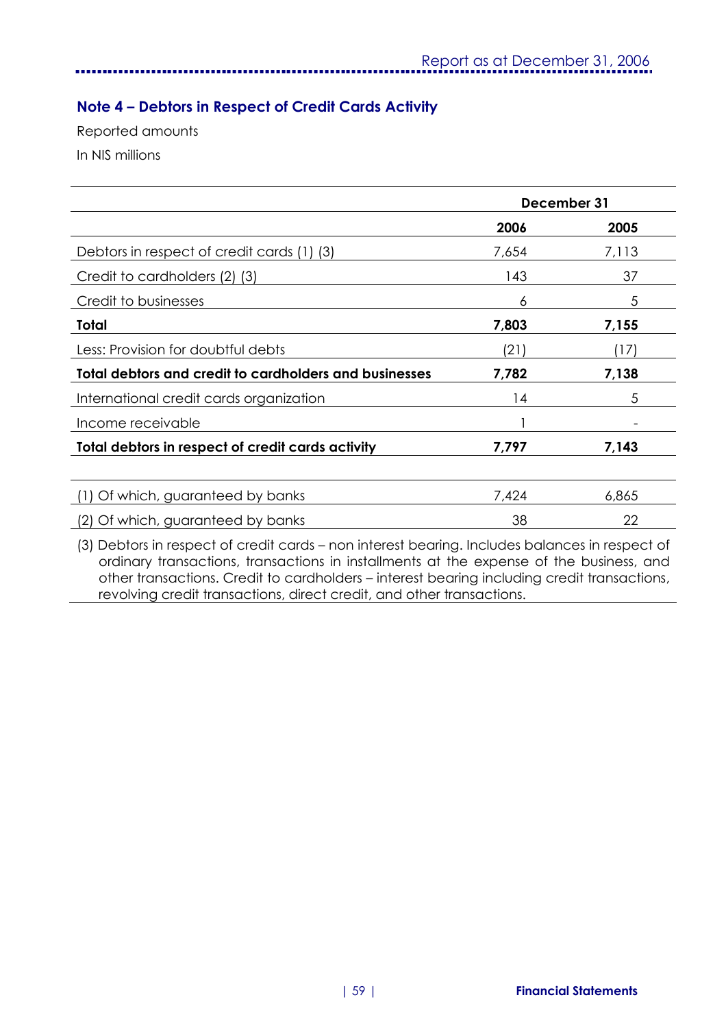## Note 4 – Debtors in Respect of Credit Cards Activity

Reported amounts

In NIS millions

| | December 31 | |
|---|---|---|
| | **2006** | **2005** |
| Debtors in respect of credit cards (1) (3) | 7,654 | 7,113 |
| Credit to cardholders (2) (3) | 143 | 37 |
| Credit to businesses | 6 | 5 |
| **Total** | **7,803** | **7,155** |
| Less: Provision for doubtful debts | (21) | (17) |
| **Total debtors and credit to cardholders and businesses** | **7,782** | **7,138** |
| International credit cards organization | 14 | 5 |
| Income receivable | 1 | - |
| **Total debtors in respect of credit cards activity** | **7,797** | **7,143** |
| | | |
| (1) Of which, guaranteed by banks | 7,424 | 6,865 |
| (2) Of which, guaranteed by banks | 38 | 22 |

(3) Debtors in respect of credit cards – non interest bearing. Includes balances in respect of ordinary transactions, transactions in installments at the expense of the business, and other transactions. Credit to cardholders – interest bearing including credit transactions, revolving credit transactions, direct credit, and other transactions.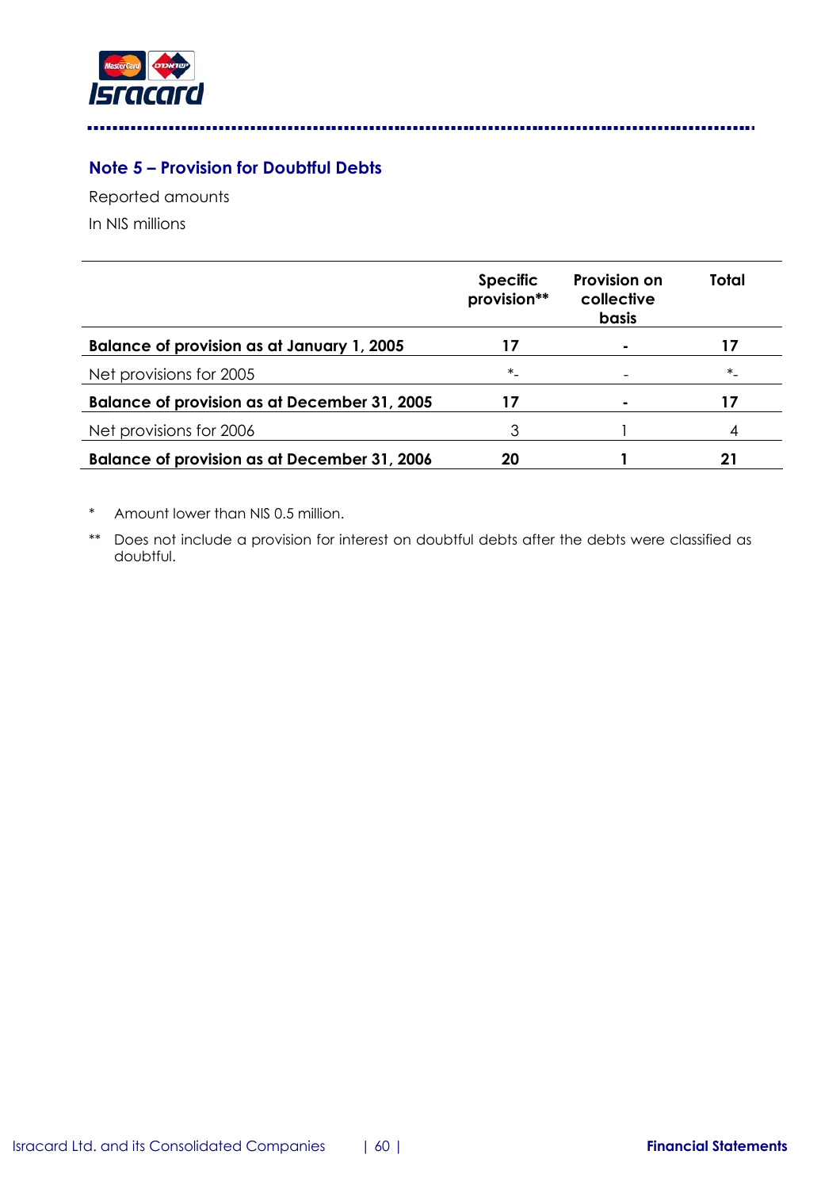## Note 5 – Provision for Doubtful Debts

Reported amounts

In NIS millions

| | Specific provision** | Provision on collective basis | Total |
|---|---|---|---|
| **Balance of provision as at January 1, 2005** | **17** | **-** | **17** |
| Net provisions for 2005 | *- | - | *- |
| **Balance of provision as at December 31, 2005** | **17** | **-** | **17** |
| Net provisions for 2006 | 3 | 1 | 4 |
| **Balance of provision as at December 31, 2006** | **20** | **1** | **21** |

\* Amount lower than NIS 0.5 million.

** Does not include a provision for interest on doubtful debts after the debts were classified as doubtful.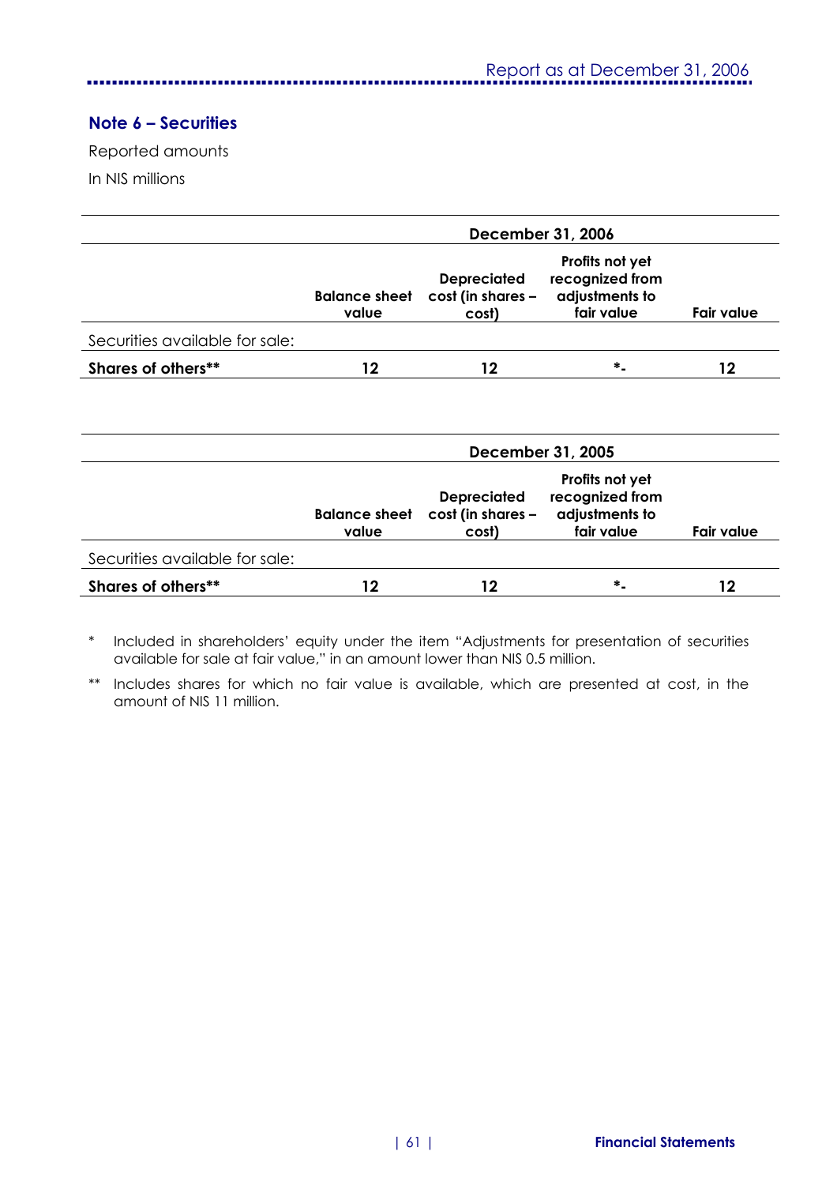## Note 6 – Securities

Reported amounts

In NIS millions

| | December 31, 2006 | | | |
|---|---|---|---|---|
| | **Balance sheet value** | **Depreciated cost (in shares – cost)** | **Profits not yet recognized from adjustments to fair value** | **Fair value** |
| Securities available for sale: | | | | |
| **Shares of others**** | **12** | **12** | ***-** | **12** |

| | December 31, 2005 | | | |
|---|---|---|---|---|
| | **Balance sheet value** | **Depreciated cost (in shares – cost)** | **Profits not yet recognized from adjustments to fair value** | **Fair value** |
| Securities available for sale: | | | | |
| **Shares of others**** | **12** | **12** | ***-** | **12** |

\* Included in shareholders' equity under the item "Adjustments for presentation of securities available for sale at fair value," in an amount lower than NIS 0.5 million.

\** Includes shares for which no fair value is available, which are presented at cost, in the amount of NIS 11 million.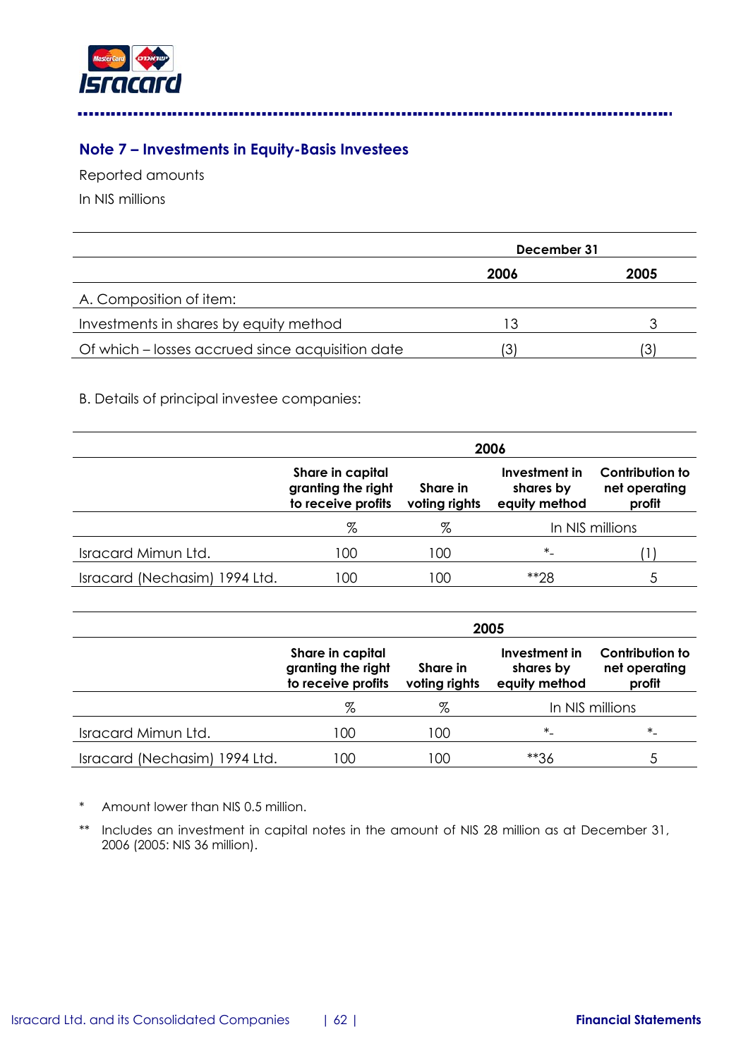## Note 7 – Investments in Equity-Basis Investees

Reported amounts

In NIS millions

| | December 31 | |
|---|---|---|
| | **2006** | **2005** |
| A. Composition of item: | | |
| Investments in shares by equity method | 13 | 3 |
| Of which – losses accrued since acquisition date | (3) | (3) |

B. Details of principal investee companies:

| | 2006 | | | |
|---|---|---|---|---|
| | **Share in capital granting the right to receive profits** | **Share in voting rights** | **Investment in shares by equity method** | **Contribution to net operating profit** |
| | % | % | In NIS millions | |
| Isracard Mimun Ltd. | 100 | 100 | *- | (1) |
| Isracard (Nechasim) 1994 Ltd. | 100 | 100 | **28 | 5 |

| | 2005 | | | |
|---|---|---|---|---|
| | **Share in capital granting the right to receive profits** | **Share in voting rights** | **Investment in shares by equity method** | **Contribution to net operating profit** |
| | % | % | In NIS millions | |
| Isracard Mimun Ltd. | 100 | 100 | *- | *- |
| Isracard (Nechasim) 1994 Ltd. | 100 | 100 | **36 | 5 |

\* Amount lower than NIS 0.5 million.

** Includes an investment in capital notes in the amount of NIS 28 million as at December 31, 2006 (2005: NIS 36 million).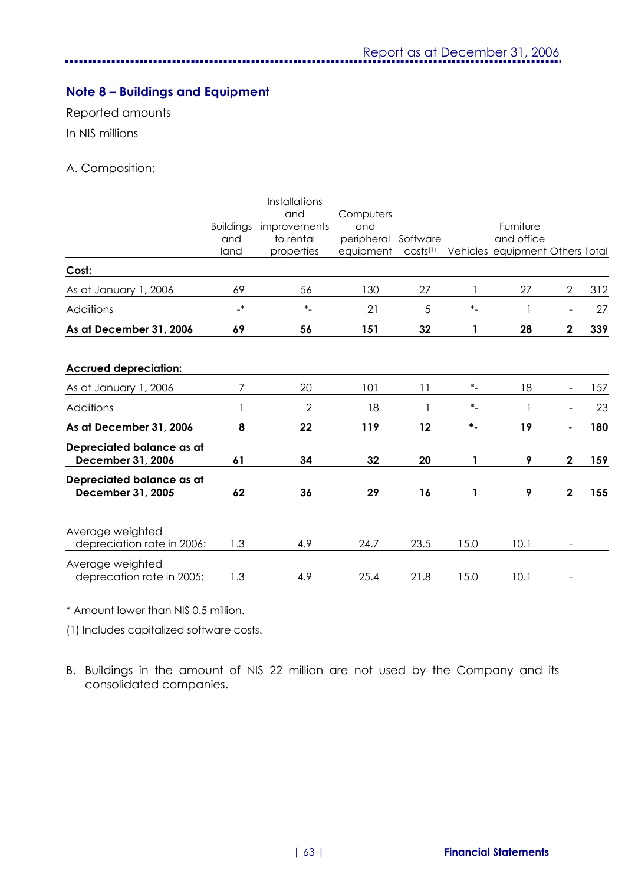## Note 8 – Buildings and Equipment

Reported amounts

In NIS millions

A. Composition:

| | Buildings and land | Installations and improvements to rental properties | Computers and peripheral equipment | Software costs(1) | Vehicles | Furniture and office equipment | Others | Total |
|---|---|---|---|---|---|---|---|---|
| **Cost:** | | | | | | | | |
| As at January 1, 2006 | 69 | 56 | 130 | 27 | 1 | 27 | 2 | 312 |
| Additions | -* | *- | 21 | 5 | *- | 1 | - | 27 |
| **As at December 31, 2006** | **69** | **56** | **151** | **32** | **1** | **28** | **2** | **339** |
| **Accrued depreciation:** | | | | | | | | |
| As at January 1, 2006 | 7 | 20 | 101 | 11 | *- | 18 | - | 157 |
| Additions | 1 | 2 | 18 | 1 | *- | 1 | - | 23 |
| **As at December 31, 2006** | **8** | **22** | **119** | **12** | ***-** | **19** | **-** | **180** |
| **Depreciated balance as at December 31, 2006** | **61** | **34** | **32** | **20** | **1** | **9** | **2** | **159** |
| **Depreciated balance as at December 31, 2005** | **62** | **36** | **29** | **16** | **1** | **9** | **2** | **155** |
| Average weighted depreciation rate in 2006: | 1.3 | 4.9 | 24.7 | 23.5 | 15.0 | 10.1 | - | |
| Average weighted deprecation rate in 2005: | 1.3 | 4.9 | 25.4 | 21.8 | 15.0 | 10.1 | - | |

* Amount lower than NIS 0.5 million.

(1) Includes capitalized software costs.

B. Buildings in the amount of NIS 22 million are not used by the Company and its consolidated companies.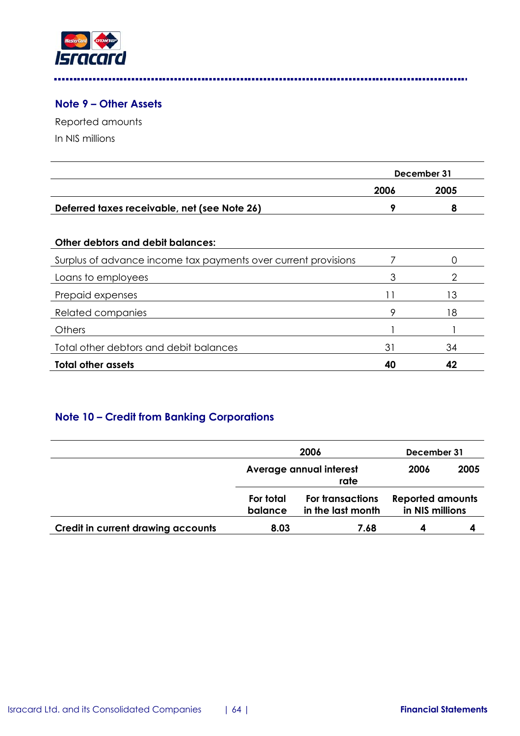## Note 9 – Other Assets

Reported amounts

In NIS millions

| | December 31 | |
|---|---|---|
| | **2006** | **2005** |
| **Deferred taxes receivable, net (see Note 26)** | **9** | **8** |
| | | |
| **Other debtors and debit balances:** | | |
| Surplus of advance income tax payments over current provisions | 7 | 0 |
| Loans to employees | 3 | 2 |
| Prepaid expenses | 11 | 13 |
| Related companies | 9 | 18 |
| Others | 1 | 1 |
| Total other debtors and debit balances | 31 | 34 |
| **Total other assets** | **40** | **42** |

## Note 10 – Credit from Banking Corporations

| | 2006 | | December 31 | |
|---|---|---|---|---|
| | Average annual interest rate | | 2006 | 2005 |
| | For total balance | For transactions in the last month | Reported amounts in NIS millions | |
| **Credit in current drawing accounts** | **8.03** | **7.68** | **4** | **4** |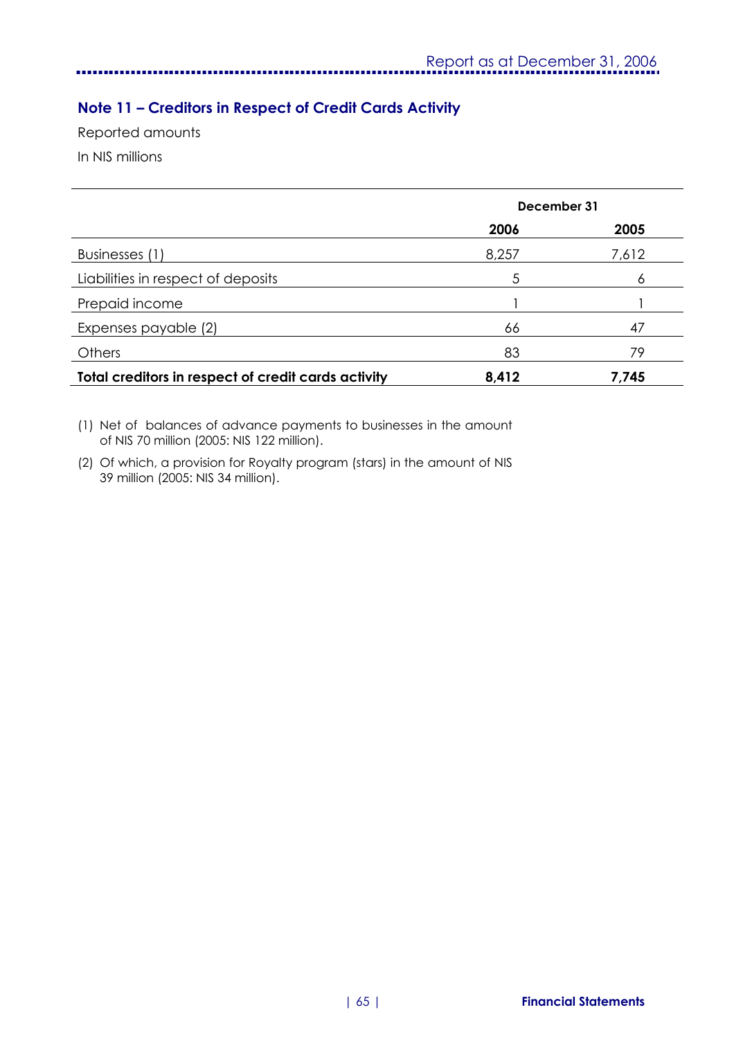## Note 11 – Creditors in Respect of Credit Cards Activity

Reported amounts

In NIS millions

| | December 31 | |
|---|---|---|
| | **2006** | **2005** |
| Businesses (1) | 8,257 | 7,612 |
| Liabilities in respect of deposits | 5 | 6 |
| Prepaid income | 1 | 1 |
| Expenses payable (2) | 66 | 47 |
| Others | 83 | 79 |
| **Total creditors in respect of credit cards activity** | **8,412** | **7,745** |

(1) Net of balances of advance payments to businesses in the amount of NIS 70 million (2005: NIS 122 million).

(2) Of which, a provision for Royalty program (stars) in the amount of NIS 39 million (2005: NIS 34 million).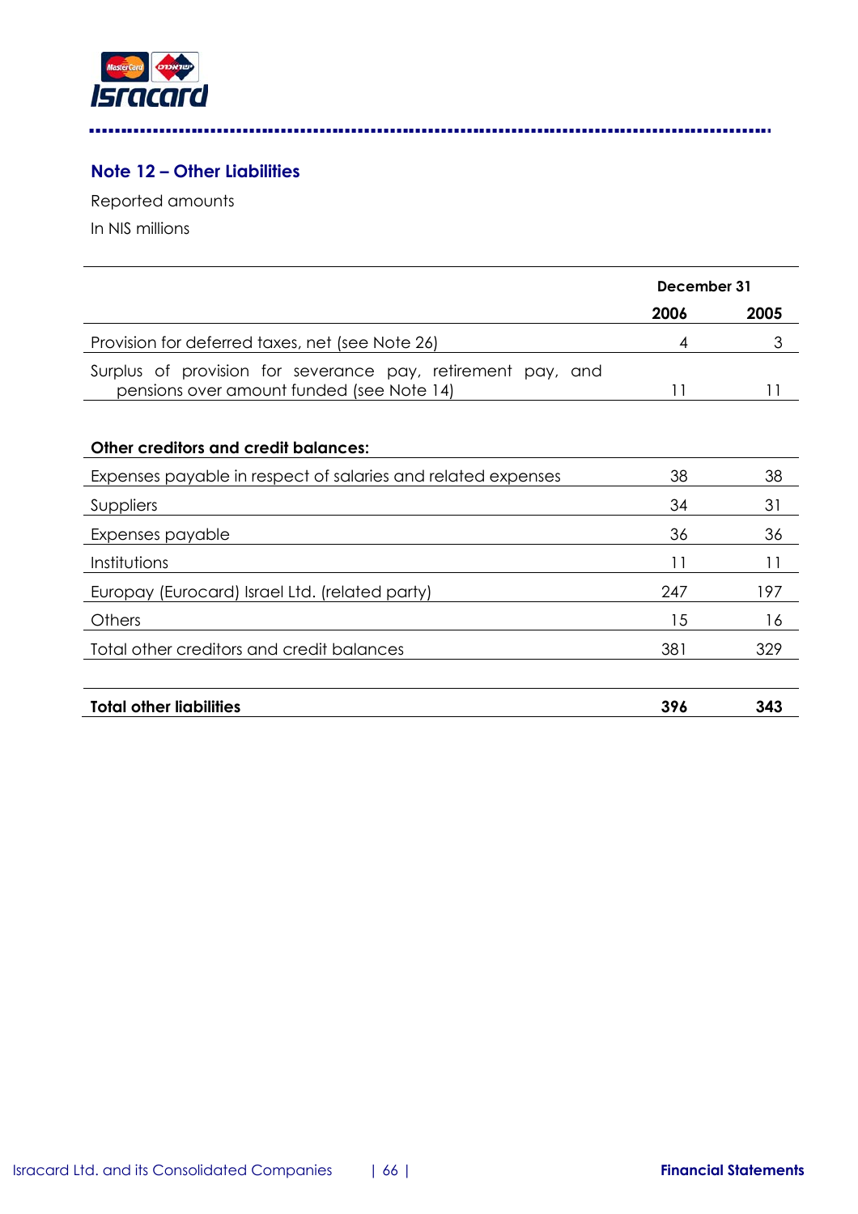## Note 12 – Other Liabilities

Reported amounts

In NIS millions

| | December 31 | |
|---|---|---|
| | **2006** | **2005** |
| Provision for deferred taxes, net (see Note 26) | 4 | 3 |
| Surplus of provision for severance pay, retirement pay, and pensions over amount funded (see Note 14) | 11 | 11 |
| **Other creditors and credit balances:** | | |
| Expenses payable in respect of salaries and related expenses | 38 | 38 |
| Suppliers | 34 | 31 |
| Expenses payable | 36 | 36 |
| Institutions | 11 | 11 |
| Europay (Eurocard) Israel Ltd. (related party) | 247 | 197 |
| Others | 15 | 16 |
| Total other creditors and credit balances | 381 | 329 |
| **Total other liabilities** | **396** | **343** |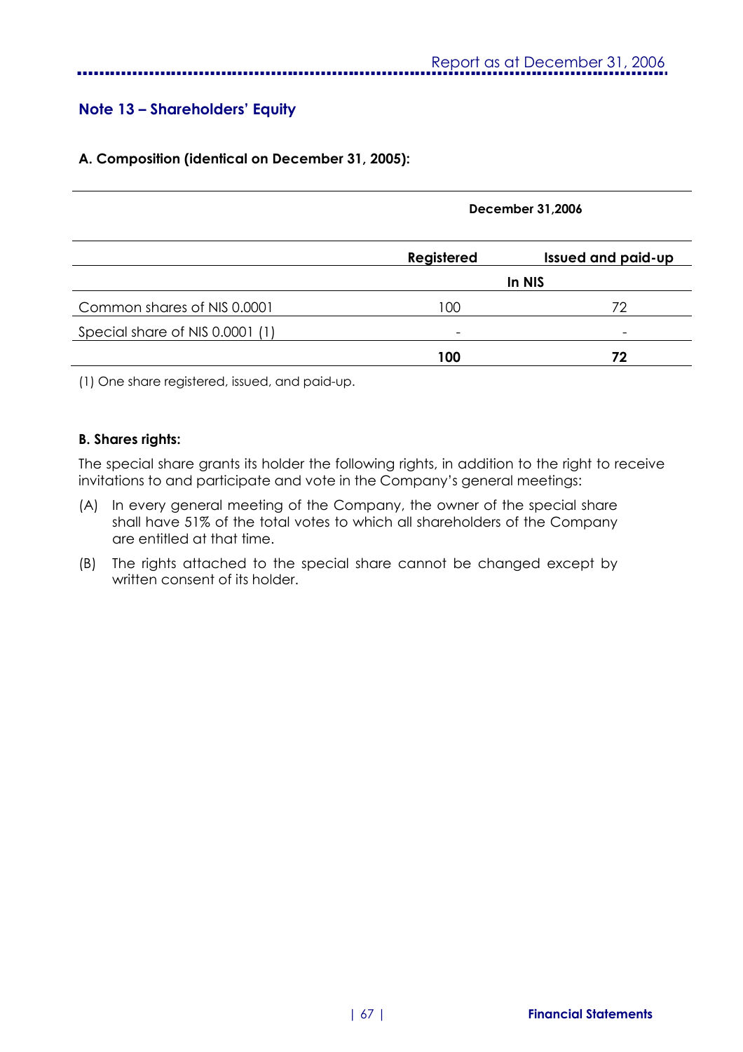## Note 13 – Shareholders' Equity

**A. Composition (identical on December 31, 2005):**

| | December 31,2006 | |
|---|---|---|
| | **Registered** | **Issued and paid-up** |
| | In NIS | |
| Common shares of NIS 0.0001 | 100 | 72 |
| Special share of NIS 0.0001 (1) | - | - |
| | **100** | **72** |

(1) One share registered, issued, and paid-up.

**B. Shares rights:**

The special share grants its holder the following rights, in addition to the right to receive invitations to and participate and vote in the Company's general meetings:

(A) In every general meeting of the Company, the owner of the special share shall have 51% of the total votes to which all shareholders of the Company are entitled at that time.

(B) The rights attached to the special share cannot be changed except by written consent of its holder.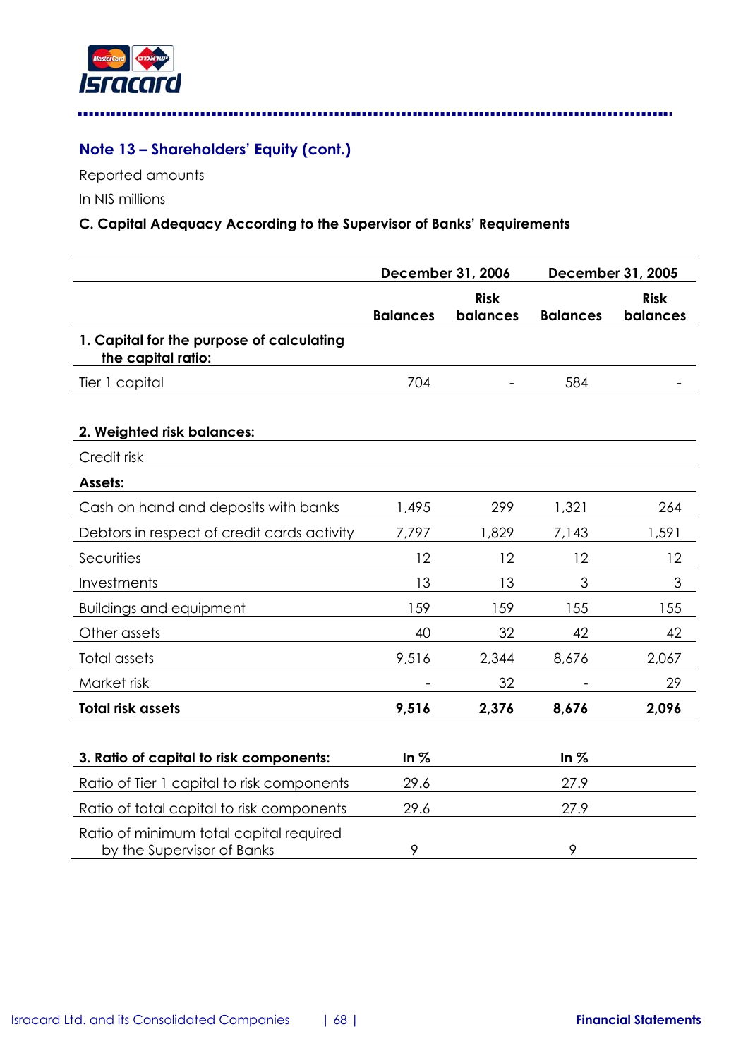## Note 13 – Shareholders' Equity (cont.)

Reported amounts

In NIS millions

**C. Capital Adequacy According to the Supervisor of Banks' Requirements**

| | December 31, 2006 | | December 31, 2005 | |
|---|---|---|---|---|
| | **Balances** | **Risk balances** | **Balances** | **Risk balances** |
| **1. Capital for the purpose of calculating the capital ratio:** | | | | |
| Tier 1 capital | 704 | - | 584 | - |
| **2. Weighted risk balances:** | | | | |
| Credit risk | | | | |
| **Assets:** | | | | |
| Cash on hand and deposits with banks | 1,495 | 299 | 1,321 | 264 |
| Debtors in respect of credit cards activity | 7,797 | 1,829 | 7,143 | 1,591 |
| Securities | 12 | 12 | 12 | 12 |
| Investments | 13 | 13 | 3 | 3 |
| Buildings and equipment | 159 | 159 | 155 | 155 |
| Other assets | 40 | 32 | 42 | 42 |
| Total assets | 9,516 | 2,344 | 8,676 | 2,067 |
| Market risk | - | 32 | - | 29 |
| **Total risk assets** | **9,516** | **2,376** | **8,676** | **2,096** |
| **3. Ratio of capital to risk components:** | **In %** | | **In %** | |
| Ratio of Tier 1 capital to risk components | 29.6 | | 27.9 | |
| Ratio of total capital to risk components | 29.6 | | 27.9 | |
| Ratio of minimum total capital required by the Supervisor of Banks | 9 | | 9 | |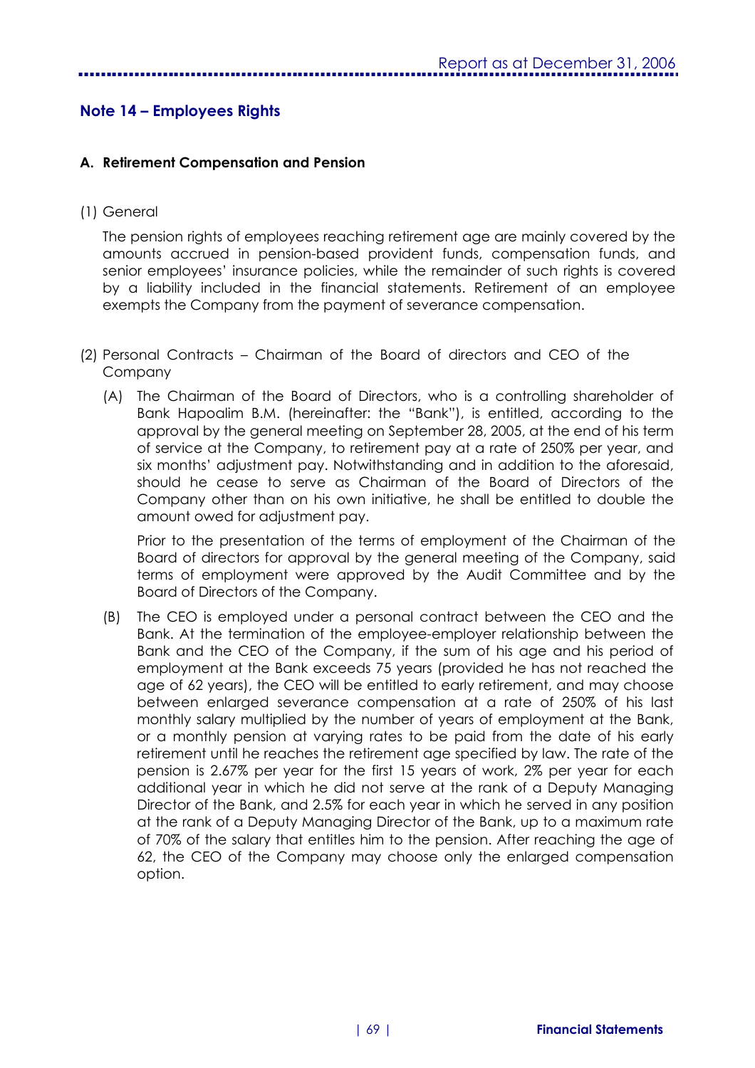## Note 14 – Employees Rights

### A. Retirement Compensation and Pension

(1) General

The pension rights of employees reaching retirement age are mainly covered by the amounts accrued in pension-based provident funds, compensation funds, and senior employees' insurance policies, while the remainder of such rights is covered by a liability included in the financial statements. Retirement of an employee exempts the Company from the payment of severance compensation.

(2) Personal Contracts – Chairman of the Board of directors and CEO of the Company

(A) The Chairman of the Board of Directors, who is a controlling shareholder of Bank Hapoalim B.M. (hereinafter: the "Bank"), is entitled, according to the approval by the general meeting on September 28, 2005, at the end of his term of service at the Company, to retirement pay at a rate of 250% per year, and six months' adjustment pay. Notwithstanding and in addition to the aforesaid, should he cease to serve as Chairman of the Board of Directors of the Company other than on his own initiative, he shall be entitled to double the amount owed for adjustment pay.

Prior to the presentation of the terms of employment of the Chairman of the Board of directors for approval by the general meeting of the Company, said terms of employment were approved by the Audit Committee and by the Board of Directors of the Company.

(B) The CEO is employed under a personal contract between the CEO and the Bank. At the termination of the employee-employer relationship between the Bank and the CEO of the Company, if the sum of his age and his period of employment at the Bank exceeds 75 years (provided he has not reached the age of 62 years), the CEO will be entitled to early retirement, and may choose between enlarged severance compensation at a rate of 250% of his last monthly salary multiplied by the number of years of employment at the Bank, or a monthly pension at varying rates to be paid from the date of his early retirement until he reaches the retirement age specified by law. The rate of the pension is 2.67% per year for the first 15 years of work, 2% per year for each additional year in which he did not serve at the rank of a Deputy Managing Director of the Bank, and 2.5% for each year in which he served in any position at the rank of a Deputy Managing Director of the Bank, up to a maximum rate of 70% of the salary that entitles him to the pension. After reaching the age of 62, the CEO of the Company may choose only the enlarged compensation option.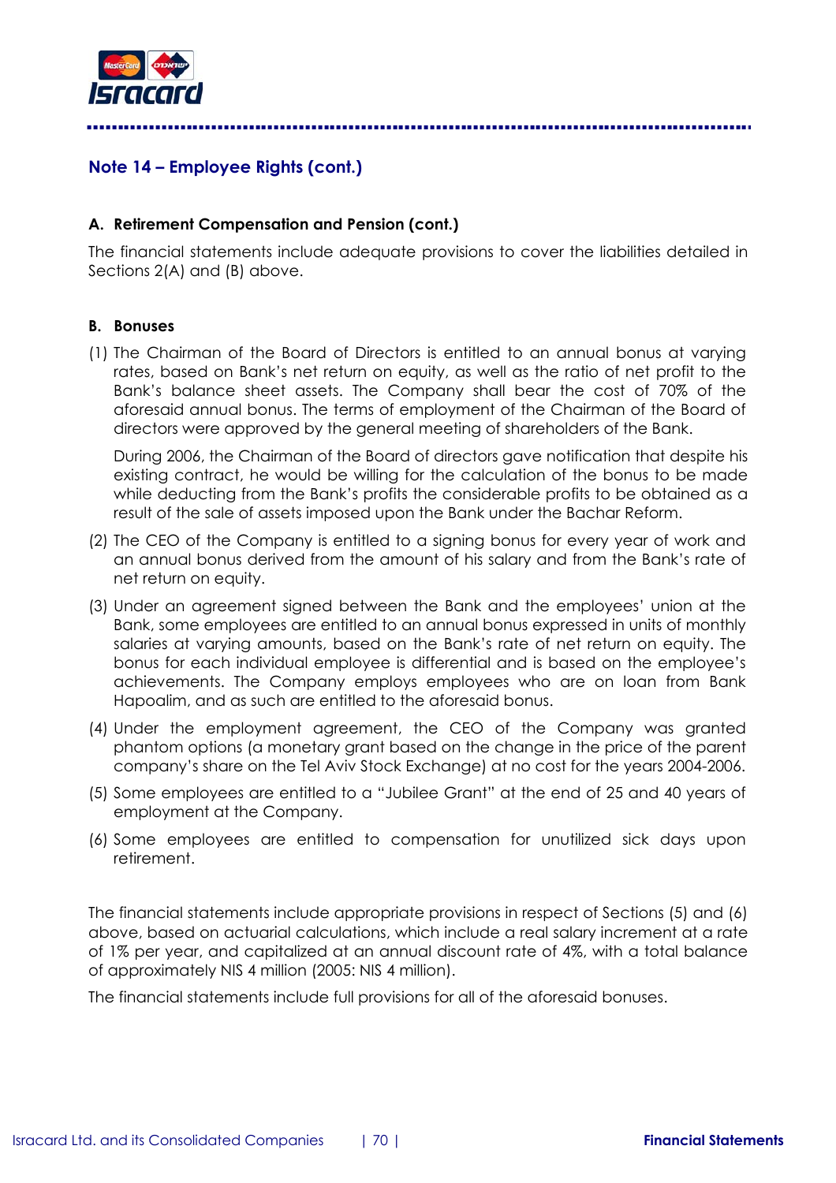## Note 14 – Employee Rights (cont.)

**A. Retirement Compensation and Pension (cont.)**

The financial statements include adequate provisions to cover the liabilities detailed in Sections 2(A) and (B) above.

**B. Bonuses**

(1) The Chairman of the Board of Directors is entitled to an annual bonus at varying rates, based on Bank's net return on equity, as well as the ratio of net profit to the Bank's balance sheet assets. The Company shall bear the cost of 70% of the aforesaid annual bonus. The terms of employment of the Chairman of the Board of directors were approved by the general meeting of shareholders of the Bank.

During 2006, the Chairman of the Board of directors gave notification that despite his existing contract, he would be willing for the calculation of the bonus to be made while deducting from the Bank's profits the considerable profits to be obtained as a result of the sale of assets imposed upon the Bank under the Bachar Reform.

(2) The CEO of the Company is entitled to a signing bonus for every year of work and an annual bonus derived from the amount of his salary and from the Bank's rate of net return on equity.

(3) Under an agreement signed between the Bank and the employees' union at the Bank, some employees are entitled to an annual bonus expressed in units of monthly salaries at varying amounts, based on the Bank's rate of net return on equity. The bonus for each individual employee is differential and is based on the employee's achievements. The Company employs employees who are on loan from Bank Hapoalim, and as such are entitled to the aforesaid bonus.

(4) Under the employment agreement, the CEO of the Company was granted phantom options (a monetary grant based on the change in the price of the parent company's share on the Tel Aviv Stock Exchange) at no cost for the years 2004-2006.

(5) Some employees are entitled to a "Jubilee Grant" at the end of 25 and 40 years of employment at the Company.

(6) Some employees are entitled to compensation for unutilized sick days upon retirement.

The financial statements include appropriate provisions in respect of Sections (5) and (6) above, based on actuarial calculations, which include a real salary increment at a rate of 1% per year, and capitalized at an annual discount rate of 4%, with a total balance of approximately NIS 4 million (2005: NIS 4 million).

The financial statements include full provisions for all of the aforesaid bonuses.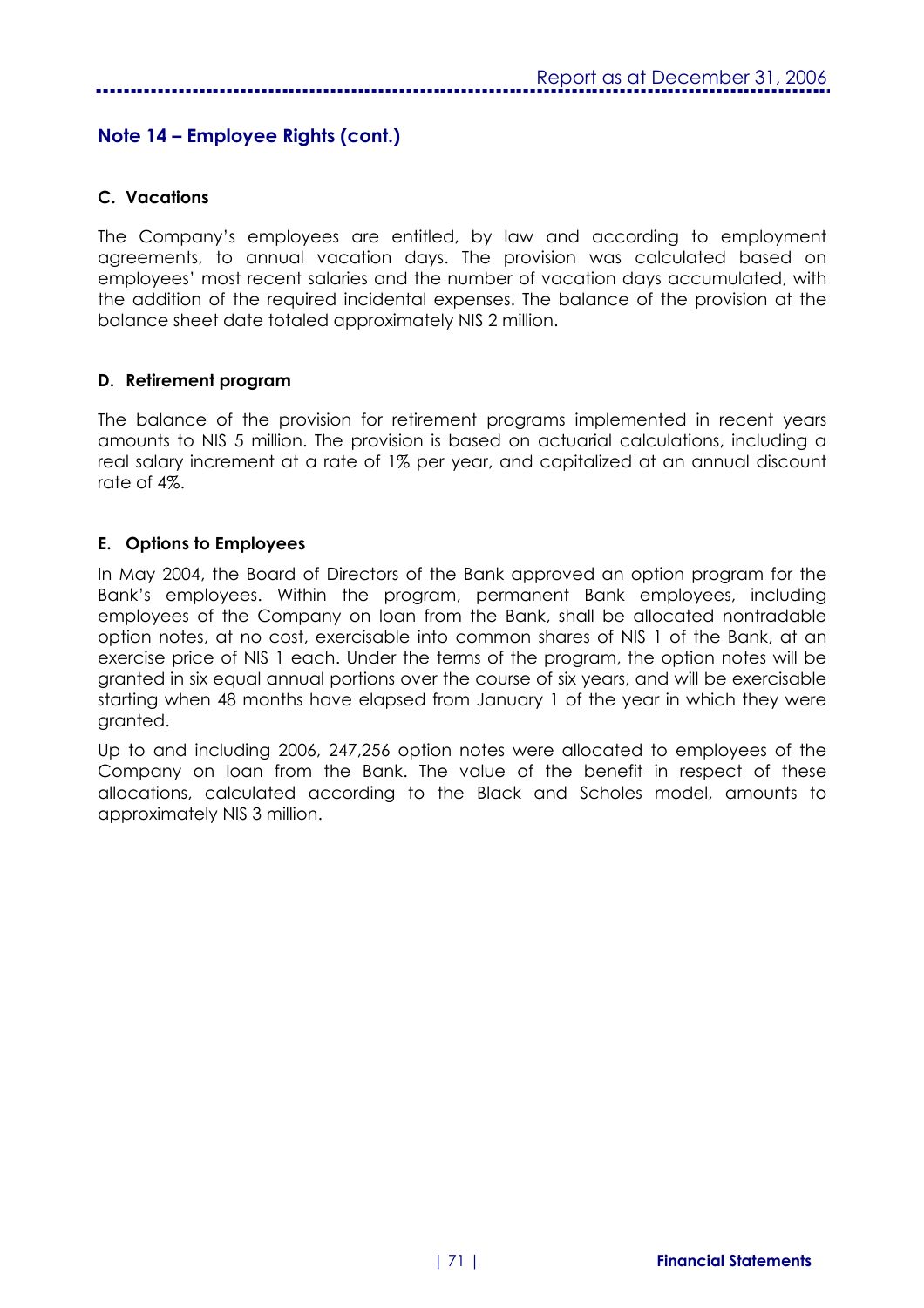## Note 14 – Employee Rights (cont.)

### C. Vacations

The Company's employees are entitled, by law and according to employment agreements, to annual vacation days. The provision was calculated based on employees' most recent salaries and the number of vacation days accumulated, with the addition of the required incidental expenses. The balance of the provision at the balance sheet date totaled approximately NIS 2 million.

### D. Retirement program

The balance of the provision for retirement programs implemented in recent years amounts to NIS 5 million. The provision is based on actuarial calculations, including a real salary increment at a rate of 1% per year, and capitalized at an annual discount rate of 4%.

### E. Options to Employees

In May 2004, the Board of Directors of the Bank approved an option program for the Bank's employees. Within the program, permanent Bank employees, including employees of the Company on loan from the Bank, shall be allocated nontradable option notes, at no cost, exercisable into common shares of NIS 1 of the Bank, at an exercise price of NIS 1 each. Under the terms of the program, the option notes will be granted in six equal annual portions over the course of six years, and will be exercisable starting when 48 months have elapsed from January 1 of the year in which they were granted.

Up to and including 2006, 247,256 option notes were allocated to employees of the Company on loan from the Bank. The value of the benefit in respect of these allocations, calculated according to the Black and Scholes model, amounts to approximately NIS 3 million.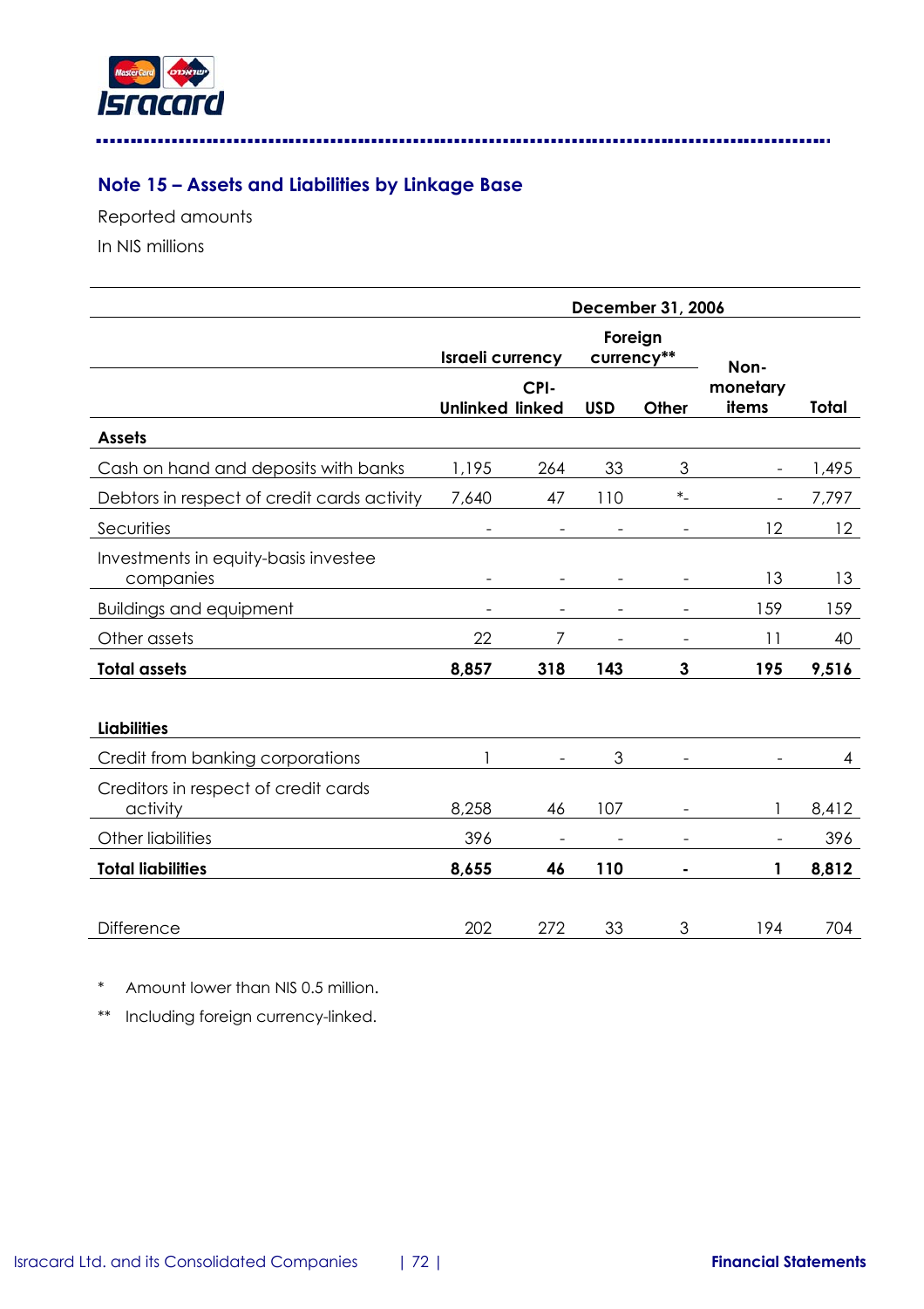## Note 15 – Assets and Liabilities by Linkage Base

Reported amounts

In NIS millions

| | December 31, 2006 | | | | | |
|---|---|---|---|---|---|---|
| | Israeli currency | | Foreign currency** | | Non-monetary items | Total |
| | Unlinked | CPI-linked | USD | Other | | |
| **Assets** | | | | | | |
| Cash on hand and deposits with banks | 1,195 | 264 | 33 | 3 | - | 1,495 |
| Debtors in respect of credit cards activity | 7,640 | 47 | 110 | *- | - | 7,797 |
| Securities | - | - | - | - | 12 | 12 |
| Investments in equity-basis investee companies | - | - | - | - | 13 | 13 |
| Buildings and equipment | - | - | - | - | 159 | 159 |
| Other assets | 22 | 7 | - | - | 11 | 40 |
| **Total assets** | **8,857** | **318** | **143** | **3** | **195** | **9,516** |
| **Liabilities** | | | | | | |
| Credit from banking corporations | 1 | - | 3 | - | - | 4 |
| Creditors in respect of credit cards activity | 8,258 | 46 | 107 | - | 1 | 8,412 |
| Other liabilities | 396 | - | - | - | - | 396 |
| **Total liabilities** | **8,655** | **46** | **110** | **-** | **1** | **8,812** |
| Difference | 202 | 272 | 33 | 3 | 194 | 704 |

\* Amount lower than NIS 0.5 million.

** Including foreign currency-linked.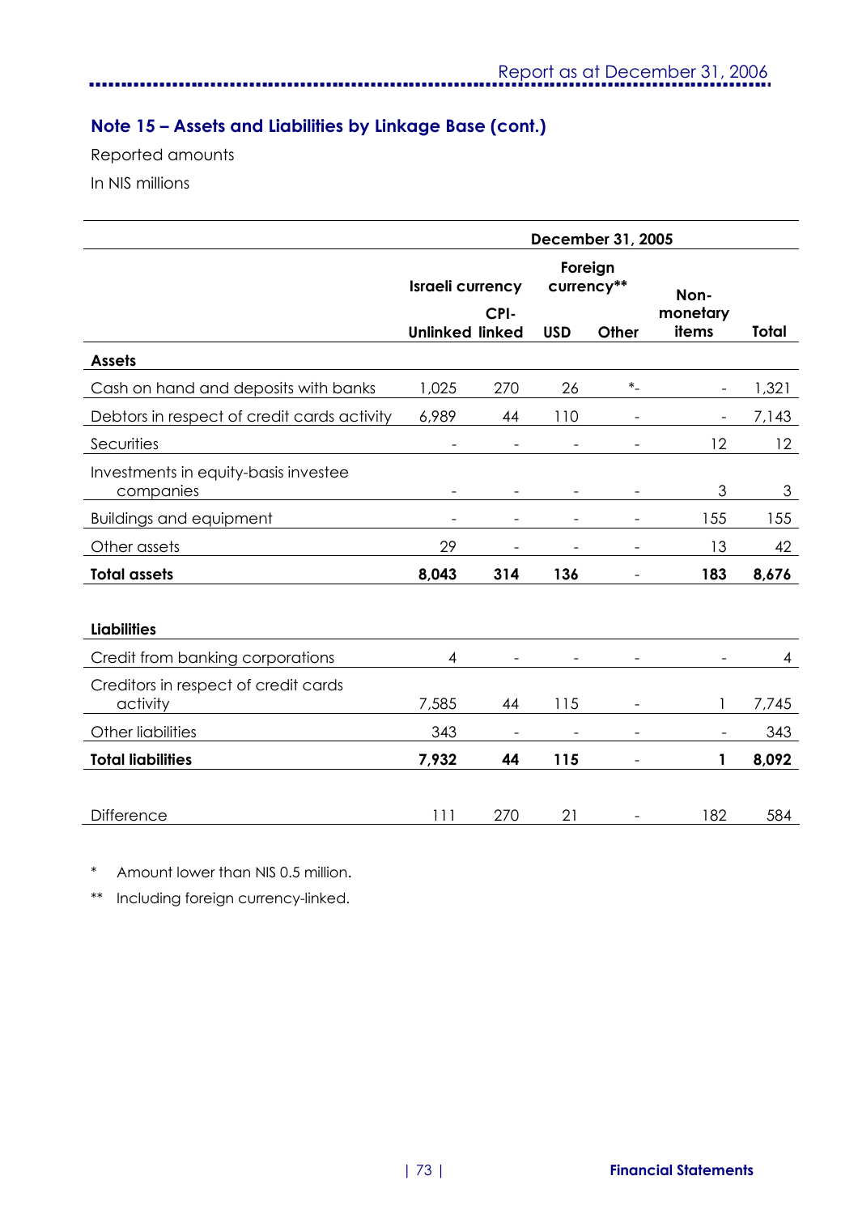## Note 15 – Assets and Liabilities by Linkage Base (cont.)

Reported amounts

In NIS millions

| | December 31, 2005 | | | | | |
|---|---|---|---|---|---|---|
| | Israeli currency | | Foreign currency** | | | |
| | Unlinked | CPI-linked | USD | Other | Non-monetary items | Total |
| **Assets** | | | | | | |
| Cash on hand and deposits with banks | 1,025 | 270 | 26 | *- | - | 1,321 |
| Debtors in respect of credit cards activity | 6,989 | 44 | 110 | - | - | 7,143 |
| Securities | - | - | - | - | 12 | 12 |
| Investments in equity-basis investee companies | - | - | - | - | 3 | 3 |
| Buildings and equipment | - | - | - | - | 155 | 155 |
| Other assets | 29 | - | - | - | 13 | 42 |
| **Total assets** | **8,043** | **314** | **136** | - | **183** | **8,676** |
| **Liabilities** | | | | | | |
| Credit from banking corporations | 4 | - | - | - | - | 4 |
| Creditors in respect of credit cards activity | 7,585 | 44 | 115 | - | 1 | 7,745 |
| Other liabilities | 343 | - | - | - | - | 343 |
| **Total liabilities** | **7,932** | **44** | **115** | - | **1** | **8,092** |
| Difference | 111 | 270 | 21 | - | 182 | 584 |

\* Amount lower than NIS 0.5 million.

** Including foreign currency-linked.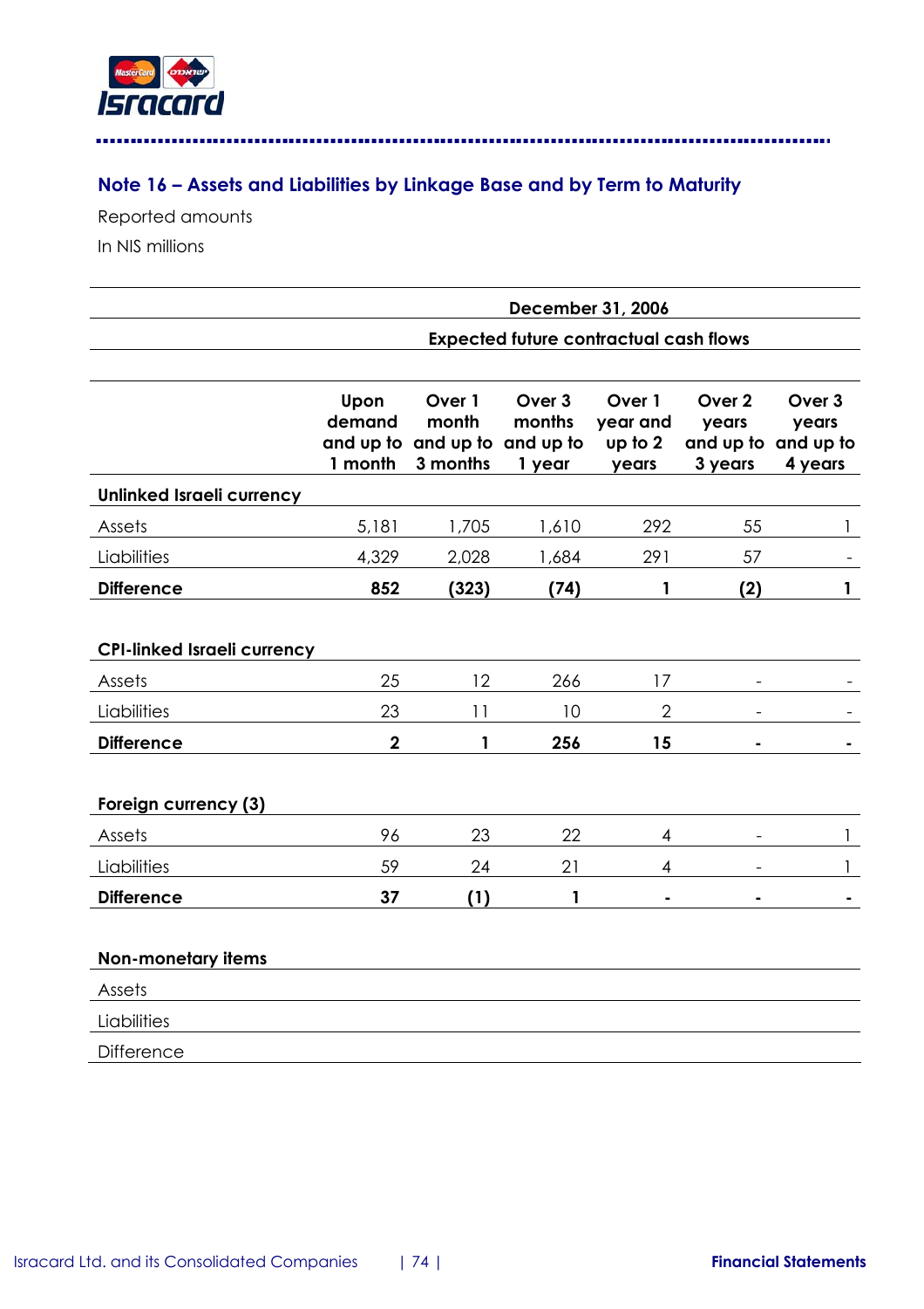## Note 16 – Assets and Liabilities by Linkage Base and by Term to Maturity

Reported amounts

In NIS millions

| | December 31, 2006 | | | | | |
|---|---|---|---|---|---|---|
| | Expected future contractual cash flows | | | | | |
| | Upon demand and up to 1 month | Over 1 month and up to 3 months | Over 3 months and up to 1 year | Over 1 year and up to 2 years | Over 2 years and up to 3 years | Over 3 years and up to 4 years |
| **Unlinked Israeli currency** | | | | | | |
| Assets | 5,181 | 1,705 | 1,610 | 292 | 55 | 1 |
| Liabilities | 4,329 | 2,028 | 1,684 | 291 | 57 | - |
| **Difference** | **852** | **(323)** | **(74)** | **1** | **(2)** | **1** |
| **CPI-linked Israeli currency** | | | | | | |
| Assets | 25 | 12 | 266 | 17 | - | - |
| Liabilities | 23 | 11 | 10 | 2 | - | - |
| **Difference** | **2** | **1** | **256** | **15** | **-** | **-** |
| **Foreign currency (3)** | | | | | | |
| Assets | 96 | 23 | 22 | 4 | - | 1 |
| Liabilities | 59 | 24 | 21 | 4 | - | 1 |
| **Difference** | **37** | **(1)** | **1** | **-** | **-** | **-** |
| **Non-monetary items** | | | | | | |
| Assets | | | | | | |
| Liabilities | | | | | | |
| Difference | | | | | | |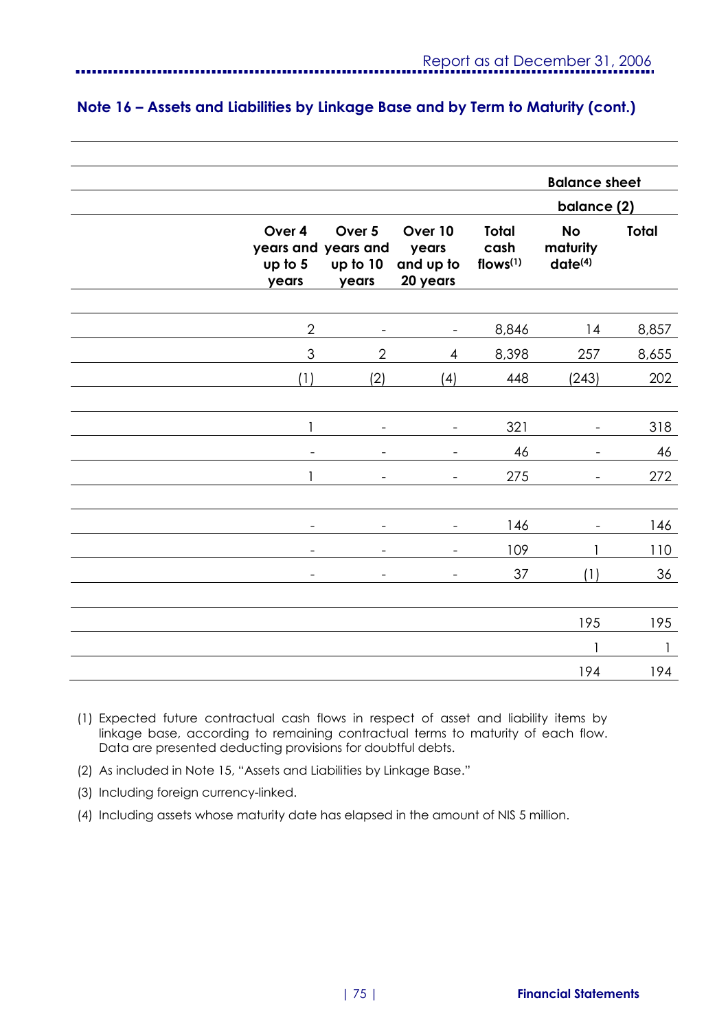## Note 16 – Assets and Liabilities by Linkage Base and by Term to Maturity (cont.)

| | Over 4 years and up to 5 years | Over 5 years and up to 10 years | Over 10 years and up to 20 years | Total cash flows[1] | Balance sheet balance (2) No maturity date[4] | Total |
|---|---|---|---|---|---|---|
| | | | | | | |
| | 2 | - | - | 8,846 | 14 | 8,857 |
| | 3 | 2 | 4 | 8,398 | 257 | 8,655 |
| | (1) | (2) | (4) | 448 | (243) | 202 |
| | | | | | | |
| | 1 | - | - | 321 | - | 318 |
| | - | - | - | 46 | - | 46 |
| | 1 | - | - | 275 | - | 272 |
| | | | | | | |
| | - | - | - | 146 | - | 146 |
| | - | - | - | 109 | 1 | 110 |
| | - | - | - | 37 | (1) | 36 |
| | | | | | | |
| | | | | | 195 | 195 |
| | | | | | 1 | 1 |
| | | | | | 194 | 194 |

(1) Expected future contractual cash flows in respect of asset and liability items by linkage base, according to remaining contractual terms to maturity of each flow. Data are presented deducting provisions for doubtful debts.

(2) As included in Note 15, "Assets and Liabilities by Linkage Base."

(3) Including foreign currency-linked.

(4) Including assets whose maturity date has elapsed in the amount of NIS 5 million.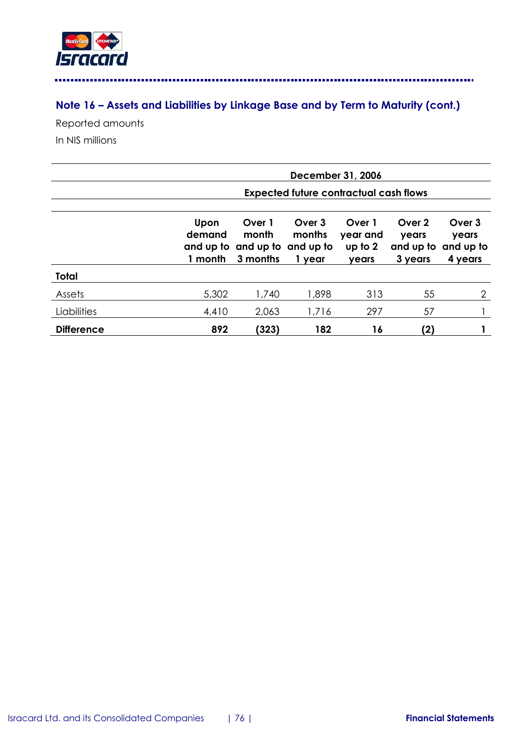## Note 16 – Assets and Liabilities by Linkage Base and by Term to Maturity (cont.)

Reported amounts

In NIS millions

| | December 31, 2006 | | | | | |
|---|---|---|---|---|---|---|
| | Expected future contractual cash flows | | | | | |
| | Upon demand and up to 1 month | Over 1 month and up to 3 months | Over 3 months and up to 1 year | Over 1 year and up to 2 years | Over 2 years and up to 3 years | Over 3 years and up to 4 years |
| **Total** | | | | | | |
| Assets | 5,302 | 1,740 | 1,898 | 313 | 55 | 2 |
| Liabilities | 4,410 | 2,063 | 1,716 | 297 | 57 | 1 |
| **Difference** | **892** | **(323)** | **182** | **16** | **(2)** | **1** |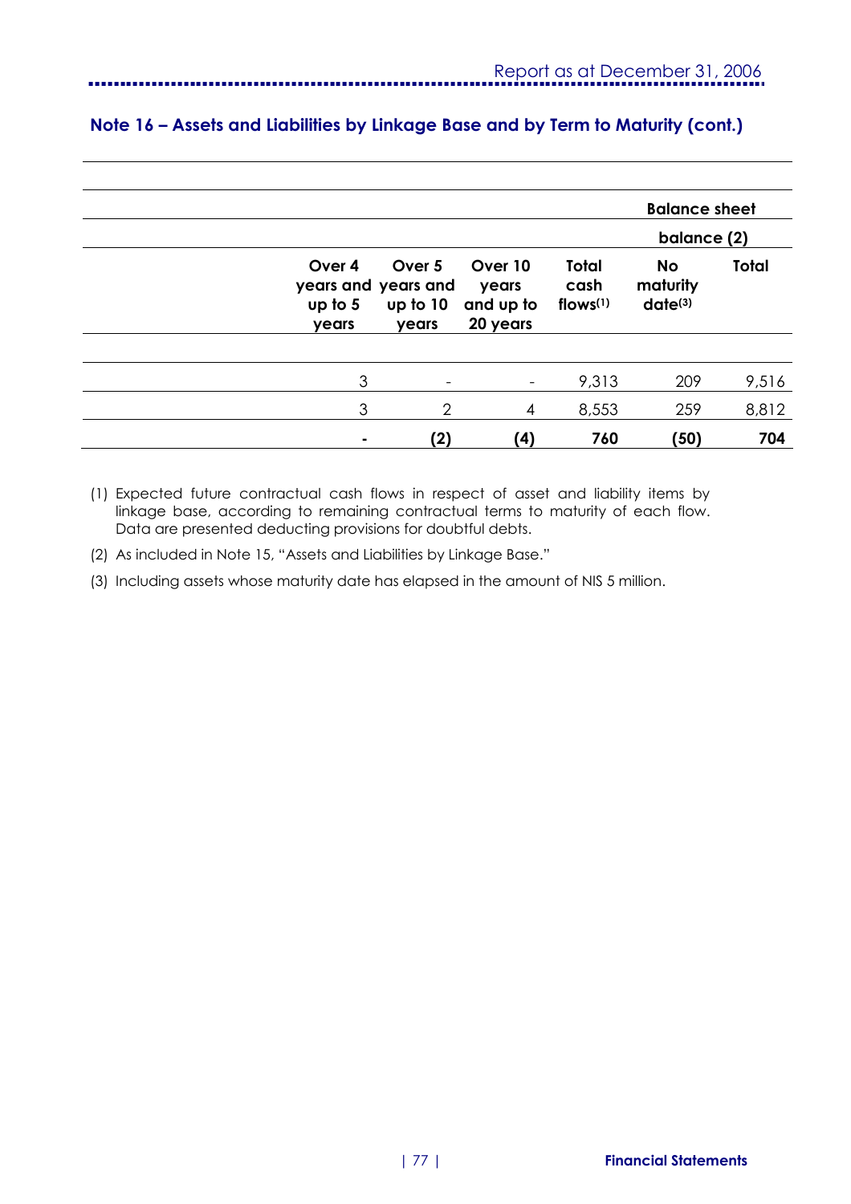## Note 16 – Assets and Liabilities by Linkage Base and by Term to Maturity (cont.)

| | | | | | Balance sheet balance (2) | |
|---|---|---|---|---|---|---|
| | Over 4 years and up to 5 years | Over 5 years and up to 10 years | Over 10 years and up to 20 years | Total cash flows(1) | No maturity date(3) | Total |
| | 3 | - | - | 9,313 | 209 | 9,516 |
| | 3 | 2 | 4 | 8,553 | 259 | 8,812 |
| | **-** | **(2)** | **(4)** | **760** | **(50)** | **704** |

(1) Expected future contractual cash flows in respect of asset and liability items by linkage base, according to remaining contractual terms to maturity of each flow. Data are presented deducting provisions for doubtful debts.

(2) As included in Note 15, "Assets and Liabilities by Linkage Base."

(3) Including assets whose maturity date has elapsed in the amount of NIS 5 million.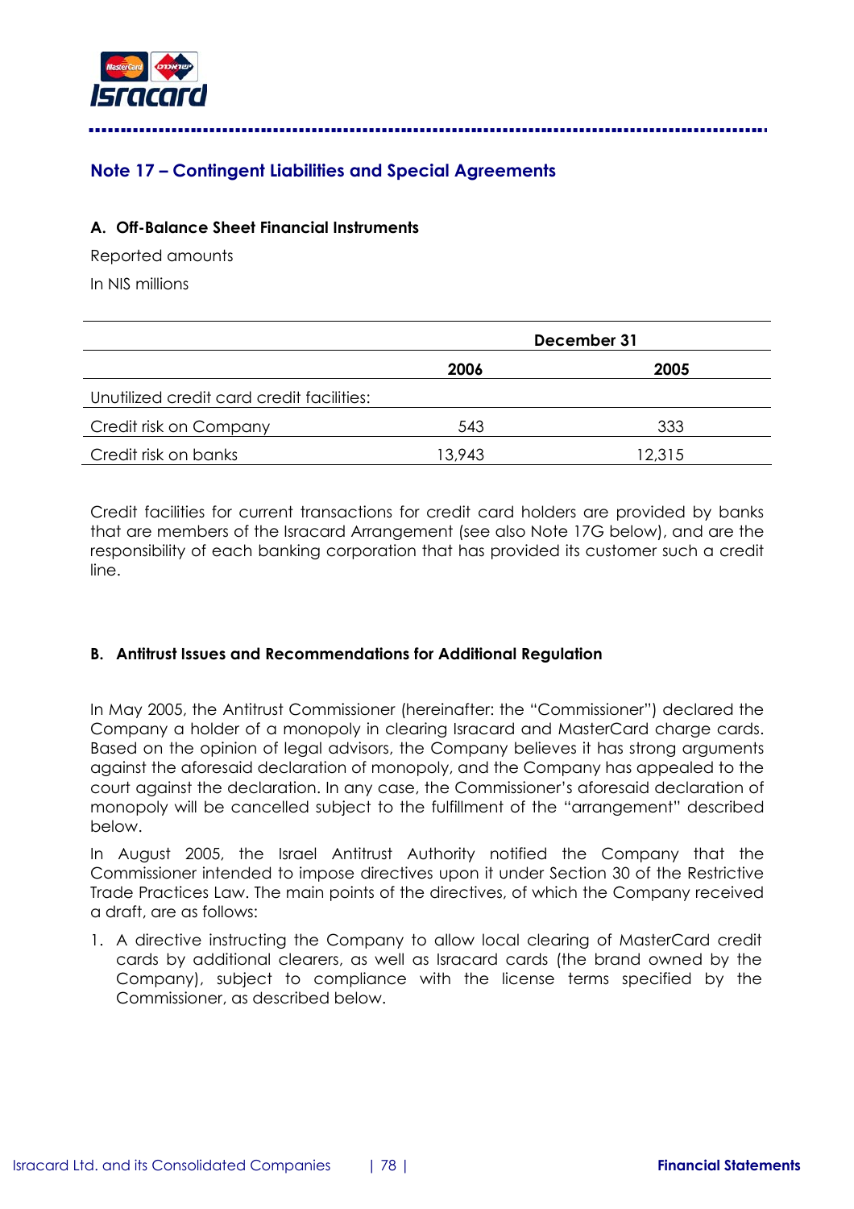## Note 17 – Contingent Liabilities and Special Agreements

### A. Off-Balance Sheet Financial Instruments

Reported amounts

In NIS millions

| | December 31 | |
|---|---|---|
| | **2006** | **2005** |
| Unutilized credit card credit facilities: | | |
| Credit risk on Company | 543 | 333 |
| Credit risk on banks | 13,943 | 12,315 |

Credit facilities for current transactions for credit card holders are provided by banks that are members of the Isracard Arrangement (see also Note 17G below), and are the responsibility of each banking corporation that has provided its customer such a credit line.

### B. Antitrust Issues and Recommendations for Additional Regulation

In May 2005, the Antitrust Commissioner (hereinafter: the "Commissioner") declared the Company a holder of a monopoly in clearing Isracard and MasterCard charge cards. Based on the opinion of legal advisors, the Company believes it has strong arguments against the aforesaid declaration of monopoly, and the Company has appealed to the court against the declaration. In any case, the Commissioner's aforesaid declaration of monopoly will be cancelled subject to the fulfillment of the "arrangement" described below.

In August 2005, the Israel Antitrust Authority notified the Company that the Commissioner intended to impose directives upon it under Section 30 of the Restrictive Trade Practices Law. The main points of the directives, of which the Company received a draft, are as follows:

1. A directive instructing the Company to allow local clearing of MasterCard credit cards by additional clearers, as well as Isracard cards (the brand owned by the Company), subject to compliance with the license terms specified by the Commissioner, as described below.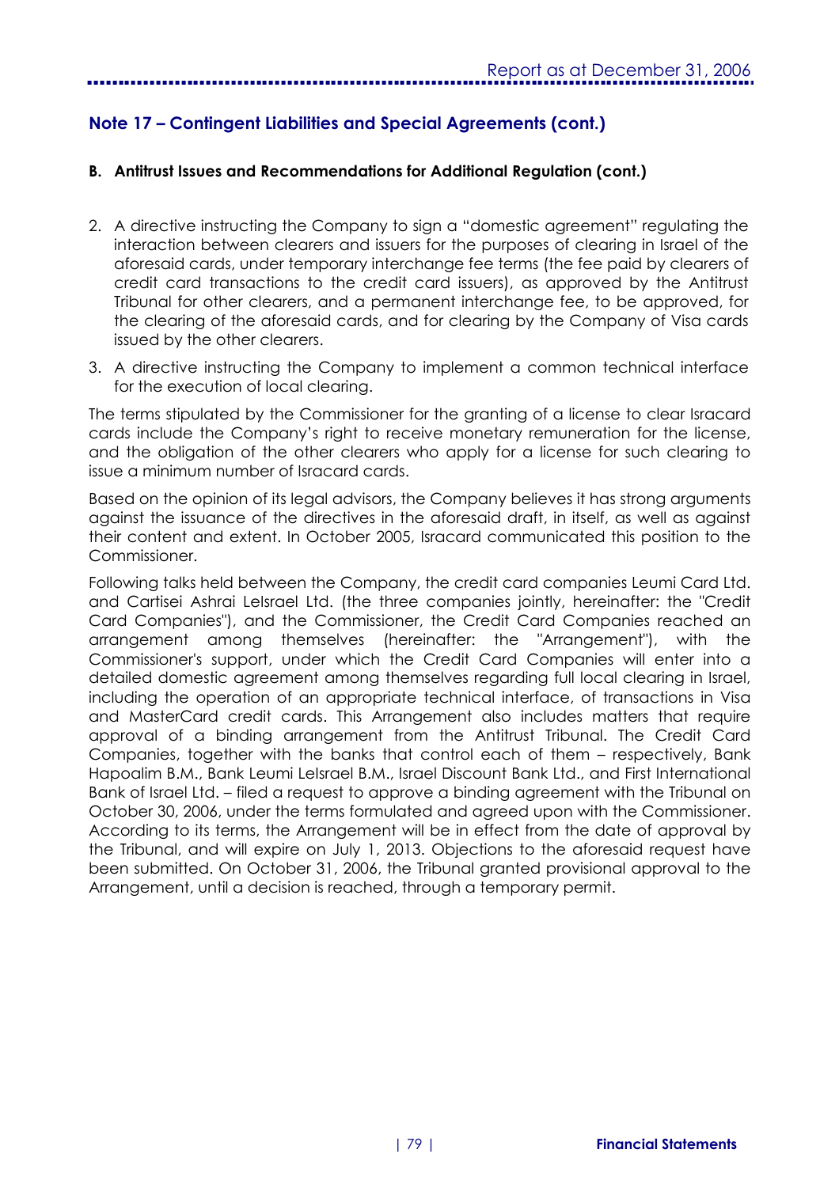## Note 17 – Contingent Liabilities and Special Agreements (cont.)

### B. Antitrust Issues and Recommendations for Additional Regulation (cont.)

2. A directive instructing the Company to sign a "domestic agreement" regulating the interaction between clearers and issuers for the purposes of clearing in Israel of the aforesaid cards, under temporary interchange fee terms (the fee paid by clearers of credit card transactions to the credit card issuers), as approved by the Antitrust Tribunal for other clearers, and a permanent interchange fee, to be approved, for the clearing of the aforesaid cards, and for clearing by the Company of Visa cards issued by the other clearers.
3. A directive instructing the Company to implement a common technical interface for the execution of local clearing.

The terms stipulated by the Commissioner for the granting of a license to clear Isracard cards include the Company's right to receive monetary remuneration for the license, and the obligation of the other clearers who apply for a license for such clearing to issue a minimum number of Isracard cards.

Based on the opinion of its legal advisors, the Company believes it has strong arguments against the issuance of the directives in the aforesaid draft, in itself, as well as against their content and extent. In October 2005, Isracard communicated this position to the Commissioner.

Following talks held between the Company, the credit card companies Leumi Card Ltd. and Cartisei Ashrai LeIsrael Ltd. (the three companies jointly, hereinafter: the "Credit Card Companies"), and the Commissioner, the Credit Card Companies reached an arrangement among themselves (hereinafter: the "Arrangement"), with the Commissioner's support, under which the Credit Card Companies will enter into a detailed domestic agreement among themselves regarding full local clearing in Israel, including the operation of an appropriate technical interface, of transactions in Visa and MasterCard credit cards. This Arrangement also includes matters that require approval of a binding arrangement from the Antitrust Tribunal. The Credit Card Companies, together with the banks that control each of them – respectively, Bank Hapoalim B.M., Bank Leumi LeIsrael B.M., Israel Discount Bank Ltd., and First International Bank of Israel Ltd. – filed a request to approve a binding agreement with the Tribunal on October 30, 2006, under the terms formulated and agreed upon with the Commissioner. According to its terms, the Arrangement will be in effect from the date of approval by the Tribunal, and will expire on July 1, 2013. Objections to the aforesaid request have been submitted. On October 31, 2006, the Tribunal granted provisional approval to the Arrangement, until a decision is reached, through a temporary permit.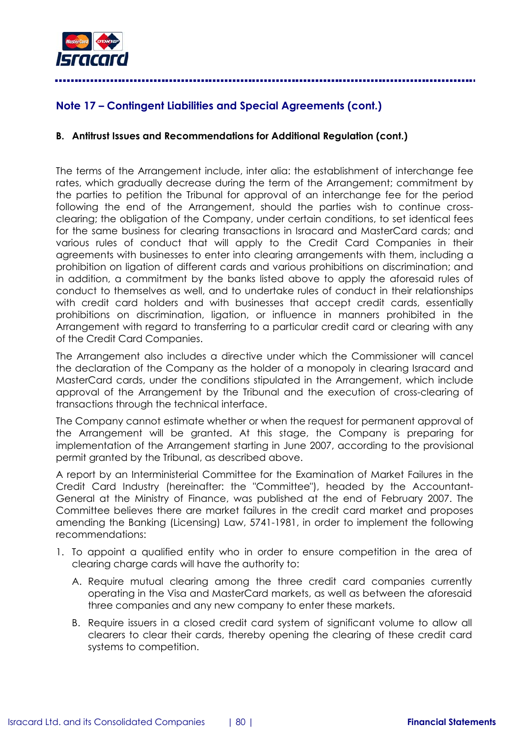## Note 17 – Contingent Liabilities and Special Agreements (cont.)

### B. Antitrust Issues and Recommendations for Additional Regulation (cont.)

The terms of the Arrangement include, inter alia: the establishment of interchange fee rates, which gradually decrease during the term of the Arrangement; commitment by the parties to petition the Tribunal for approval of an interchange fee for the period following the end of the Arrangement, should the parties wish to continue cross-clearing; the obligation of the Company, under certain conditions, to set identical fees for the same business for clearing transactions in Isracard and MasterCard cards; and various rules of conduct that will apply to the Credit Card Companies in their agreements with businesses to enter into clearing arrangements with them, including a prohibition on ligation of different cards and various prohibitions on discrimination; and in addition, a commitment by the banks listed above to apply the aforesaid rules of conduct to themselves as well, and to undertake rules of conduct in their relationships with credit card holders and with businesses that accept credit cards, essentially prohibitions on discrimination, ligation, or influence in manners prohibited in the Arrangement with regard to transferring to a particular credit card or clearing with any of the Credit Card Companies.

The Arrangement also includes a directive under which the Commissioner will cancel the declaration of the Company as the holder of a monopoly in clearing Isracard and MasterCard cards, under the conditions stipulated in the Arrangement, which include approval of the Arrangement by the Tribunal and the execution of cross-clearing of transactions through the technical interface.

The Company cannot estimate whether or when the request for permanent approval of the Arrangement will be granted. At this stage, the Company is preparing for implementation of the Arrangement starting in June 2007, according to the provisional permit granted by the Tribunal, as described above.

A report by an Interministerial Committee for the Examination of Market Failures in the Credit Card Industry (hereinafter: the "Committee"), headed by the Accountant-General at the Ministry of Finance, was published at the end of February 2007. The Committee believes there are market failures in the credit card market and proposes amending the Banking (Licensing) Law, 5741-1981, in order to implement the following recommendations:

1. To appoint a qualified entity who in order to ensure competition in the area of clearing charge cards will have the authority to:

   A. Require mutual clearing among the three credit card companies currently operating in the Visa and MasterCard markets, as well as between the aforesaid three companies and any new company to enter these markets.

   B. Require issuers in a closed credit card system of significant volume to allow all clearers to clear their cards, thereby opening the clearing of these credit card systems to competition.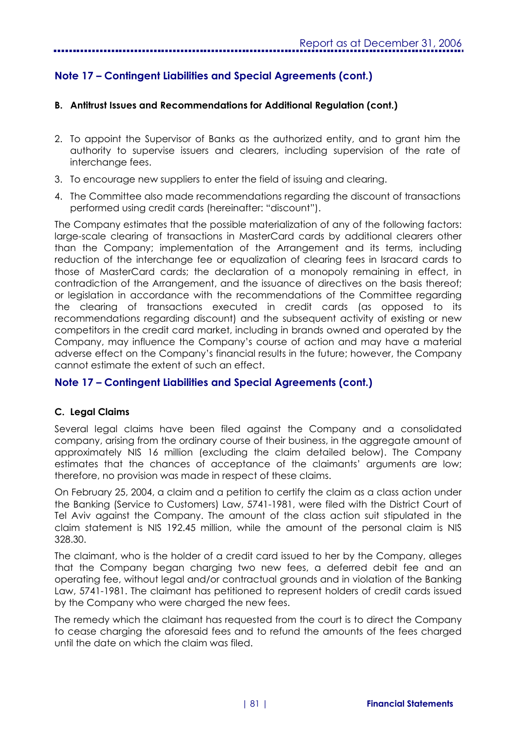## Note 17 – Contingent Liabilities and Special Agreements (cont.)

### B. Antitrust Issues and Recommendations for Additional Regulation (cont.)

2. To appoint the Supervisor of Banks as the authorized entity, and to grant him the authority to supervise issuers and clearers, including supervision of the rate of interchange fees.
3. To encourage new suppliers to enter the field of issuing and clearing.
4. The Committee also made recommendations regarding the discount of transactions performed using credit cards (hereinafter: "discount").

The Company estimates that the possible materialization of any of the following factors: large-scale clearing of transactions in MasterCard cards by additional clearers other than the Company; implementation of the Arrangement and its terms, including reduction of the interchange fee or equalization of clearing fees in Isracard cards to those of MasterCard cards; the declaration of a monopoly remaining in effect, in contradiction of the Arrangement, and the issuance of directives on the basis thereof; or legislation in accordance with the recommendations of the Committee regarding the clearing of transactions executed in credit cards (as opposed to its recommendations regarding discount) and the subsequent activity of existing or new competitors in the credit card market, including in brands owned and operated by the Company, may influence the Company's course of action and may have a material adverse effect on the Company's financial results in the future; however, the Company cannot estimate the extent of such an effect.

## Note 17 – Contingent Liabilities and Special Agreements (cont.)

### C. Legal Claims

Several legal claims have been filed against the Company and a consolidated company, arising from the ordinary course of their business, in the aggregate amount of approximately NIS 16 million (excluding the claim detailed below). The Company estimates that the chances of acceptance of the claimants' arguments are low; therefore, no provision was made in respect of these claims.

On February 25, 2004, a claim and a petition to certify the claim as a class action under the Banking (Service to Customers) Law, 5741-1981, were filed with the District Court of Tel Aviv against the Company. The amount of the class action suit stipulated in the claim statement is NIS 192.45 million, while the amount of the personal claim is NIS 328.30.

The claimant, who is the holder of a credit card issued to her by the Company, alleges that the Company began charging two new fees, a deferred debit fee and an operating fee, without legal and/or contractual grounds and in violation of the Banking Law, 5741-1981. The claimant has petitioned to represent holders of credit cards issued by the Company who were charged the new fees.

The remedy which the claimant has requested from the court is to direct the Company to cease charging the aforesaid fees and to refund the amounts of the fees charged until the date on which the claim was filed.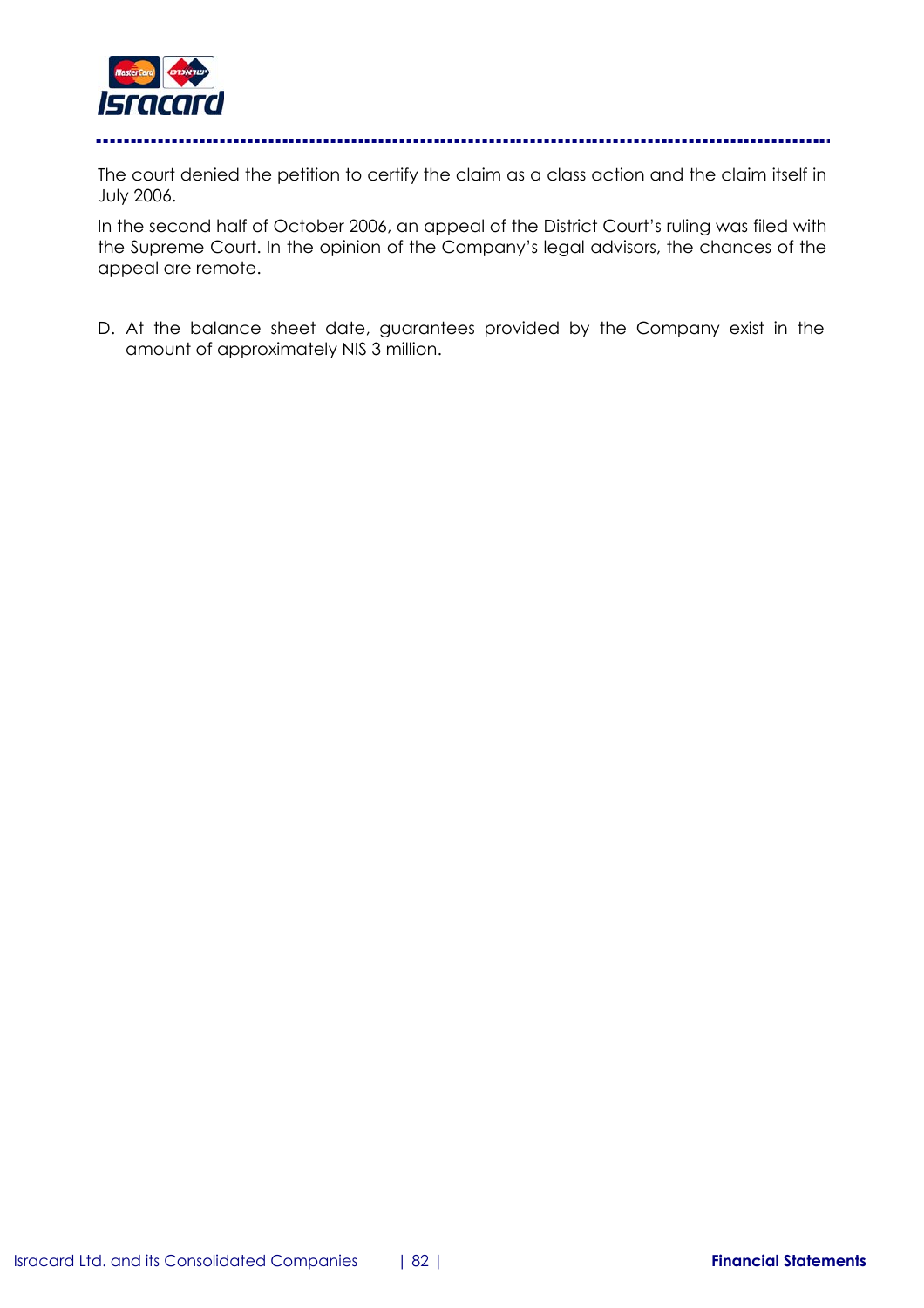The court denied the petition to certify the claim as a class action and the claim itself in July 2006.

In the second half of October 2006, an appeal of the District Court's ruling was filed with the Supreme Court. In the opinion of the Company's legal advisors, the chances of the appeal are remote.

D. At the balance sheet date, guarantees provided by the Company exist in the amount of approximately NIS 3 million.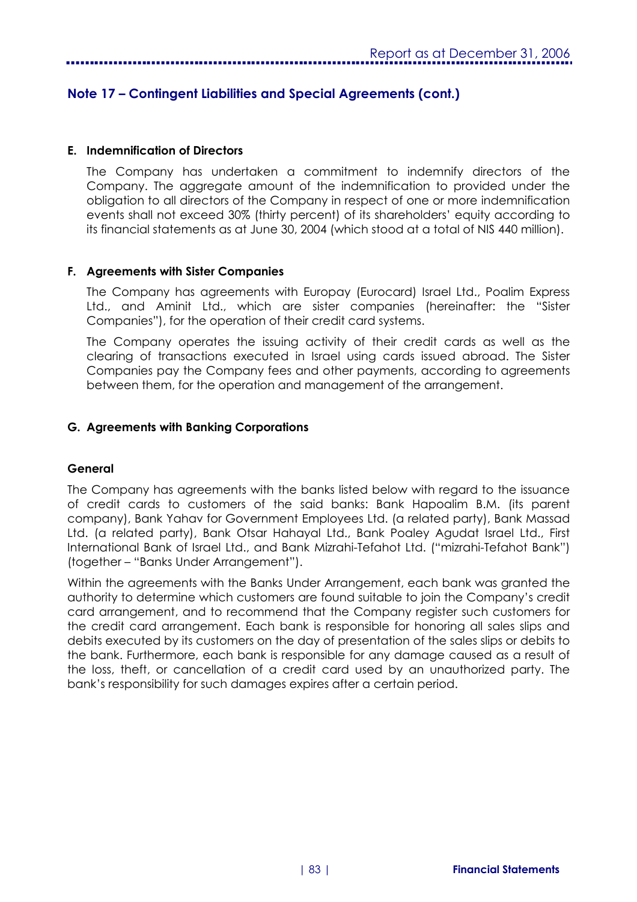## Note 17 – Contingent Liabilities and Special Agreements (cont.)

**E. Indemnification of Directors**

The Company has undertaken a commitment to indemnify directors of the Company. The aggregate amount of the indemnification to provided under the obligation to all directors of the Company in respect of one or more indemnification events shall not exceed 30% (thirty percent) of its shareholders' equity according to its financial statements as at June 30, 2004 (which stood at a total of NIS 440 million).

**F. Agreements with Sister Companies**

The Company has agreements with Europay (Eurocard) Israel Ltd., Poalim Express Ltd., and Aminit Ltd., which are sister companies (hereinafter: the "Sister Companies"), for the operation of their credit card systems.

The Company operates the issuing activity of their credit cards as well as the clearing of transactions executed in Israel using cards issued abroad. The Sister Companies pay the Company fees and other payments, according to agreements between them, for the operation and management of the arrangement.

**G. Agreements with Banking Corporations**

**General**

The Company has agreements with the banks listed below with regard to the issuance of credit cards to customers of the said banks: Bank Hapoalim B.M. (its parent company), Bank Yahav for Government Employees Ltd. (a related party), Bank Massad Ltd. (a related party), Bank Otsar Hahayal Ltd., Bank Poaley Agudat Israel Ltd., First International Bank of Israel Ltd., and Bank Mizrahi-Tefahot Ltd. ("mizrahi-Tefahot Bank") (together – "Banks Under Arrangement").

Within the agreements with the Banks Under Arrangement, each bank was granted the authority to determine which customers are found suitable to join the Company's credit card arrangement, and to recommend that the Company register such customers for the credit card arrangement. Each bank is responsible for honoring all sales slips and debits executed by its customers on the day of presentation of the sales slips or debits to the bank. Furthermore, each bank is responsible for any damage caused as a result of the loss, theft, or cancellation of a credit card used by an unauthorized party. The bank's responsibility for such damages expires after a certain period.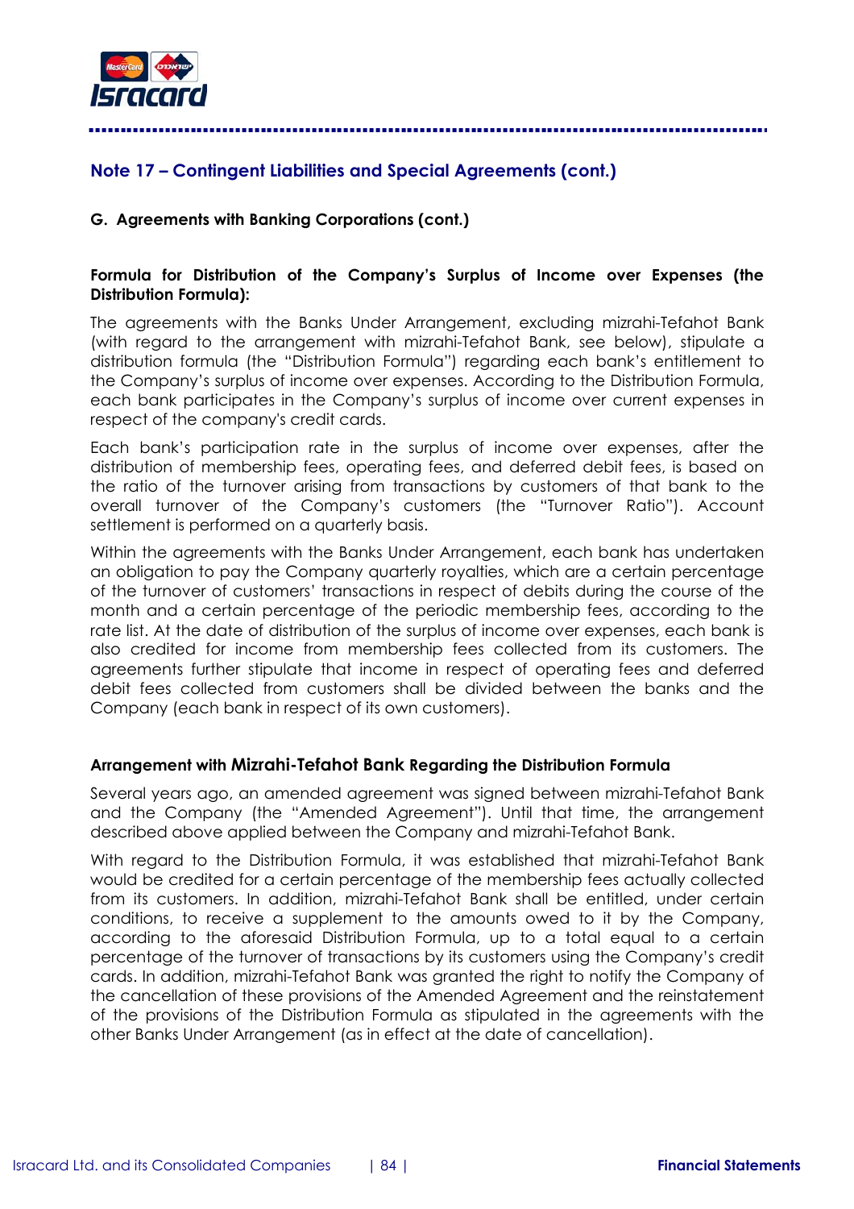## Note 17 – Contingent Liabilities and Special Agreements (cont.)

**G. Agreements with Banking Corporations (cont.)**

**Formula for Distribution of the Company's Surplus of Income over Expenses (the Distribution Formula):**

The agreements with the Banks Under Arrangement, excluding mizrahi-Tefahot Bank (with regard to the arrangement with mizrahi-Tefahot Bank, see below), stipulate a distribution formula (the "Distribution Formula") regarding each bank's entitlement to the Company's surplus of income over expenses. According to the Distribution Formula, each bank participates in the Company's surplus of income over current expenses in respect of the company's credit cards.

Each bank's participation rate in the surplus of income over expenses, after the distribution of membership fees, operating fees, and deferred debit fees, is based on the ratio of the turnover arising from transactions by customers of that bank to the overall turnover of the Company's customers (the "Turnover Ratio"). Account settlement is performed on a quarterly basis.

Within the agreements with the Banks Under Arrangement, each bank has undertaken an obligation to pay the Company quarterly royalties, which are a certain percentage of the turnover of customers' transactions in respect of debits during the course of the month and a certain percentage of the periodic membership fees, according to the rate list. At the date of distribution of the surplus of income over expenses, each bank is also credited for income from membership fees collected from its customers. The agreements further stipulate that income in respect of operating fees and deferred debit fees collected from customers shall be divided between the banks and the Company (each bank in respect of its own customers).

**Arrangement with Mizrahi-Tefahot Bank Regarding the Distribution Formula**

Several years ago, an amended agreement was signed between mizrahi-Tefahot Bank and the Company (the "Amended Agreement"). Until that time, the arrangement described above applied between the Company and mizrahi-Tefahot Bank.

With regard to the Distribution Formula, it was established that mizrahi-Tefahot Bank would be credited for a certain percentage of the membership fees actually collected from its customers. In addition, mizrahi-Tefahot Bank shall be entitled, under certain conditions, to receive a supplement to the amounts owed to it by the Company, according to the aforesaid Distribution Formula, up to a total equal to a certain percentage of the turnover of transactions by its customers using the Company's credit cards. In addition, mizrahi-Tefahot Bank was granted the right to notify the Company of the cancellation of these provisions of the Amended Agreement and the reinstatement of the provisions of the Distribution Formula as stipulated in the agreements with the other Banks Under Arrangement (as in effect at the date of cancellation).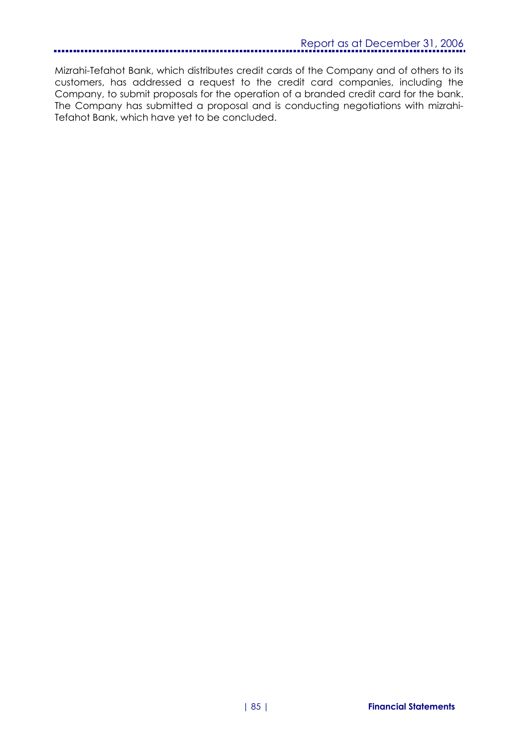Mizrahi-Tefahot Bank, which distributes credit cards of the Company and of others to its customers, has addressed a request to the credit card companies, including the Company, to submit proposals for the operation of a branded credit card for the bank. The Company has submitted a proposal and is conducting negotiations with mizrahi-Tefahot Bank, which have yet to be concluded.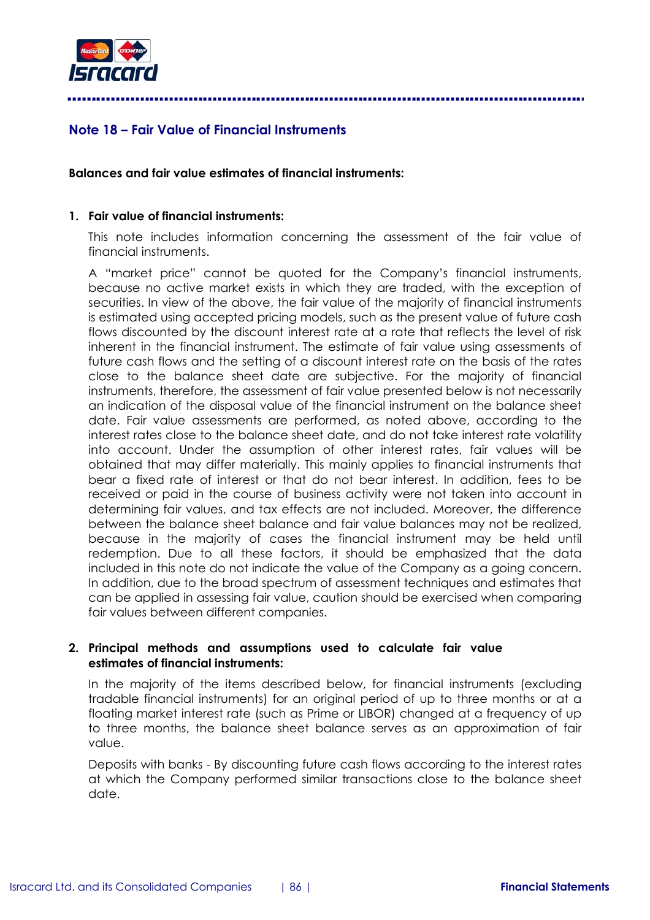## Note 18 – Fair Value of Financial Instruments

**Balances and fair value estimates of financial instruments:**

1. **Fair value of financial instruments:**

   This note includes information concerning the assessment of the fair value of financial instruments.

   A "market price" cannot be quoted for the Company's financial instruments, because no active market exists in which they are traded, with the exception of securities. In view of the above, the fair value of the majority of financial instruments is estimated using accepted pricing models, such as the present value of future cash flows discounted by the discount interest rate at a rate that reflects the level of risk inherent in the financial instrument. The estimate of fair value using assessments of future cash flows and the setting of a discount interest rate on the basis of the rates close to the balance sheet date are subjective. For the majority of financial instruments, therefore, the assessment of fair value presented below is not necessarily an indication of the disposal value of the financial instrument on the balance sheet date. Fair value assessments are performed, as noted above, according to the interest rates close to the balance sheet date, and do not take interest rate volatility into account. Under the assumption of other interest rates, fair values will be obtained that may differ materially. This mainly applies to financial instruments that bear a fixed rate of interest or that do not bear interest. In addition, fees to be received or paid in the course of business activity were not taken into account in determining fair values, and tax effects are not included. Moreover, the difference between the balance sheet balance and fair value balances may not be realized, because in the majority of cases the financial instrument may be held until redemption. Due to all these factors, it should be emphasized that the data included in this note do not indicate the value of the Company as a going concern. In addition, due to the broad spectrum of assessment techniques and estimates that can be applied in assessing fair value, caution should be exercised when comparing fair values between different companies.

2. **Principal methods and assumptions used to calculate fair value estimates of financial instruments:**

   In the majority of the items described below, for financial instruments (excluding tradable financial instruments) for an original period of up to three months or at a floating market interest rate (such as Prime or LIBOR) changed at a frequency of up to three months, the balance sheet balance serves as an approximation of fair value.

   Deposits with banks - By discounting future cash flows according to the interest rates at which the Company performed similar transactions close to the balance sheet date.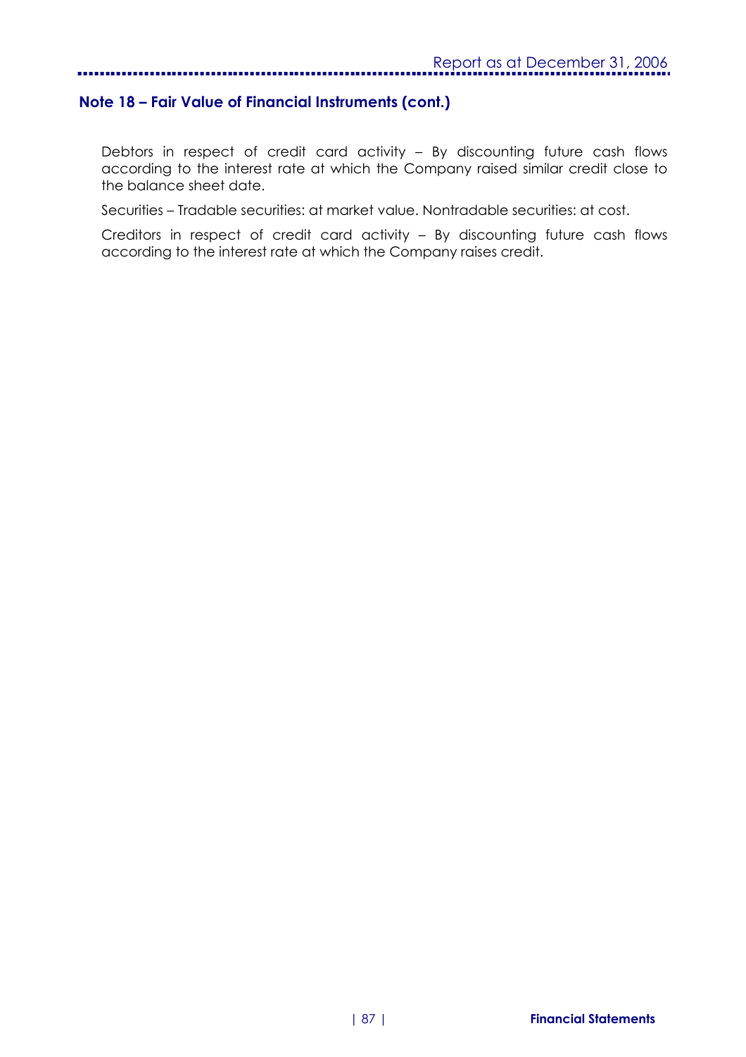## Note 18 – Fair Value of Financial Instruments (cont.)

Debtors in respect of credit card activity – By discounting future cash flows according to the interest rate at which the Company raised similar credit close to the balance sheet date.

Securities – Tradable securities: at market value. Nontradable securities: at cost.

Creditors in respect of credit card activity – By discounting future cash flows according to the interest rate at which the Company raises credit.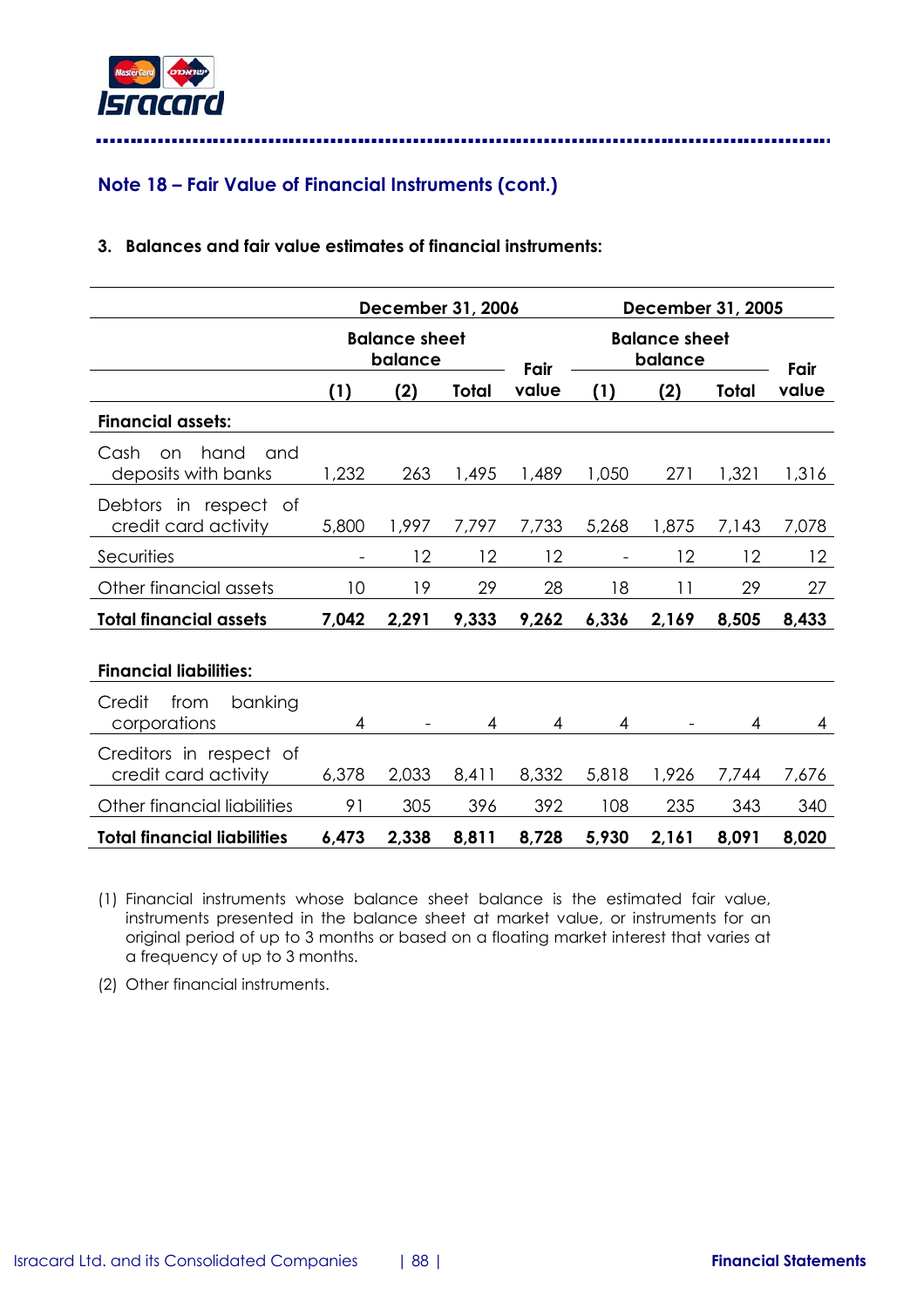## Note 18 – Fair Value of Financial Instruments (cont.)

**3. Balances and fair value estimates of financial instruments:**

| | December 31, 2006 | | | | December 31, 2005 | | | |
|---|---|---|---|---|---|---|---|---|
| | Balance sheet balance | | | Fair value | Balance sheet balance | | | Fair value |
| | (1) | (2) | Total | | (1) | (2) | Total | |
| **Financial assets:** | | | | | | | | |
| Cash on hand and deposits with banks | 1,232 | 263 | 1,495 | 1,489 | 1,050 | 271 | 1,321 | 1,316 |
| Debtors in respect of credit card activity | 5,800 | 1,997 | 7,797 | 7,733 | 5,268 | 1,875 | 7,143 | 7,078 |
| Securities | - | 12 | 12 | 12 | - | 12 | 12 | 12 |
| Other financial assets | 10 | 19 | 29 | 28 | 18 | 11 | 29 | 27 |
| **Total financial assets** | **7,042** | **2,291** | **9,333** | **9,262** | **6,336** | **2,169** | **8,505** | **8,433** |
| **Financial liabilities:** | | | | | | | | |
| Credit from banking corporations | 4 | - | 4 | 4 | 4 | - | 4 | 4 |
| Creditors in respect of credit card activity | 6,378 | 2,033 | 8,411 | 8,332 | 5,818 | 1,926 | 7,744 | 7,676 |
| Other financial liabilities | 91 | 305 | 396 | 392 | 108 | 235 | 343 | 340 |
| **Total financial liabilities** | **6,473** | **2,338** | **8,811** | **8,728** | **5,930** | **2,161** | **8,091** | **8,020** |

(1) Financial instruments whose balance sheet balance is the estimated fair value, instruments presented in the balance sheet at market value, or instruments for an original period of up to 3 months or based on a floating market interest that varies at a frequency of up to 3 months.

(2) Other financial instruments.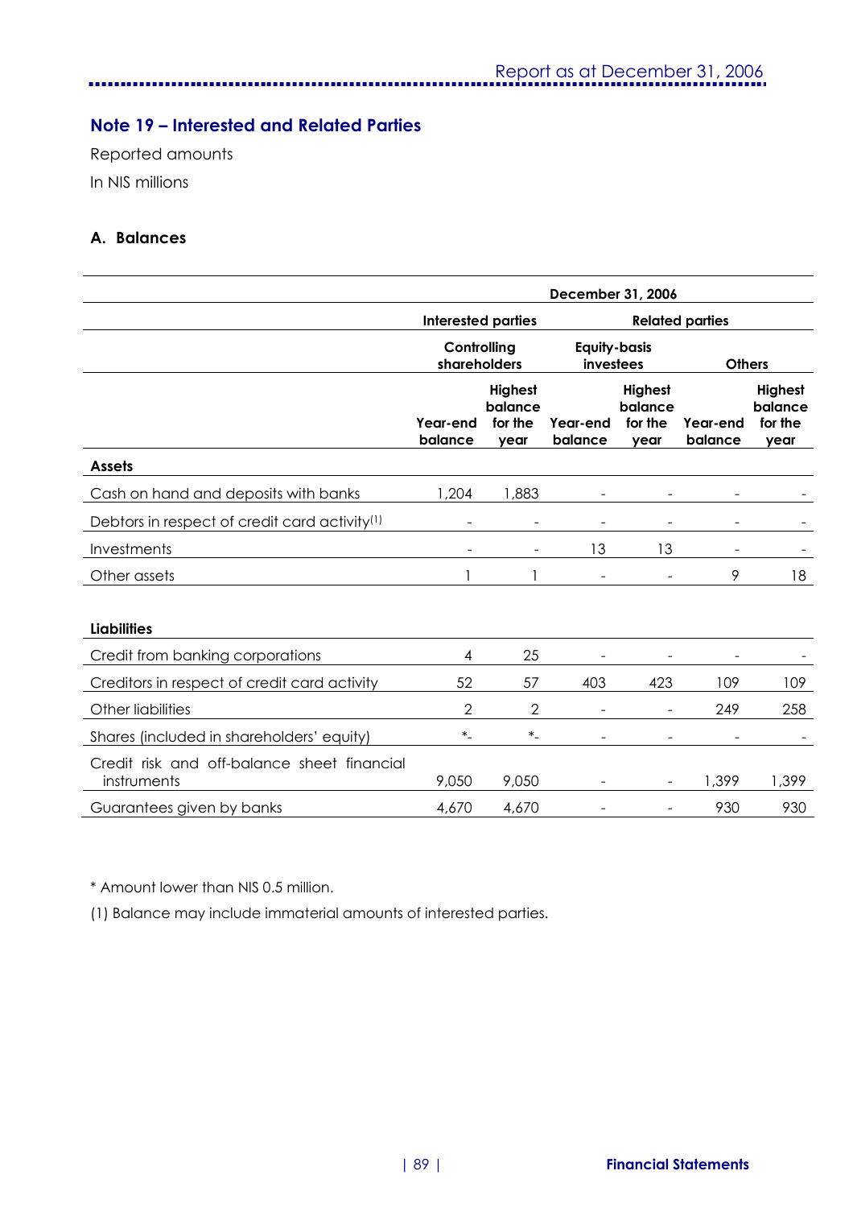## Note 19 – Interested and Related Parties

Reported amounts

In NIS millions

### A. Balances

| | December 31, 2006 | | | | | |
|---|---|---|---|---|---|---|
| | Interested parties | | Related parties | | | |
| | Controlling shareholders | | Equity-basis investees | | Others | |
| | Year-end balance | Highest balance for the year | Year-end balance | Highest balance for the year | Year-end balance | Highest balance for the year |
| **Assets** | | | | | | |
| Cash on hand and deposits with banks | 1,204 | 1,883 | - | - | - | - |
| Debtors in respect of credit card activity[1] | - | - | - | - | - | - |
| Investments | - | - | 13 | 13 | - | - |
| Other assets | 1 | 1 | - | - | 9 | 18 |
| **Liabilities** | | | | | | |
| Credit from banking corporations | 4 | 25 | - | - | - | - |
| Creditors in respect of credit card activity | 52 | 57 | 403 | 423 | 109 | 109 |
| Other liabilities | 2 | 2 | - | - | 249 | 258 |
| Shares (included in shareholders' equity) | *- | *- | - | - | - | - |
| Credit risk and off-balance sheet financial instruments | 9,050 | 9,050 | - | - | 1,399 | 1,399 |
| Guarantees given by banks | 4,670 | 4,670 | - | - | 930 | 930 |

* Amount lower than NIS 0.5 million.

(1) Balance may include immaterial amounts of interested parties.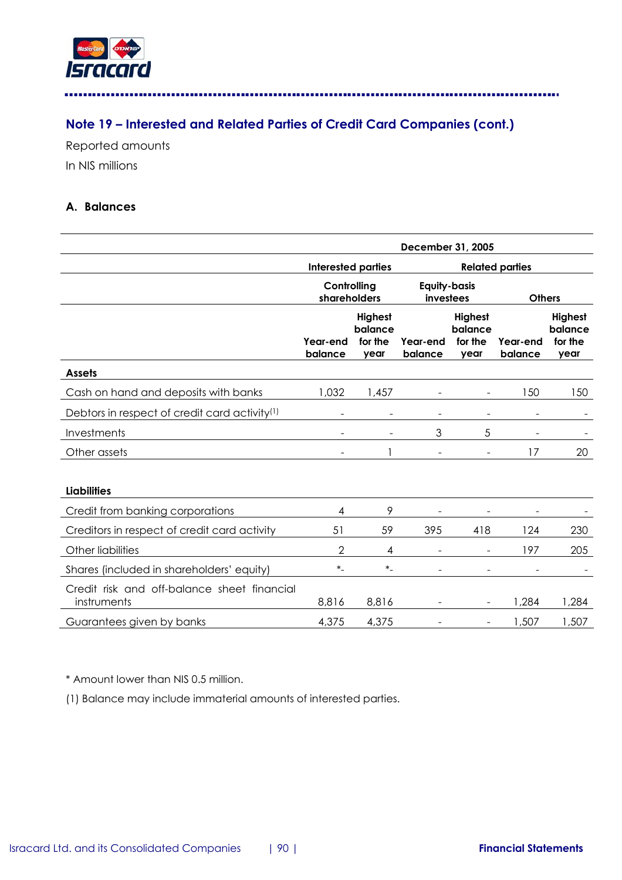## Note 19 – Interested and Related Parties of Credit Card Companies (cont.)

Reported amounts

In NIS millions

### A. Balances

| | December 31, 2005 | | | | | |
|---|---|---|---|---|---|---|
| | Interested parties | | Related parties | | | |
| | Controlling shareholders | | Equity-basis investees | | Others | |
| | Year-end balance | Highest balance for the year | Year-end balance | Highest balance for the year | Year-end balance | Highest balance for the year |
| **Assets** | | | | | | |
| Cash on hand and deposits with banks | 1,032 | 1,457 | - | - | 150 | 150 |
| Debtors in respect of credit card activity[1] | - | - | - | - | - | - |
| Investments | - | - | 3 | 5 | - | - |
| Other assets | - | 1 | - | - | 17 | 20 |
| **Liabilities** | | | | | | |
| Credit from banking corporations | 4 | 9 | - | - | - | - |
| Creditors in respect of credit card activity | 51 | 59 | 395 | 418 | 124 | 230 |
| Other liabilities | 2 | 4 | - | - | 197 | 205 |
| Shares (included in shareholders' equity) | *- | *- | - | - | - | - |
| Credit risk and off-balance sheet financial instruments | 8,816 | 8,816 | - | - | 1,284 | 1,284 |
| Guarantees given by banks | 4,375 | 4,375 | - | - | 1,507 | 1,507 |

\* Amount lower than NIS 0.5 million.

(1) Balance may include immaterial amounts of interested parties.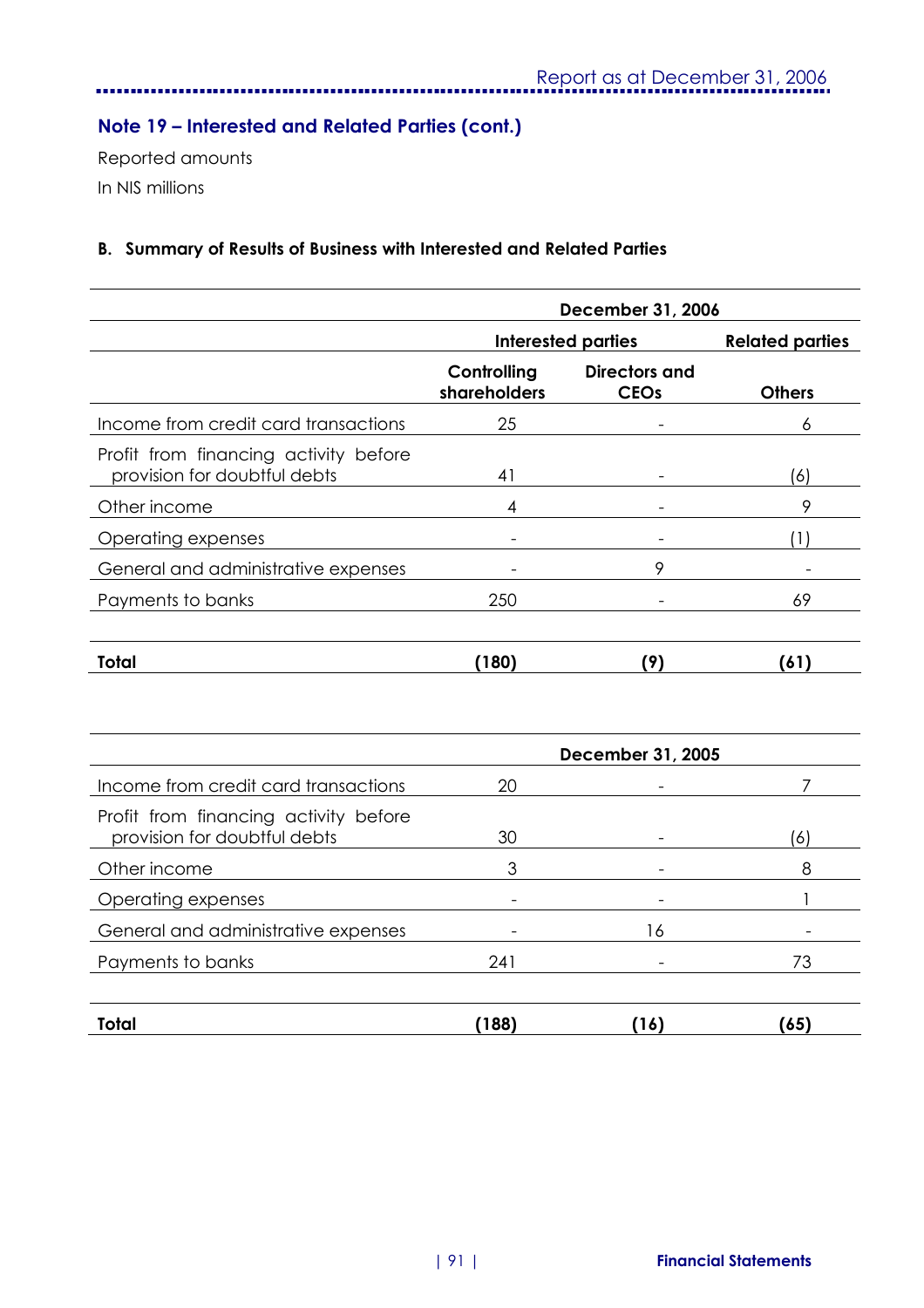## Note 19 – Interested and Related Parties (cont.)

Reported amounts

In NIS millions

### B. Summary of Results of Business with Interested and Related Parties

| | December 31, 2006 | | |
|---|---|---|---|
| | Interested parties | | Related parties |
| | Controlling shareholders | Directors and CEOs | Others |
| Income from credit card transactions | 25 | - | 6 |
| Profit from financing activity before provision for doubtful debts | 41 | - | (6) |
| Other income | 4 | - | 9 |
| Operating expenses | - | - | (1) |
| General and administrative expenses | - | 9 | - |
| Payments to banks | 250 | - | 69 |
| **Total** | **(180)** | **(9)** | **(61)** |

| | December 31, 2005 | | |
|---|---|---|---|
| Income from credit card transactions | 20 | - | 7 |
| Profit from financing activity before provision for doubtful debts | 30 | - | (6) |
| Other income | 3 | - | 8 |
| Operating expenses | - | - | 1 |
| General and administrative expenses | - | 16 | - |
| Payments to banks | 241 | - | 73 |
| **Total** | **(188)** | **(16)** | **(65)** |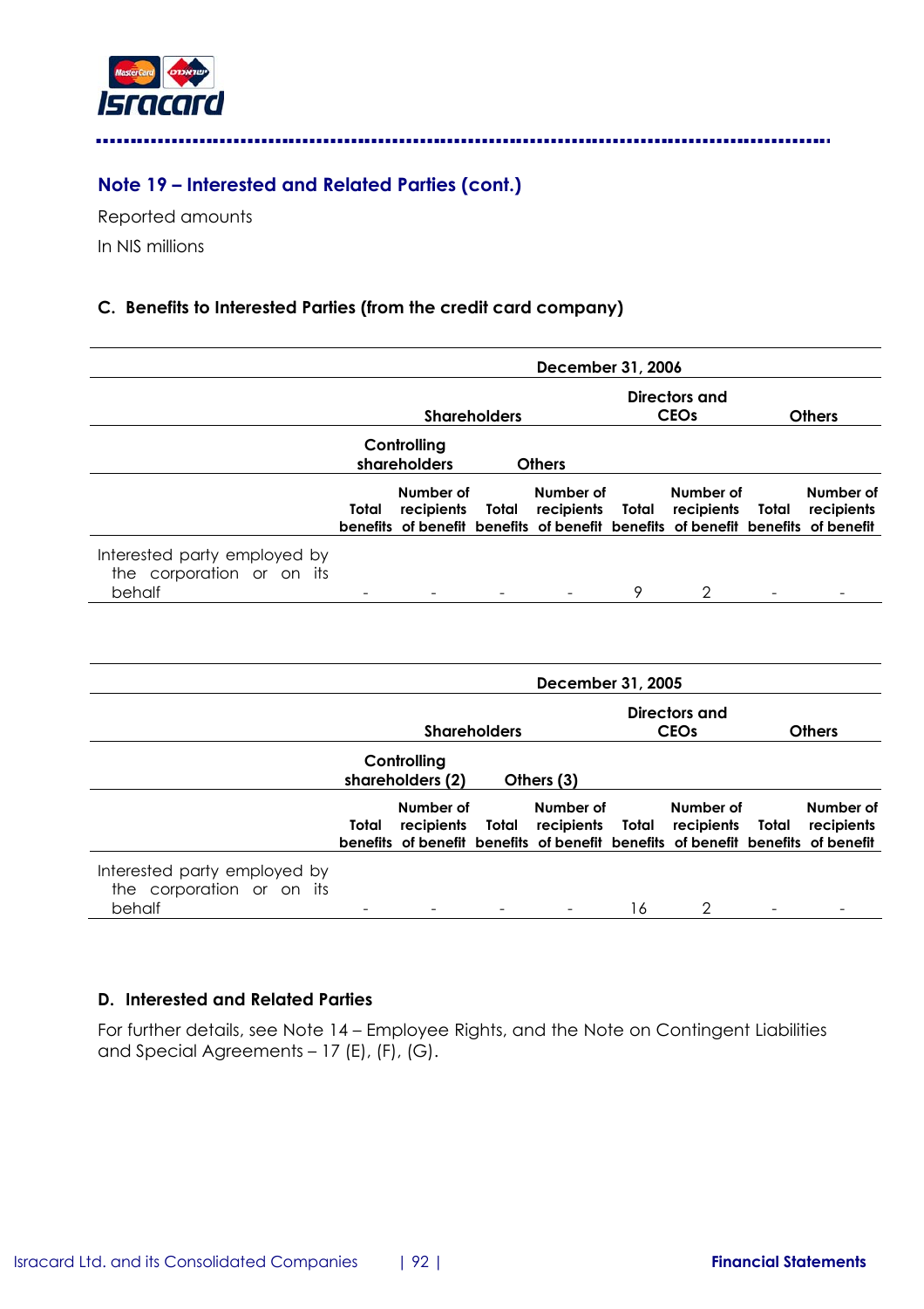## Note 19 – Interested and Related Parties (cont.)

Reported amounts

In NIS millions

### C. Benefits to Interested Parties (from the credit card company)

| | December 31, 2006 | | | | | | | |
|---|---|---|---|---|---|---|---|---|
| | Shareholders | | | | Directors and CEOs | | Others | |
| | Controlling shareholders | | Others | | | | | |
| | Total benefits | Number of recipients of benefit | Total benefits | Number of recipients of benefit | Total benefits | Number of recipients of benefit | Total benefits | Number of recipients of benefit |
| Interested party employed by the corporation or on its behalf | - | - | - | - | 9 | 2 | - | - |

| | December 31, 2005 | | | | | | | |
|---|---|---|---|---|---|---|---|---|
| | Shareholders | | | | Directors and CEOs | | Others | |
| | Controlling shareholders (2) | | Others (3) | | | | | |
| | Total benefits | Number of recipients of benefit | Total benefits | Number of recipients of benefit | Total benefits | Number of recipients of benefit | Total benefits | Number of recipients of benefit |
| Interested party employed by the corporation or on its behalf | - | - | - | - | 16 | 2 | - | - |

### D. Interested and Related Parties

For further details, see Note 14 – Employee Rights, and the Note on Contingent Liabilities and Special Agreements – 17 (E), (F), (G).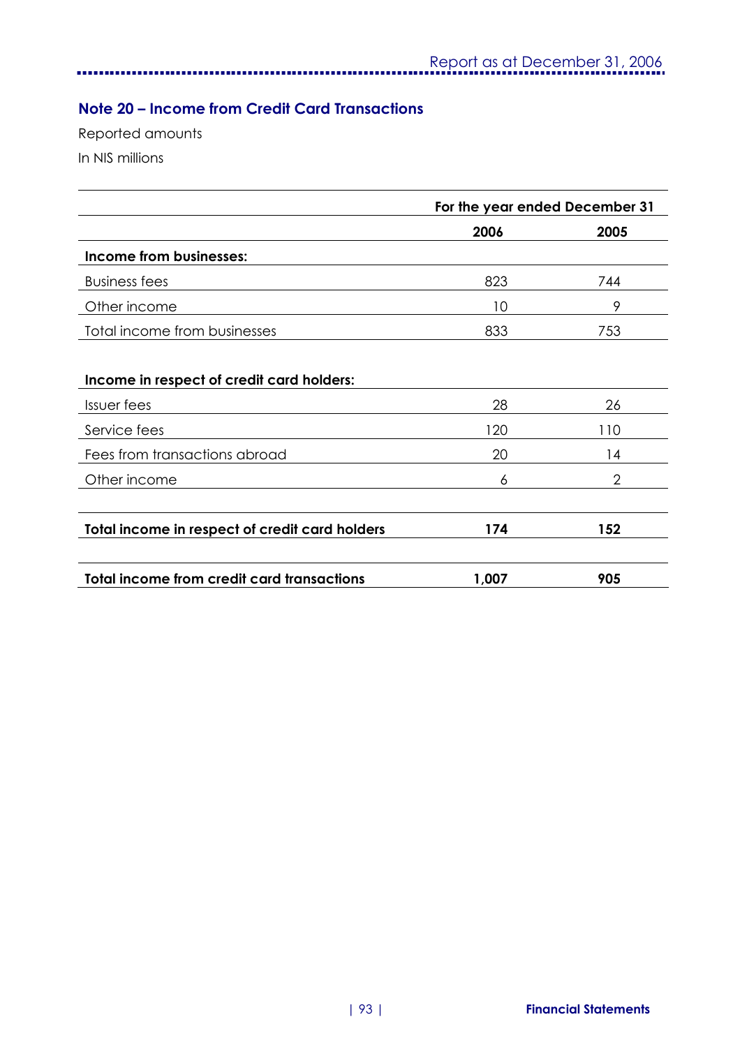## Note 20 – Income from Credit Card Transactions

Reported amounts

In NIS millions

| | For the year ended December 31 | |
|---|---|---|
| | **2006** | **2005** |
| **Income from businesses:** | | |
| Business fees | 823 | 744 |
| Other income | 10 | 9 |
| Total income from businesses | 833 | 753 |
| | | |
| **Income in respect of credit card holders:** | | |
| Issuer fees | 28 | 26 |
| Service fees | 120 | 110 |
| Fees from transactions abroad | 20 | 14 |
| Other income | 6 | 2 |
| | | |
| **Total income in respect of credit card holders** | **174** | **152** |
| | | |
| **Total income from credit card transactions** | **1,007** | **905** |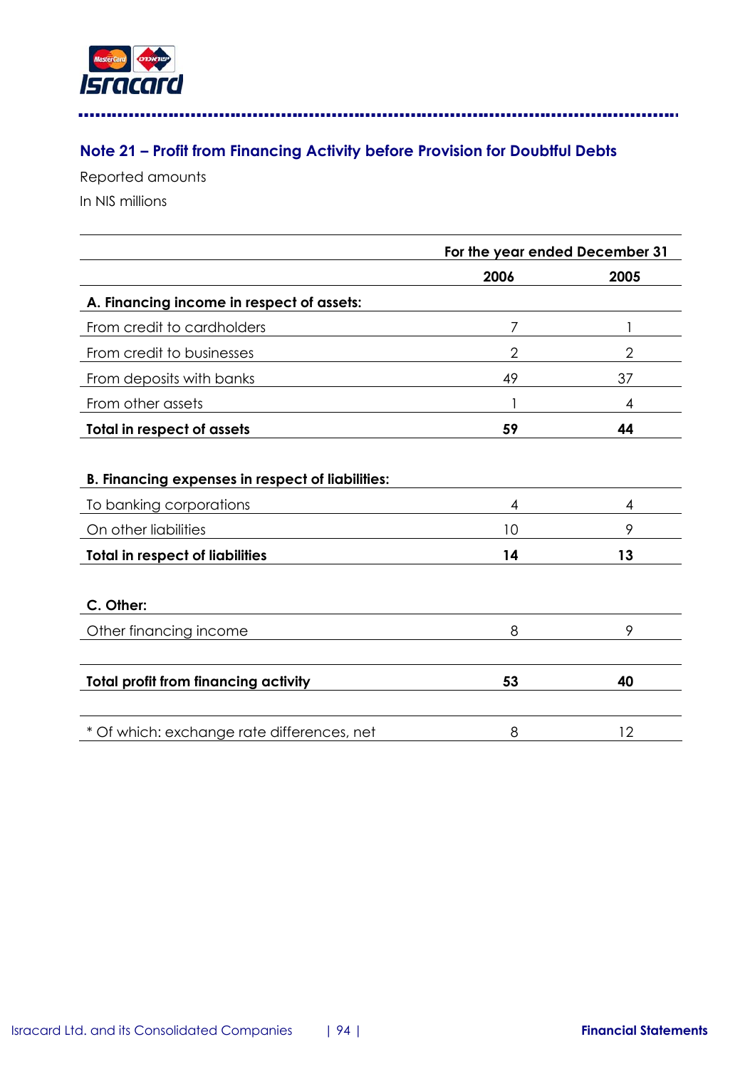## Note 21 – Profit from Financing Activity before Provision for Doubtful Debts

Reported amounts

In NIS millions

| | For the year ended December 31 | |
|---|---|---|
| | 2006 | 2005 |
| **A. Financing income in respect of assets:** | | |
| From credit to cardholders | 7 | 1 |
| From credit to businesses | 2 | 2 |
| From deposits with banks | 49 | 37 |
| From other assets | 1 | 4 |
| **Total in respect of assets** | **59** | **44** |
| | | |
| **B. Financing expenses in respect of liabilities:** | | |
| To banking corporations | 4 | 4 |
| On other liabilities | 10 | 9 |
| **Total in respect of liabilities** | **14** | **13** |
| | | |
| **C. Other:** | | |
| Other financing income | 8 | 9 |
| | | |
| **Total profit from financing activity** | **53** | **40** |
| | | |
| * Of which: exchange rate differences, net | 8 | 12 |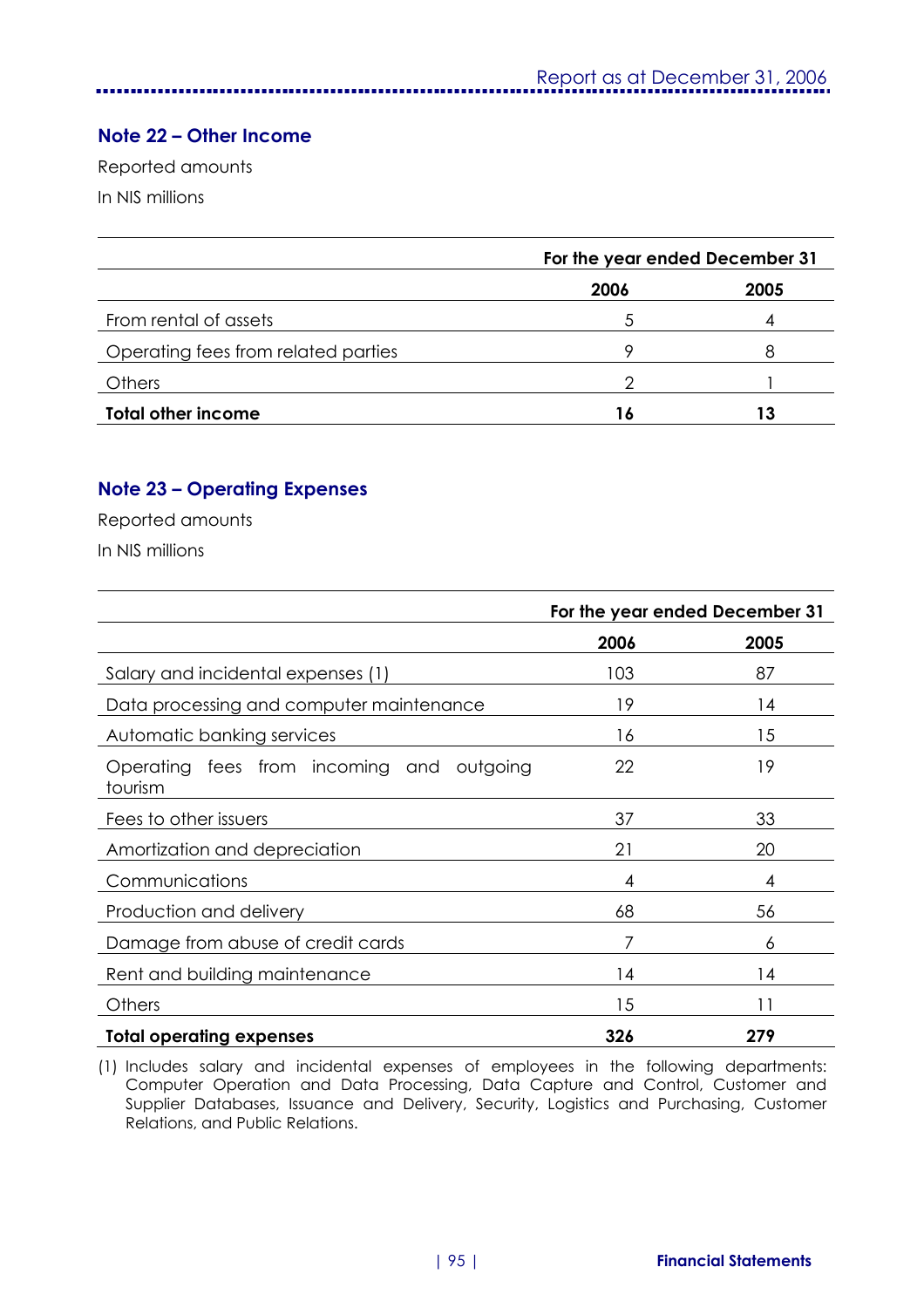## Note 22 – Other Income

Reported amounts

In NIS millions

| | For the year ended December 31 | |
|---|---|---|
| | **2006** | **2005** |
| From rental of assets | 5 | 4 |
| Operating fees from related parties | 9 | 8 |
| Others | 2 | 1 |
| **Total other income** | **16** | **13** |

## Note 23 – Operating Expenses

Reported amounts

In NIS millions

| | For the year ended December 31 | |
|---|---|---|
| | **2006** | **2005** |
| Salary and incidental expenses (1) | 103 | 87 |
| Data processing and computer maintenance | 19 | 14 |
| Automatic banking services | 16 | 15 |
| Operating fees from incoming and outgoing tourism | 22 | 19 |
| Fees to other issuers | 37 | 33 |
| Amortization and depreciation | 21 | 20 |
| Communications | 4 | 4 |
| Production and delivery | 68 | 56 |
| Damage from abuse of credit cards | 7 | 6 |
| Rent and building maintenance | 14 | 14 |
| Others | 15 | 11 |
| **Total operating expenses** | **326** | **279** |

(1) Includes salary and incidental expenses of employees in the following departments: Computer Operation and Data Processing, Data Capture and Control, Customer and Supplier Databases, Issuance and Delivery, Security, Logistics and Purchasing, Customer Relations, and Public Relations.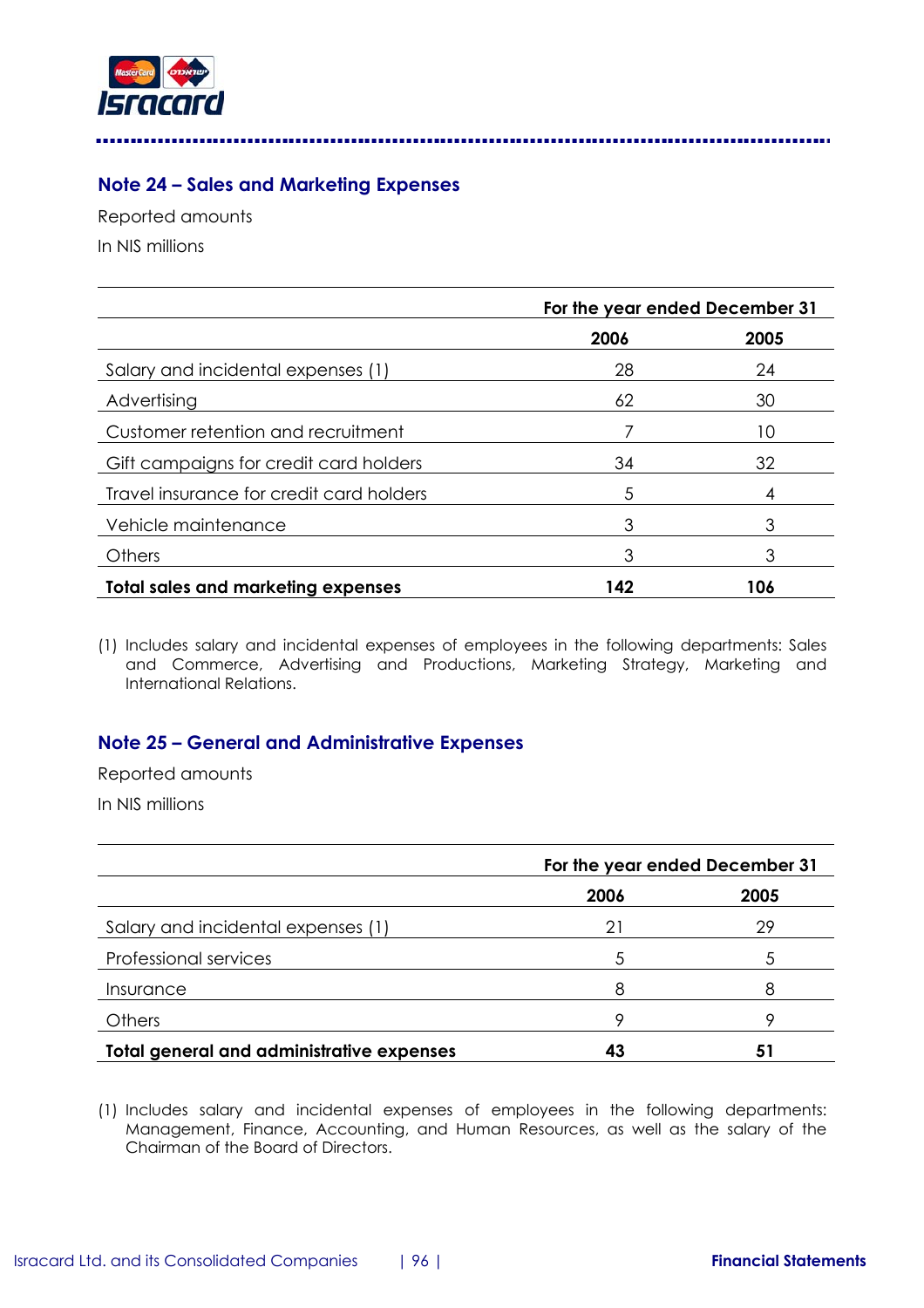## Note 24 – Sales and Marketing Expenses

Reported amounts

In NIS millions

| | For the year ended December 31 | |
|---|---|---|
| | **2006** | **2005** |
| Salary and incidental expenses (1) | 28 | 24 |
| Advertising | 62 | 30 |
| Customer retention and recruitment | 7 | 10 |
| Gift campaigns for credit card holders | 34 | 32 |
| Travel insurance for credit card holders | 5 | 4 |
| Vehicle maintenance | 3 | 3 |
| Others | 3 | 3 |
| **Total sales and marketing expenses** | **142** | **106** |

(1) Includes salary and incidental expenses of employees in the following departments: Sales and Commerce, Advertising and Productions, Marketing Strategy, Marketing and International Relations.

## Note 25 – General and Administrative Expenses

Reported amounts

In NIS millions

| | For the year ended December 31 | |
|---|---|---|
| | **2006** | **2005** |
| Salary and incidental expenses (1) | 21 | 29 |
| Professional services | 5 | 5 |
| Insurance | 8 | 8 |
| Others | 9 | 9 |
| **Total general and administrative expenses** | **43** | **51** |

(1) Includes salary and incidental expenses of employees in the following departments: Management, Finance, Accounting, and Human Resources, as well as the salary of the Chairman of the Board of Directors.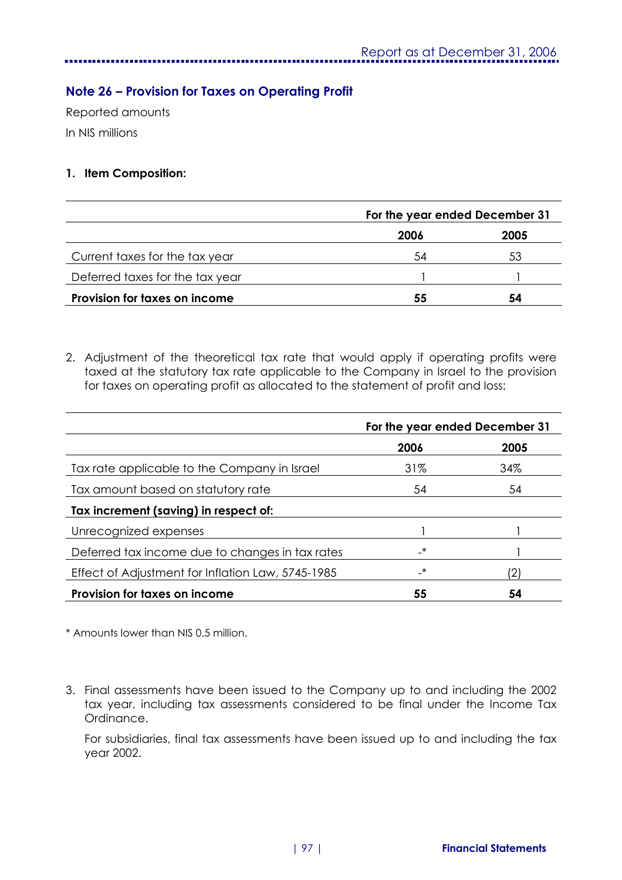## Note 26 – Provision for Taxes on Operating Profit

Reported amounts

In NIS millions

**1. Item Composition:**

| | For the year ended December 31 | |
|---|---|---|
| | **2006** | **2005** |
| Current taxes for the tax year | 54 | 53 |
| Deferred taxes for the tax year | 1 | 1 |
| **Provision for taxes on income** | **55** | **54** |

2. Adjustment of the theoretical tax rate that would apply if operating profits were taxed at the statutory tax rate applicable to the Company in Israel to the provision for taxes on operating profit as allocated to the statement of profit and loss:

| | For the year ended December 31 | |
|---|---|---|
| | **2006** | **2005** |
| Tax rate applicable to the Company in Israel | 31% | 34% |
| Tax amount based on statutory rate | 54 | 54 |
| **Tax increment (saving) in respect of:** | | |
| Unrecognized expenses | 1 | 1 |
| Deferred tax income due to changes in tax rates | -* | 1 |
| Effect of Adjustment for Inflation Law, 5745-1985 | -* | (2) |
| **Provision for taxes on income** | **55** | **54** |

* Amounts lower than NIS 0.5 million.

3. Final assessments have been issued to the Company up to and including the 2002 tax year, including tax assessments considered to be final under the Income Tax Ordinance.

   For subsidiaries, final tax assessments have been issued up to and including the tax year 2002.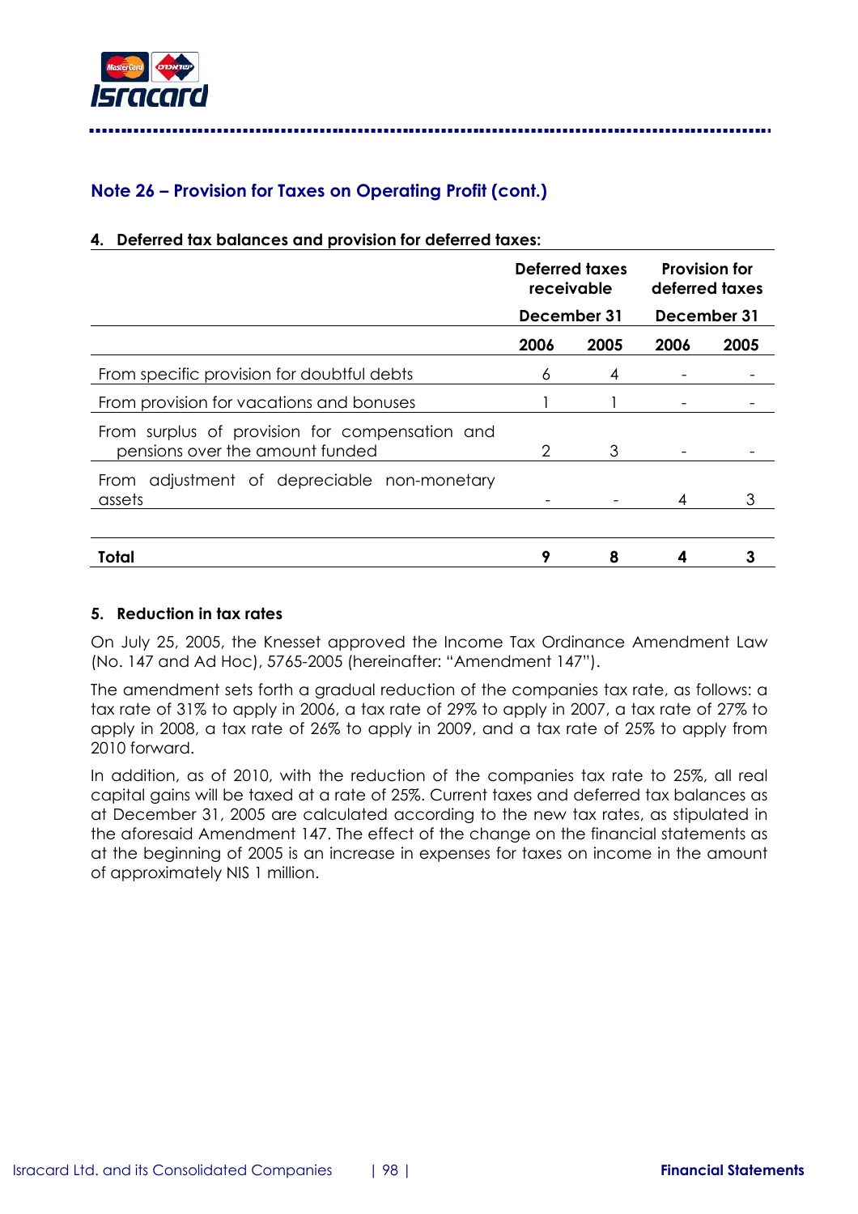## Note 26 – Provision for Taxes on Operating Profit (cont.)

**4. Deferred tax balances and provision for deferred taxes:**

| | Deferred taxes receivable | | Provision for deferred taxes | |
|---|---|---|---|---|
| | December 31 | | December 31 | |
| | **2006** | **2005** | **2006** | **2005** |
| From specific provision for doubtful debts | 6 | 4 | - | - |
| From provision for vacations and bonuses | 1 | 1 | - | - |
| From surplus of provision for compensation and pensions over the amount funded | 2 | 3 | - | - |
| From adjustment of depreciable non-monetary assets | - | - | 4 | 3 |
| **Total** | **9** | **8** | **4** | **3** |

**5. Reduction in tax rates**

On July 25, 2005, the Knesset approved the Income Tax Ordinance Amendment Law (No. 147 and Ad Hoc), 5765-2005 (hereinafter: "Amendment 147").

The amendment sets forth a gradual reduction of the companies tax rate, as follows: a tax rate of 31% to apply in 2006, a tax rate of 29% to apply in 2007, a tax rate of 27% to apply in 2008, a tax rate of 26% to apply in 2009, and a tax rate of 25% to apply from 2010 forward.

In addition, as of 2010, with the reduction of the companies tax rate to 25%, all real capital gains will be taxed at a rate of 25%. Current taxes and deferred tax balances as at December 31, 2005 are calculated according to the new tax rates, as stipulated in the aforesaid Amendment 147. The effect of the change on the financial statements as at the beginning of 2005 is an increase in expenses for taxes on income in the amount of approximately NIS 1 million.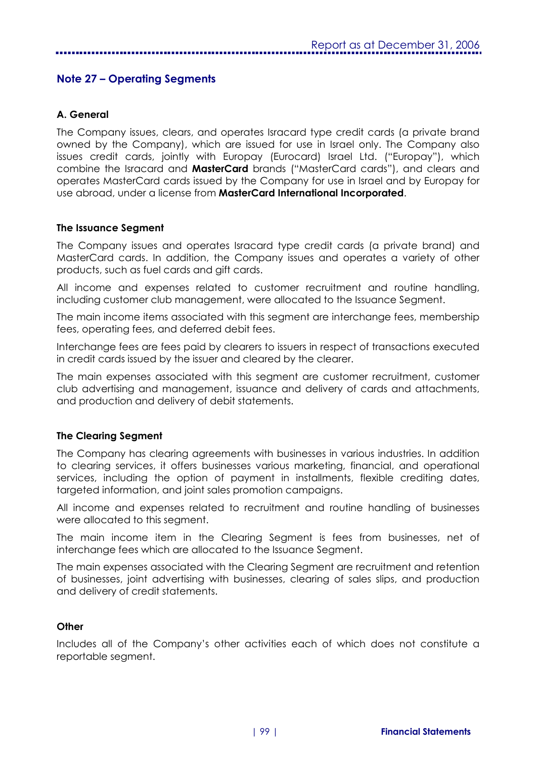## Note 27 – Operating Segments

### A. General

The Company issues, clears, and operates Isracard type credit cards (a private brand owned by the Company), which are issued for use in Israel only. The Company also issues credit cards, jointly with Europay (Eurocard) Israel Ltd. ("Europay"), which combine the Isracard and **MasterCard** brands ("MasterCard cards"), and clears and operates MasterCard cards issued by the Company for use in Israel and by Europay for use abroad, under a license from **MasterCard International Incorporated**.

#### The Issuance Segment

The Company issues and operates Isracard type credit cards (a private brand) and MasterCard cards. In addition, the Company issues and operates a variety of other products, such as fuel cards and gift cards.

All income and expenses related to customer recruitment and routine handling, including customer club management, were allocated to the Issuance Segment.

The main income items associated with this segment are interchange fees, membership fees, operating fees, and deferred debit fees.

Interchange fees are fees paid by clearers to issuers in respect of transactions executed in credit cards issued by the issuer and cleared by the clearer.

The main expenses associated with this segment are customer recruitment, customer club advertising and management, issuance and delivery of cards and attachments, and production and delivery of debit statements.

#### The Clearing Segment

The Company has clearing agreements with businesses in various industries. In addition to clearing services, it offers businesses various marketing, financial, and operational services, including the option of payment in installments, flexible crediting dates, targeted information, and joint sales promotion campaigns.

All income and expenses related to recruitment and routine handling of businesses were allocated to this segment.

The main income item in the Clearing Segment is fees from businesses, net of interchange fees which are allocated to the Issuance Segment.

The main expenses associated with the Clearing Segment are recruitment and retention of businesses, joint advertising with businesses, clearing of sales slips, and production and delivery of credit statements.

#### Other

Includes all of the Company's other activities each of which does not constitute a reportable segment.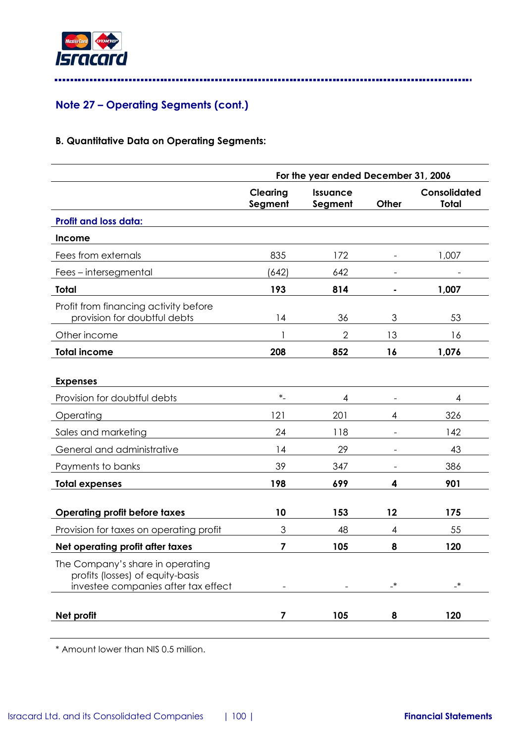## Note 27 – Operating Segments (cont.)

### B. Quantitative Data on Operating Segments:

| | For the year ended December 31, 2006 | | | |
|---|---|---|---|---|
| | Clearing Segment | Issuance Segment | Other | Consolidated Total |
| **Profit and loss data:** | | | | |
| **Income** | | | | |
| Fees from externals | 835 | 172 | - | 1,007 |
| Fees – intersegmental | (642) | 642 | - | - |
| **Total** | **193** | **814** | **-** | **1,007** |
| Profit from financing activity before provision for doubtful debts | 14 | 36 | 3 | 53 |
| Other income | 1 | 2 | 13 | 16 |
| **Total income** | **208** | **852** | **16** | **1,076** |
| **Expenses** | | | | |
| Provision for doubtful debts | *- | 4 | - | 4 |
| Operating | 121 | 201 | 4 | 326 |
| Sales and marketing | 24 | 118 | - | 142 |
| General and administrative | 14 | 29 | - | 43 |
| Payments to banks | 39 | 347 | - | 386 |
| **Total expenses** | **198** | **699** | **4** | **901** |
| **Operating profit before taxes** | **10** | **153** | **12** | **175** |
| Provision for taxes on operating profit | 3 | 48 | 4 | 55 |
| **Net operating profit after taxes** | **7** | **105** | **8** | **120** |
| The Company's share in operating profits (losses) of equity-basis investee companies after tax effect | - | - | -* | -* |
| **Net profit** | **7** | **105** | **8** | **120** |

* Amount lower than NIS 0.5 million.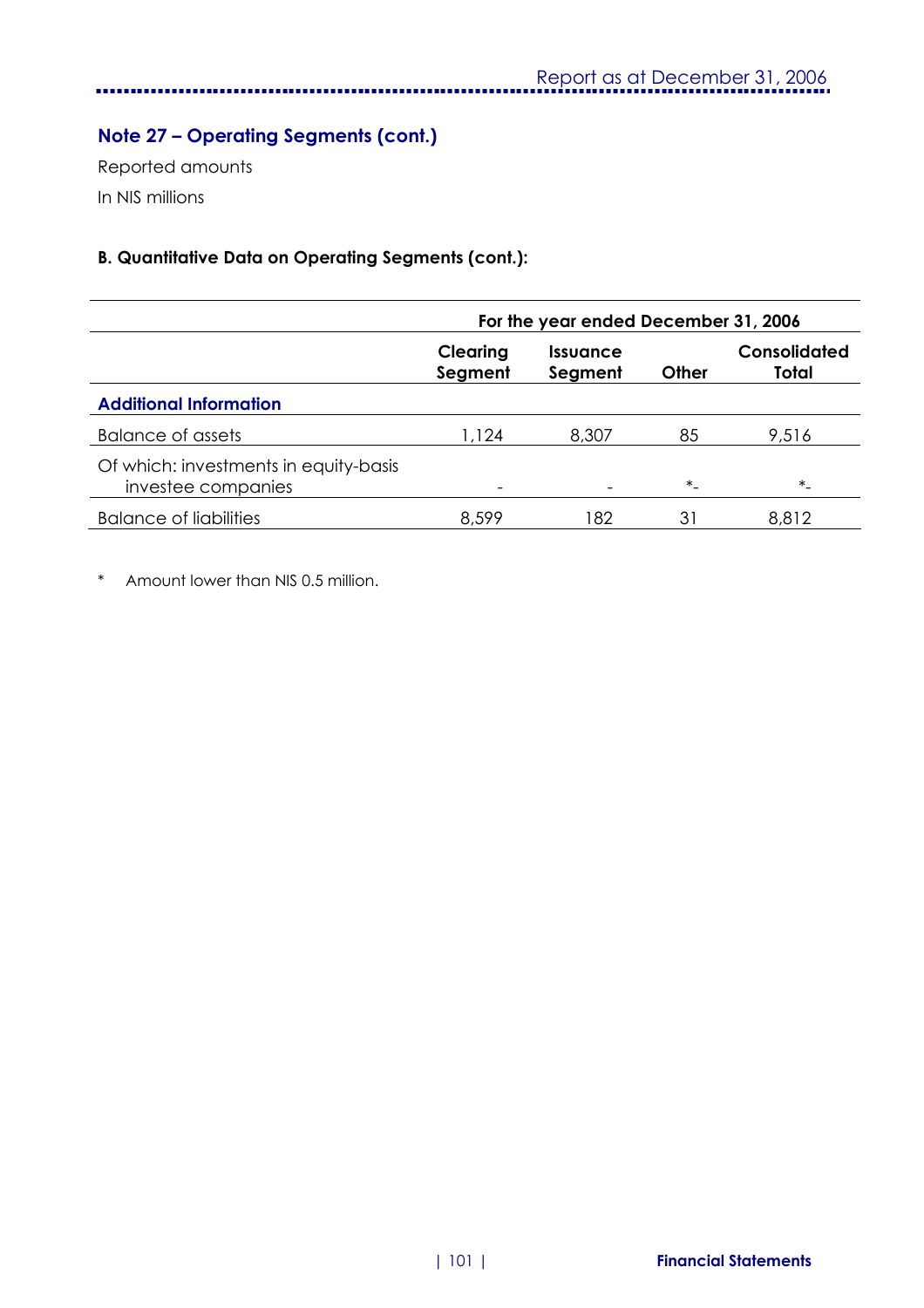## Note 27 – Operating Segments (cont.)

Reported amounts

In NIS millions

**B. Quantitative Data on Operating Segments (cont.):**

| | For the year ended December 31, 2006 | | | |
|---|---|---|---|---|
| | **Clearing Segment** | **Issuance Segment** | **Other** | **Consolidated Total** |
| **Additional Information** | | | | |
| Balance of assets | 1,124 | 8,307 | 85 | 9,516 |
| Of which: investments in equity-basis investee companies | - | - | *- | *- |
| Balance of liabilities | 8,599 | 182 | 31 | 8,812 |

\* Amount lower than NIS 0.5 million.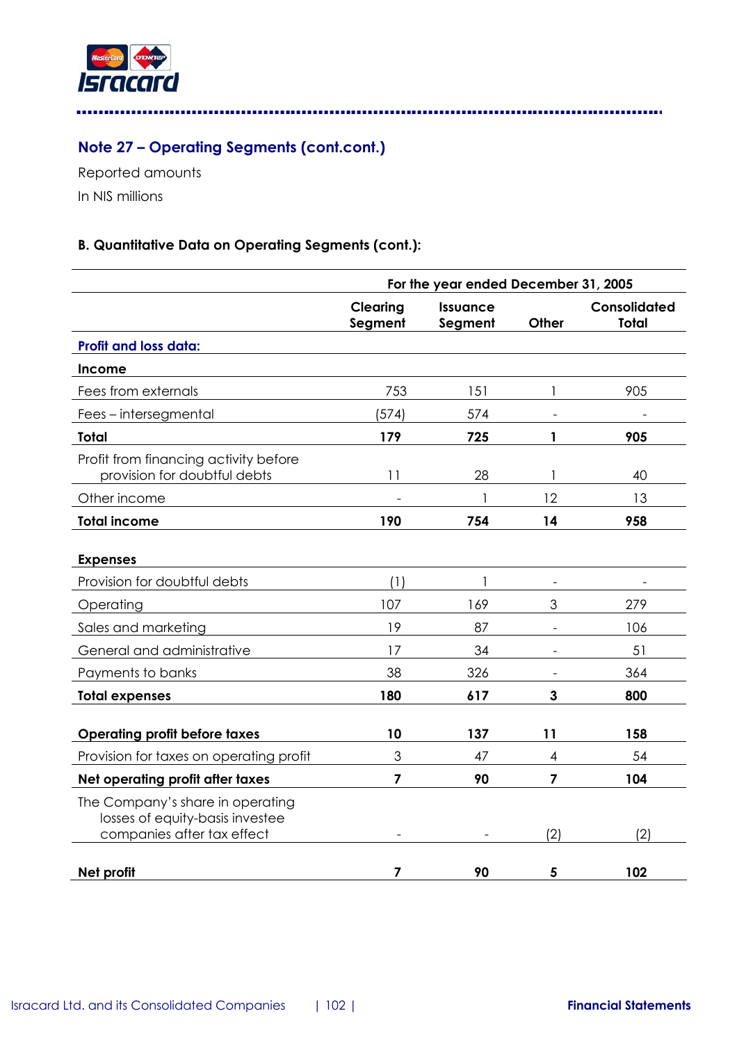## Note 27 – Operating Segments (cont.cont.)

Reported amounts

In NIS millions

**B. Quantitative Data on Operating Segments (cont.):**

| | For the year ended December 31, 2005 | | | |
|---|---|---|---|---|
| | Clearing Segment | Issuance Segment | Other | Consolidated Total |
| **Profit and loss data:** | | | | |
| **Income** | | | | |
| Fees from externals | 753 | 151 | 1 | 905 |
| Fees – intersegmental | (574) | 574 | - | - |
| **Total** | **179** | **725** | **1** | **905** |
| Profit from financing activity before provision for doubtful debts | 11 | 28 | 1 | 40 |
| Other income | - | 1 | 12 | 13 |
| **Total income** | **190** | **754** | **14** | **958** |
| **Expenses** | | | | |
| Provision for doubtful debts | (1) | 1 | - | - |
| Operating | 107 | 169 | 3 | 279 |
| Sales and marketing | 19 | 87 | - | 106 |
| General and administrative | 17 | 34 | - | 51 |
| Payments to banks | 38 | 326 | - | 364 |
| **Total expenses** | **180** | **617** | **3** | **800** |
| **Operating profit before taxes** | **10** | **137** | **11** | **158** |
| Provision for taxes on operating profit | 3 | 47 | 4 | 54 |
| **Net operating profit after taxes** | **7** | **90** | **7** | **104** |
| The Company's share in operating losses of equity-basis investee companies after tax effect | - | - | (2) | (2) |
| **Net profit** | **7** | **90** | **5** | **102** |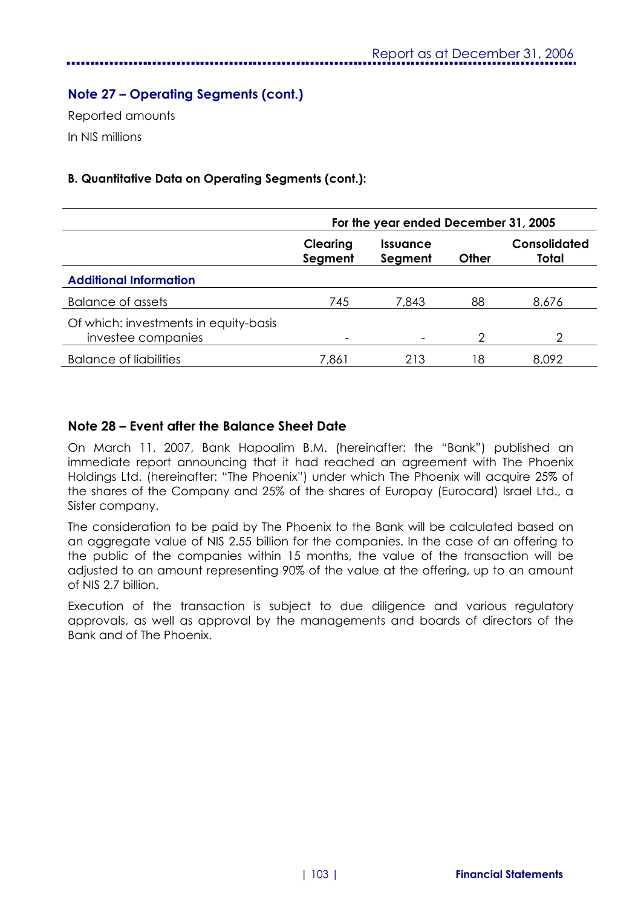## Note 27 – Operating Segments (cont.)

Reported amounts

In NIS millions

**B. Quantitative Data on Operating Segments (cont.):**

| | For the year ended December 31, 2005 | | | |
|---|---|---|---|---|
| | Clearing Segment | Issuance Segment | Other | Consolidated Total |
| **Additional Information** | | | | |
| Balance of assets | 745 | 7,843 | 88 | 8,676 |
| Of which: investments in equity-basis investee companies | - | - | 2 | 2 |
| Balance of liabilities | 7,861 | 213 | 18 | 8,092 |

## Note 28 – Event after the Balance Sheet Date

On March 11, 2007, Bank Hapoalim B.M. (hereinafter: the "Bank") published an immediate report announcing that it had reached an agreement with The Phoenix Holdings Ltd. (hereinafter: "The Phoenix") under which The Phoenix will acquire 25% of the shares of the Company and 25% of the shares of Europay (Eurocard) Israel Ltd., a Sister company.

The consideration to be paid by The Phoenix to the Bank will be calculated based on an aggregate value of NIS 2.55 billion for the companies. In the case of an offering to the public of the companies within 15 months, the value of the transaction will be adjusted to an amount representing 90% of the value at the offering, up to an amount of NIS 2.7 billion.

Execution of the transaction is subject to due diligence and various regulatory approvals, as well as approval by the managements and boards of directors of the Bank and of The Phoenix.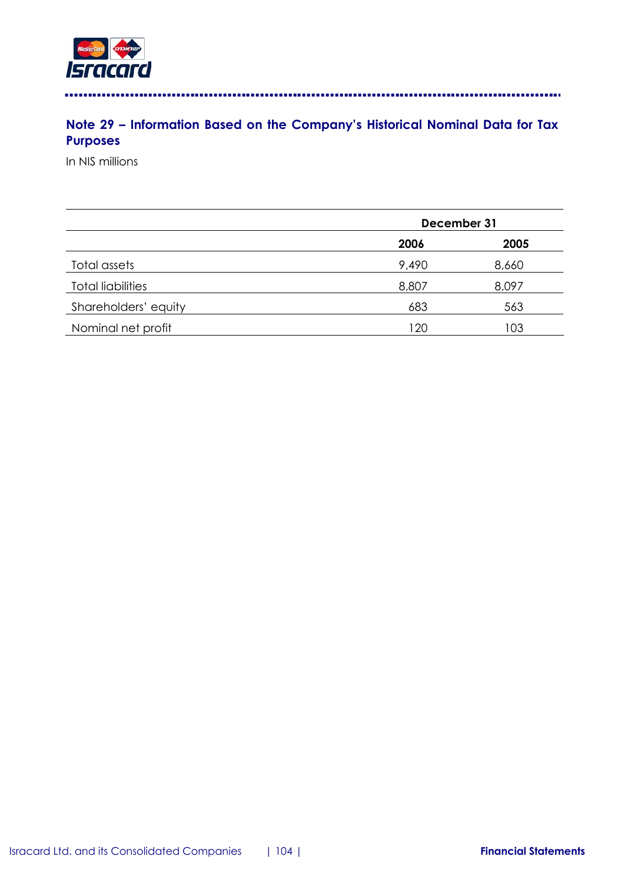## Note 29 – Information Based on the Company's Historical Nominal Data for Tax Purposes

In NIS millions

| | December 31 | |
|---|---|---|
| | **2006** | **2005** |
| Total assets | 9,490 | 8,660 |
| Total liabilities | 8,807 | 8,097 |
| Shareholders' equity | 683 | 563 |
| Nominal net profit | 120 | 103 |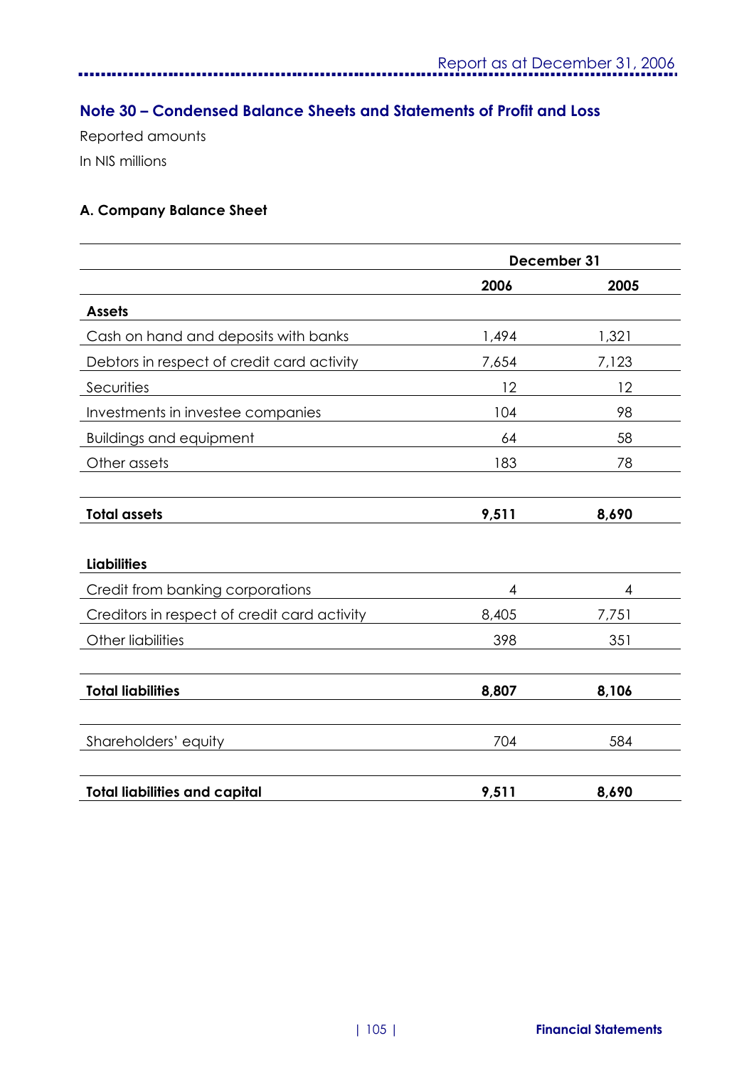## Note 30 – Condensed Balance Sheets and Statements of Profit and Loss

Reported amounts

In NIS millions

### A. Company Balance Sheet

| | December 31 | |
|---|---|---|
| | **2006** | **2005** |
| **Assets** | | |
| Cash on hand and deposits with banks | 1,494 | 1,321 |
| Debtors in respect of credit card activity | 7,654 | 7,123 |
| Securities | 12 | 12 |
| Investments in investee companies | 104 | 98 |
| Buildings and equipment | 64 | 58 |
| Other assets | 183 | 78 |
| **Total assets** | **9,511** | **8,690** |
| **Liabilities** | | |
| Credit from banking corporations | 4 | 4 |
| Creditors in respect of credit card activity | 8,405 | 7,751 |
| Other liabilities | 398 | 351 |
| **Total liabilities** | **8,807** | **8,106** |
| Shareholders' equity | 704 | 584 |
| **Total liabilities and capital** | **9,511** | **8,690** |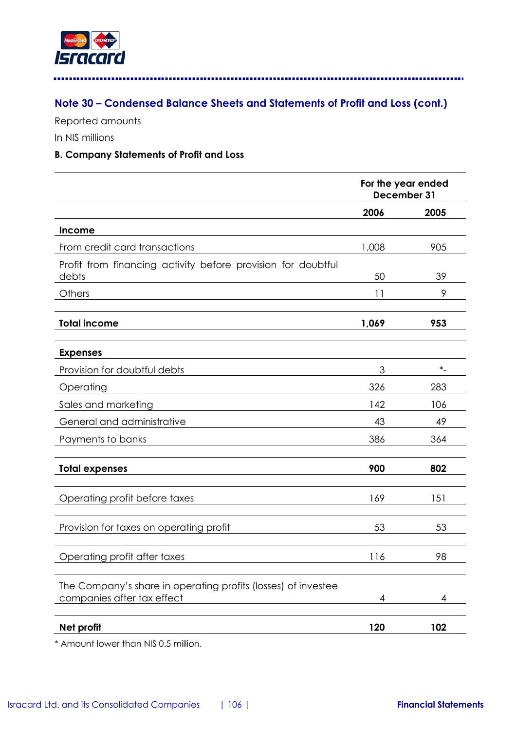## Note 30 – Condensed Balance Sheets and Statements of Profit and Loss (cont.)

Reported amounts

In NIS millions

**B. Company Statements of Profit and Loss**

| | For the year ended December 31 | |
|---|---|---|
| | **2006** | **2005** |
| **Income** | | |
| From credit card transactions | 1,008 | 905 |
| Profit from financing activity before provision for doubtful debts | 50 | 39 |
| Others | 11 | 9 |
| **Total income** | **1,069** | **953** |
| **Expenses** | | |
| Provision for doubtful debts | 3 | *- |
| Operating | 326 | 283 |
| Sales and marketing | 142 | 106 |
| General and administrative | 43 | 49 |
| Payments to banks | 386 | 364 |
| **Total expenses** | **900** | **802** |
| Operating profit before taxes | 169 | 151 |
| Provision for taxes on operating profit | 53 | 53 |
| Operating profit after taxes | 116 | 98 |
| The Company's share in operating profits (losses) of investee companies after tax effect | 4 | 4 |
| **Net profit** | **120** | **102** |

* Amount lower than NIS 0.5 million.